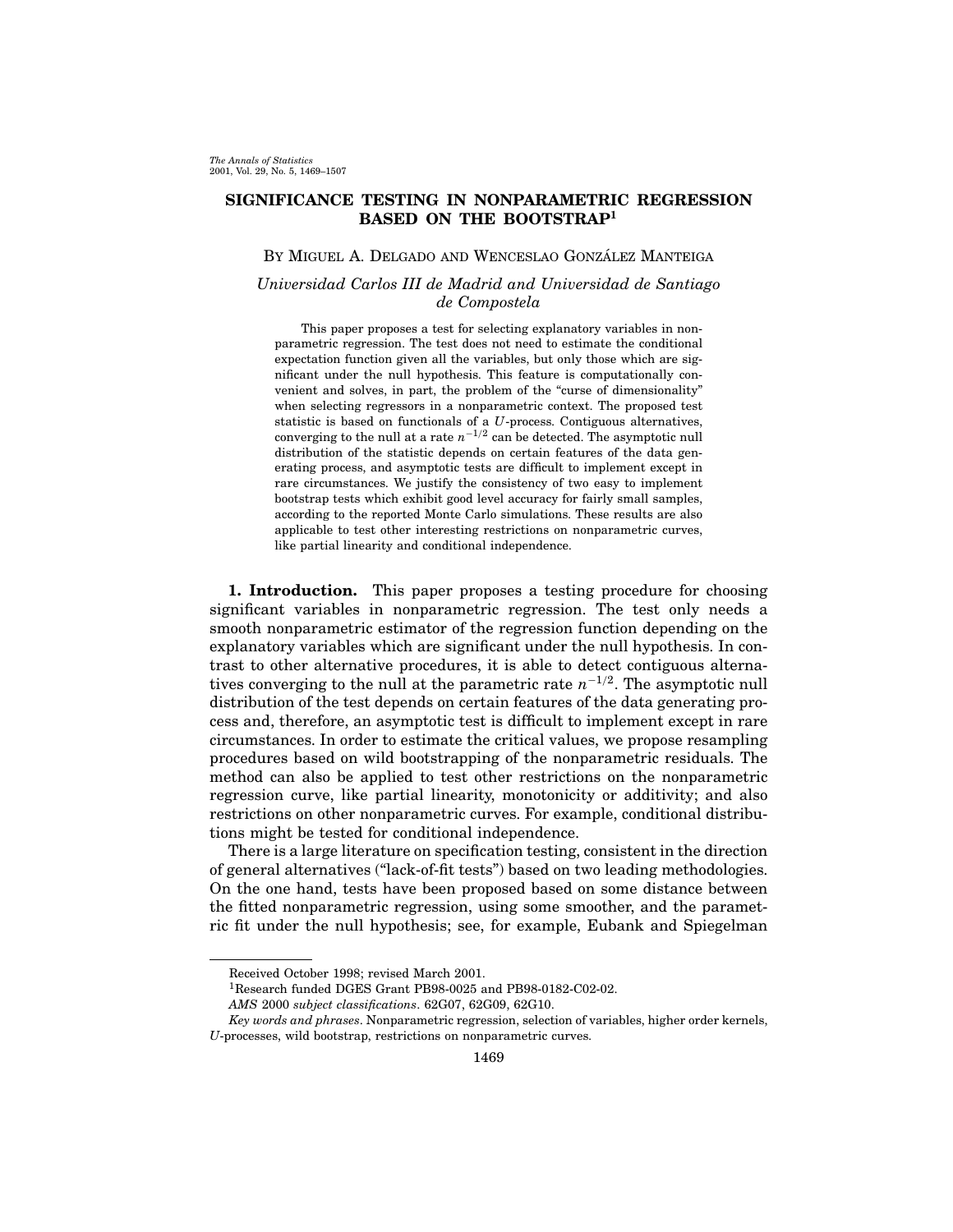# SIGNIFICANCE TESTING IN NONPARAMETRIC REGRESSION BASED ON THE BOOTSTRAP[1]

By Miguel A. Delgado and Wenceslao González Manteiga

*Universidad Carlos III de Madrid and Universidad de Santiago de Compostela*

This paper proposes a test for selecting explanatory variables in nonparametric regression. The test does not need to estimate the conditional expectation function given all the variables, but only those which are significant under the null hypothesis. This feature is computationally convenient and solves, in part, the problem of the "curse of dimensionality" when selecting regressors in a nonparametric context. The proposed test statistic is based on functionals of a $U$-process. Contiguous alternatives, converging to the null at a rate $n^{-1/2}$ can be detected. The asymptotic null distribution of the statistic depends on certain features of the data generating process, and asymptotic tests are difficult to implement except in rare circumstances. We justify the consistency of two easy to implement bootstrap tests which exhibit good level accuracy for fairly small samples, according to the reported Monte Carlo simulations. These results are also applicable to test other interesting restrictions on nonparametric curves, like partial linearity and conditional independence.

**1. Introduction.** This paper proposes a testing procedure for choosing significant variables in nonparametric regression. The test only needs a smooth nonparametric estimator of the regression function depending on the explanatory variables which are significant under the null hypothesis. In contrast to other alternative procedures, it is able to detect contiguous alternatives converging to the null at the parametric rate $n^{-1/2}$. The asymptotic null distribution of the test depends on certain features of the data generating process and, therefore, an asymptotic test is difficult to implement except in rare circumstances. In order to estimate the critical values, we propose resampling procedures based on wild bootstrapping of the nonparametric residuals. The method can also be applied to test other restrictions on the nonparametric regression curve, like partial linearity, monotonicity or additivity; and also restrictions on other nonparametric curves. For example, conditional distributions might be tested for conditional independence.

There is a large literature on specification testing, consistent in the direction of general alternatives ("lack-of-fit tests") based on two leading methodologies. On the one hand, tests have been proposed based on some distance between the fitted nonparametric regression, using some smoother, and the parametric fit under the null hypothesis; see, for example, Eubank and Spiegelman

---

Received October 1998; revised March 2001.

[1]Research funded DGES Grant PB98-0025 and PB98-0182-C02-02.

*AMS* 2000 *subject classifications*. 62G07, 62G09, 62G10.

*Key words and phrases*. Nonparametric regression, selection of variables, higher order kernels, $U$-processes, wild bootstrap, restrictions on nonparametric curves.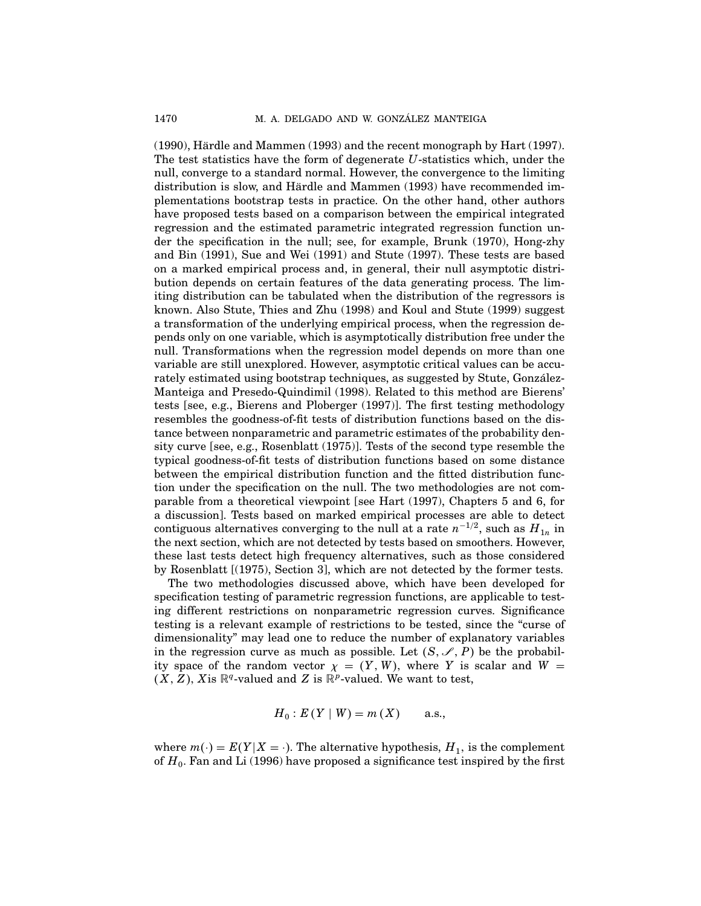(1990), Härdle and Mammen (1993) and the recent monograph by Hart (1997). The test statistics have the form of degenerate $U$-statistics which, under the null, converge to a standard normal. However, the convergence to the limiting distribution is slow, and Härdle and Mammen (1993) have recommended implementations bootstrap tests in practice. On the other hand, other authors have proposed tests based on a comparison between the empirical integrated regression and the estimated parametric integrated regression function under the specification in the null; see, for example, Brunk (1970), Hong-zhy and Bin (1991), Sue and Wei (1991) and Stute (1997). These tests are based on a marked empirical process and, in general, their null asymptotic distribution depends on certain features of the data generating process. The limiting distribution can be tabulated when the distribution of the regressors is known. Also Stute, Thies and Zhu (1998) and Koul and Stute (1999) suggest a transformation of the underlying empirical process, when the regression depends only on one variable, which is asymptotically distribution free under the null. Transformations when the regression model depends on more than one variable are still unexplored. However, asymptotic critical values can be accurately estimated using bootstrap techniques, as suggested by Stute, González-Manteiga and Presedo-Quindimil (1998). Related to this method are Bierens' tests [see, e.g., Bierens and Ploberger (1997)]. The first testing methodology resembles the goodness-of-fit tests of distribution functions based on the distance between nonparametric and parametric estimates of the probability density curve [see, e.g., Rosenblatt (1975)]. Tests of the second type resemble the typical goodness-of-fit tests of distribution functions based on some distance between the empirical distribution function and the fitted distribution function under the specification on the null. The two methodologies are not comparable from a theoretical viewpoint [see Hart (1997), Chapters 5 and 6, for a discussion]. Tests based on marked empirical processes are able to detect contiguous alternatives converging to the null at a rate $n^{-1/2}$, such as $H_{1n}$ in the next section, which are not detected by tests based on smoothers. However, these last tests detect high frequency alternatives, such as those considered by Rosenblatt [(1975), Section 3], which are not detected by the former tests.

The two methodologies discussed above, which have been developed for specification testing of parametric regression functions, are applicable to testing different restrictions on nonparametric regression curves. Significance testing is a relevant example of restrictions to be tested, since the "curse of dimensionality" may lead one to reduce the number of explanatory variables in the regression curve as much as possible. Let $(S, \mathscr{S}, P)$ be the probability space of the random vector $\chi = (Y, W)$, where $Y$ is scalar and $W = (X, Z)$, $X$is $\mathbb{R}^q$-valued and $Z$ is $\mathbb{R}^p$-valued. We want to test,

$$H_0 : E(Y \mid W) = m(X) \qquad \text{a.s.},$$

where $m(\cdot) = E(Y|X = \cdot)$. The alternative hypothesis, $H_1$, is the complement of $H_0$. Fan and Li (1996) have proposed a significance test inspired by the first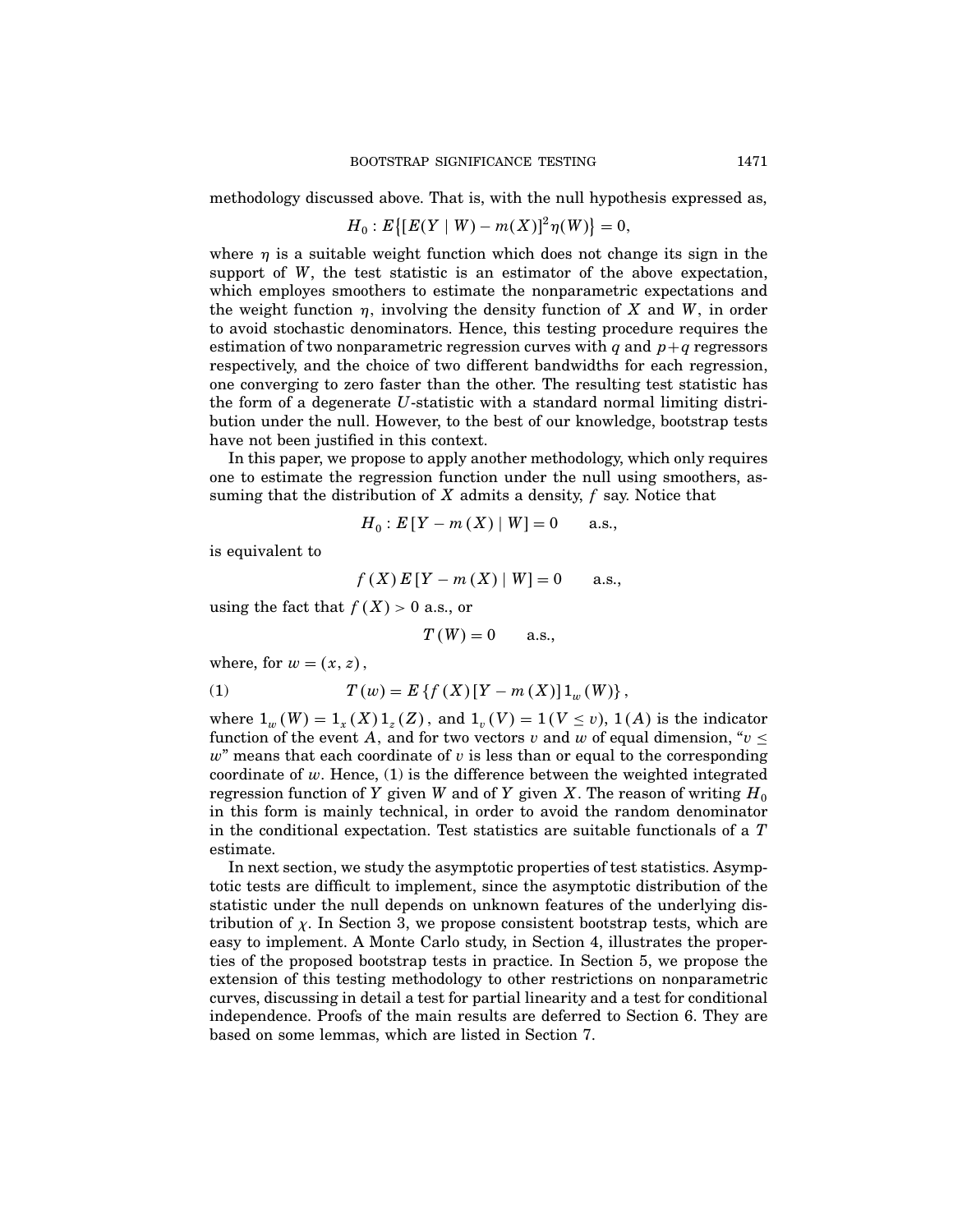methodology discussed above. That is, with the null hypothesis expressed as,

$$H_0 : E\{[E(Y \mid W) - m(X)]^2 \eta(W)\} = 0,$$

where $\eta$ is a suitable weight function which does not change its sign in the support of $W$, the test statistic is an estimator of the above expectation, which employes smoothers to estimate the nonparametric expectations and the weight function $\eta$, involving the density function of $X$ and $W$, in order to avoid stochastic denominators. Hence, this testing procedure requires the estimation of two nonparametric regression curves with $q$ and $p+q$ regressors respectively, and the choice of two different bandwidths for each regression, one converging to zero faster than the other. The resulting test statistic has the form of a degenerate $U$-statistic with a standard normal limiting distribution under the null. However, to the best of our knowledge, bootstrap tests have not been justified in this context.

In this paper, we propose to apply another methodology, which only requires one to estimate the regression function under the null using smoothers, assuming that the distribution of $X$ admits a density, $f$ say. Notice that

$$H_0 : E[Y - m(X) \mid W] = 0 \qquad \text{a.s.},$$

is equivalent to

$$f(X) E[Y - m(X) \mid W] = 0 \qquad \text{a.s.},$$

using the fact that $f(X) > 0$ a.s., or

$$T(W) = 0 \qquad \text{a.s.},$$

where, for $w = (x, z)$,

$$T(w) = E\{f(X)[Y - m(X)] 1_w(W)\}, \tag{1}$$

where $1_w(W) = 1_x(X) 1_z(Z)$, and $1_v(V) = 1(V \leq v)$, $1(A)$ is the indicator function of the event $A$, and for two vectors $v$ and $w$ of equal dimension, "$v \leq w$" means that each coordinate of $v$ is less than or equal to the corresponding coordinate of $w$. Hence, (1) is the difference between the weighted integrated regression function of $Y$ given $W$ and of $Y$ given $X$. The reason of writing $H_0$ in this form is mainly technical, in order to avoid the random denominator in the conditional expectation. Test statistics are suitable functionals of a $T$ estimate.

In next section, we study the asymptotic properties of test statistics. Asymptotic tests are difficult to implement, since the asymptotic distribution of the statistic under the null depends on unknown features of the underlying distribution of $\chi$. In Section 3, we propose consistent bootstrap tests, which are easy to implement. A Monte Carlo study, in Section 4, illustrates the properties of the proposed bootstrap tests in practice. In Section 5, we propose the extension of this testing methodology to other restrictions on nonparametric curves, discussing in detail a test for partial linearity and a test for conditional independence. Proofs of the main results are deferred to Section 6. They are based on some lemmas, which are listed in Section 7.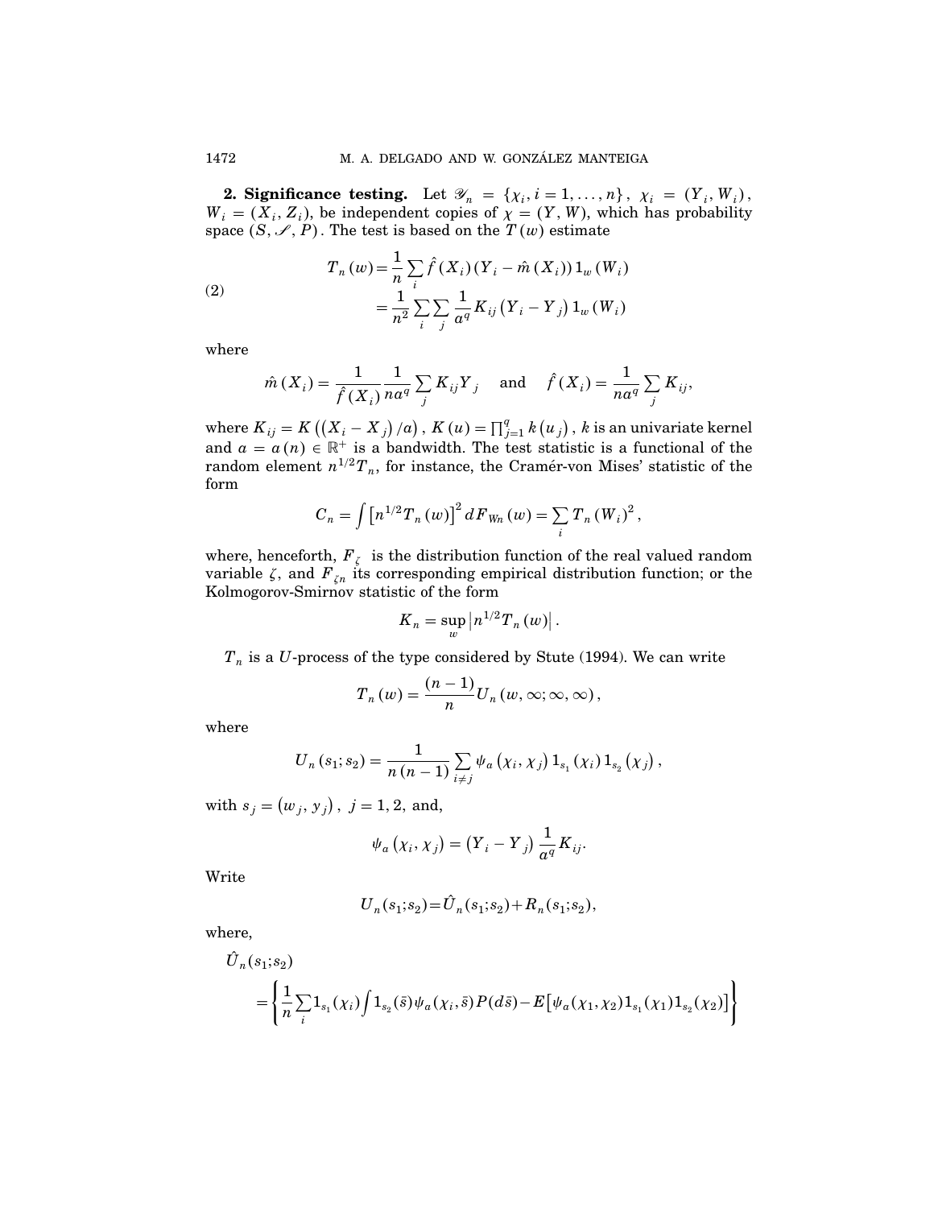**2. Significance testing.** Let $\mathscr{Y}_n = \{\chi_i, i = 1, \ldots, n\}$, $\chi_i = (Y_i, W_i)$, $W_i = (X_i, Z_i)$, be independent copies of $\chi = (Y, W)$, which has probability space $(S, \mathscr{S}, P)$. The test is based on the $T(w)$ estimate

$$
\begin{aligned}
T_n(w) &= \frac{1}{n} \sum_i \hat{f}(X_i)(Y_i - \hat{m}(X_i)) 1_w(W_i) \\
&= \frac{1}{n^2} \sum_i \sum_j \frac{1}{a^q} K_{ij}(Y_i - Y_j) 1_w(W_i)
\end{aligned}
\tag{2}
$$

where

$$
\hat{m}(X_i) = \frac{1}{\hat{f}(X_i)} \frac{1}{na^q} \sum_j K_{ij} Y_j \quad \text{and} \quad \hat{f}(X_i) = \frac{1}{na^q} \sum_j K_{ij},
$$

where $K_{ij} = K((X_i - X_j)/a)$, $K(u) = \prod_{j=1}^q k(u_j)$, $k$ is an univariate kernel and $a = a(n) \in \mathbb{R}^+$ is a bandwidth. The test statistic is a functional of the random element $n^{1/2} T_n$, for instance, the Cramér-von Mises' statistic of the form

$$
C_n = \int \left[n^{1/2} T_n(w)\right]^2 dF_{Wn}(w) = \sum_i T_n(W_i)^2,
$$

where, henceforth, $F_\zeta$ is the distribution function of the real valued random variable $\zeta$, and $F_{\zeta n}$ its corresponding empirical distribution function; or the Kolmogorov-Smirnov statistic of the form

$$
K_n = \sup_w \left| n^{1/2} T_n(w) \right|.
$$

$T_n$ is a $U$-process of the type considered by Stute (1994). We can write

$$
T_n(w) = \frac{(n-1)}{n} U_n(w, \infty; \infty, \infty),
$$

where

$$
U_n(s_1; s_2) = \frac{1}{n(n-1)} \sum_{i \neq j} \psi_a(\chi_i, \chi_j) 1_{s_1}(\chi_i) 1_{s_2}(\chi_j),
$$

with $s_j = (w_j, y_j)$, $j = 1, 2$, and,

$$
\psi_a(\chi_i, \chi_j) = (Y_i - Y_j) \frac{1}{a^q} K_{ij}.
$$

Write

$$
U_n(s_1; s_2) = \hat{U}_n(s_1; s_2) + R_n(s_1; s_2),
$$

where,

$$
\hat{U}_n(s_1; s_2) = \left\{ \frac{1}{n} \sum_i 1_{s_1}(\chi_i) \int 1_{s_2}(\bar{s}) \psi_a(\chi_i, \bar{s}) P(d\bar{s}) - E\left[\psi_a(\chi_1, \chi_2) 1_{s_1}(\chi_1) 1_{s_2}(\chi_2)\right] \right\}
$$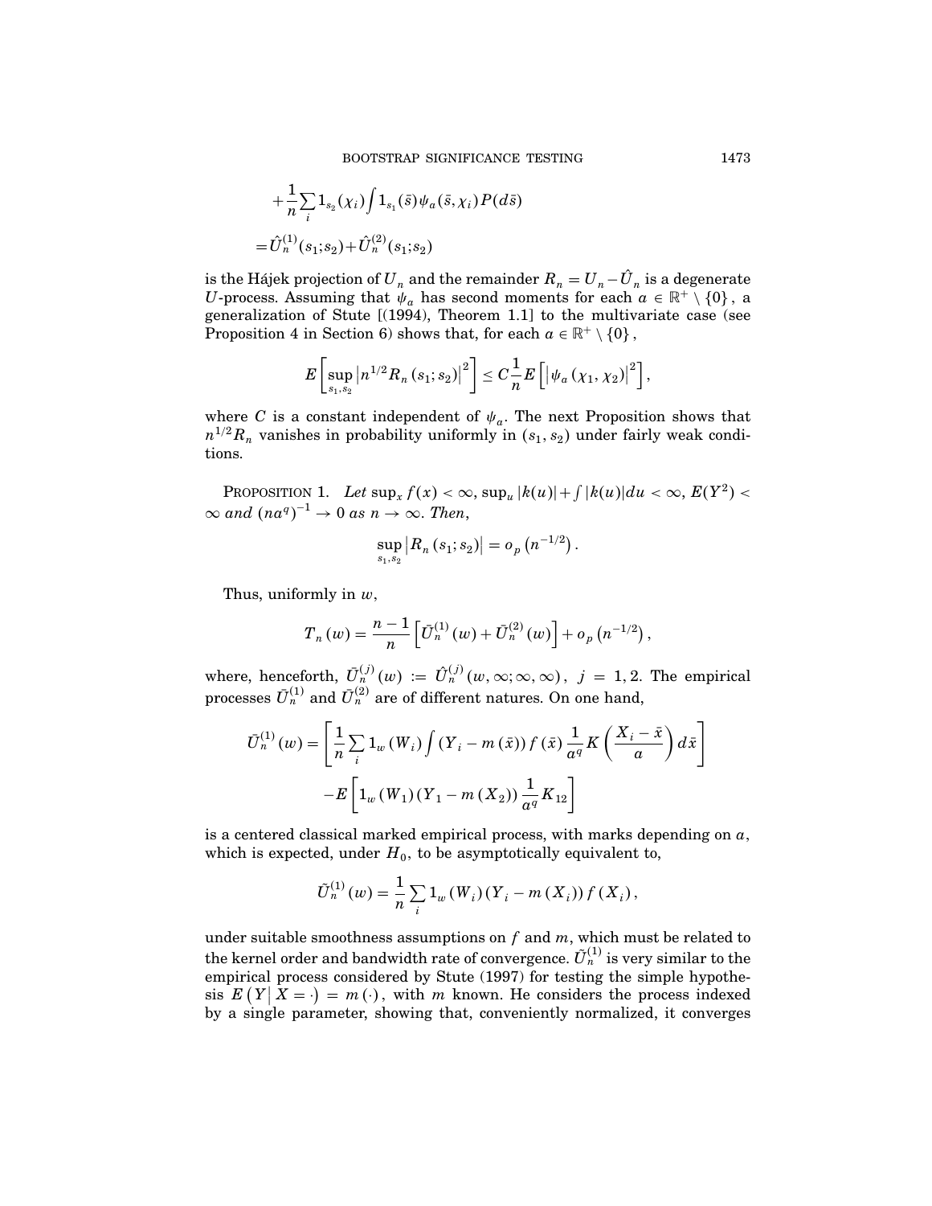$$
+\frac{1}{n}\sum_{i} 1_{s_2}(\chi_i)\int 1_{s_1}(\bar{s})\psi_a(\bar{s},\chi_i)P(d\bar{s})
$$

$$
=\hat{U}_n^{(1)}(s_1;s_2)+\hat{U}_n^{(2)}(s_1;s_2)
$$

is the Hájek projection of $U_n$ and the remainder $R_n = U_n - \hat{U}_n$ is a degenerate $U$-process. Assuming that $\psi_a$ has second moments for each $a \in \mathbb{R}^+ \setminus \{0\}$, a generalization of Stute [(1994), Theorem 1.1] to the multivariate case (see Proposition 4 in Section 6) shows that, for each $a \in \mathbb{R}^+ \setminus \{0\}$,

$$
E\left[\sup_{s_1,s_2}\left|n^{1/2}R_n(s_1;s_2)\right|^2\right] \leq C\frac{1}{n}E\left[\left|\psi_a(\chi_1,\chi_2)\right|^2\right],
$$

where $C$ is a constant independent of $\psi_a$. The next Proposition shows that $n^{1/2}R_n$ vanishes in probability uniformly in $(s_1, s_2)$ under fairly weak conditions.

PROPOSITION 1. *Let* $\sup_x f(x) < \infty$, $\sup_u |k(u)| + \int |k(u)|du < \infty$, $E(Y^2) < \infty$ *and* $(na^q)^{-1} \to 0$ *as* $n \to \infty$. *Then,*

$$
\sup_{s_1,s_2}\left|R_n(s_1;s_2)\right| = o_p\left(n^{-1/2}\right).
$$

Thus, uniformly in $w$,

$$
T_n(w) = \frac{n-1}{n}\left[\bar{U}_n^{(1)}(w) + \bar{U}_n^{(2)}(w)\right] + o_p\left(n^{-1/2}\right),
$$

where, henceforth, $\bar{U}_n^{(j)}(w) := \hat{U}_n^{(j)}(w,\infty;\infty,\infty)$, $j = 1, 2$. The empirical processes $\bar{U}_n^{(1)}$ and $\bar{U}_n^{(2)}$ are of different natures. On one hand,

$$
\bar{U}_n^{(1)}(w) = \left[\frac{1}{n}\sum_i 1_w(W_i)\int (Y_i - m(\bar{x}))f(\bar{x})\frac{1}{a^q}K\left(\frac{X_i-\bar{x}}{a}\right)d\bar{x}\right]
$$

$$
-E\left[1_w(W_1)(Y_1 - m(X_2))\frac{1}{a^q}K_{12}\right]
$$

is a centered classical marked empirical process, with marks depending on $a$, which is expected, under $H_0$, to be asymptotically equivalent to,

$$
\tilde{U}_n^{(1)}(w) = \frac{1}{n}\sum_i 1_w(W_i)(Y_i - m(X_i))f(X_i),
$$

under suitable smoothness assumptions on $f$ and $m$, which must be related to the kernel order and bandwidth rate of convergence. $\tilde{U}_n^{(1)}$ is very similar to the empirical process considered by Stute (1997) for testing the simple hypothesis $E\left(Y\middle| X = \cdot\right) = m(\cdot)$, with $m$ known. He considers the process indexed by a single parameter, showing that, conveniently normalized, it converges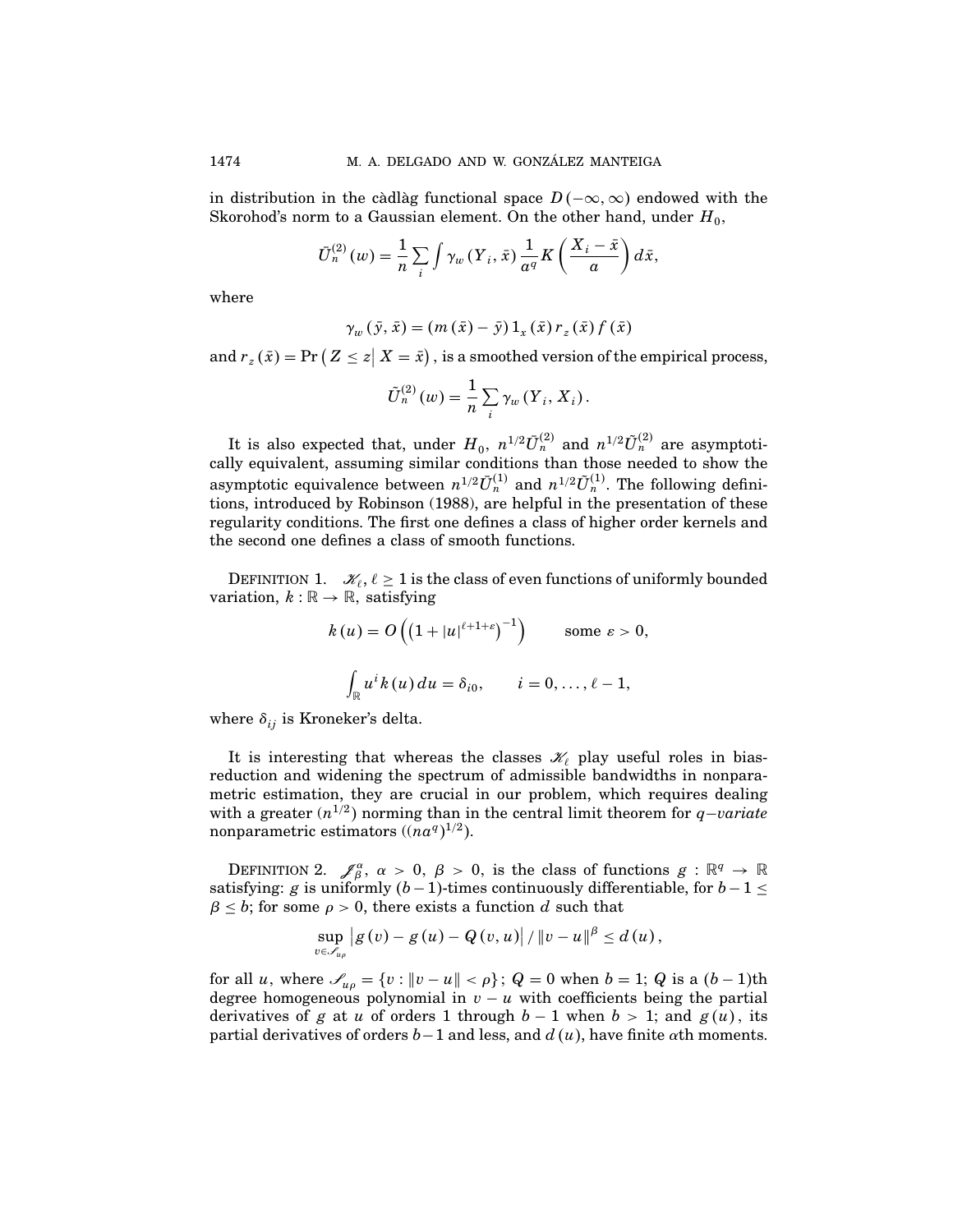in distribution in the càdlàg functional space $D(-\infty, \infty)$ endowed with the Skorohod's norm to a Gaussian element. On the other hand, under $H_0$,

$$\bar{U}_n^{(2)}(w) = \frac{1}{n} \sum_i \int \gamma_w(Y_i, \bar{x}) \frac{1}{a^q} K\left(\frac{X_i - \bar{x}}{a}\right) d\bar{x},$$

where

$$\gamma_w(\bar{y}, \bar{x}) = (m(\bar{x}) - \bar{y}) 1_x(\bar{x}) r_z(\bar{x}) f(\bar{x})$$

and $r_z(\bar{x}) = \Pr\left(Z \leq z \middle| X = \bar{x}\right)$, is a smoothed version of the empirical process,

$$\tilde{U}_n^{(2)}(w) = \frac{1}{n} \sum_i \gamma_w(Y_i, X_i).$$

It is also expected that, under $H_0$, $n^{1/2}\bar{U}_n^{(2)}$ and $n^{1/2}\tilde{U}_n^{(2)}$ are asymptotically equivalent, assuming similar conditions than those needed to show the asymptotic equivalence between $n^{1/2}\bar{U}_n^{(1)}$ and $n^{1/2}\tilde{U}_n^{(1)}$. The following definitions, introduced by Robinson (1988), are helpful in the presentation of these regularity conditions. The first one defines a class of higher order kernels and the second one defines a class of smooth functions.

DEFINITION 1. $\mathcal{K}_\ell$, $\ell \geq 1$ is the class of even functions of uniformly bounded variation, $k : \mathbb{R} \to \mathbb{R}$, satisfying

$$k(u) = O\left(\left(1 + |u|^{\ell+1+\varepsilon}\right)^{-1}\right) \qquad \text{some } \varepsilon > 0,$$

$$\int_{\mathbb{R}} u^i k(u)\, du = \delta_{i0}, \qquad i = 0, \ldots, \ell - 1,$$

where $\delta_{ij}$ is Kroneker's delta.

It is interesting that whereas the classes $\mathcal{K}_\ell$ play useful roles in bias-reduction and widening the spectrum of admissible bandwidths in nonparametric estimation, they are crucial in our problem, which requires dealing with a greater ($n^{1/2}$) norming than in the central limit theorem for *q−variate* nonparametric estimators ($(na^q)^{1/2}$).

DEFINITION 2. $\mathcal{J}_\beta^\alpha$, $\alpha > 0$, $\beta > 0$, is the class of functions $g : \mathbb{R}^q \to \mathbb{R}$ satisfying: $g$ is uniformly $(b-1)$-times continuously differentiable, for $b - 1 \leq \beta \leq b$; for some $\rho > 0$, there exists a function $d$ such that

$$\sup_{v \in \mathcal{S}_{u\rho}} \left|g(v) - g(u) - Q(v, u)\right| / \|v - u\|^\beta \leq d(u),$$

for all $u$, where $\mathcal{S}_{u\rho} = \{v : \|v - u\| < \rho\}$; $Q = 0$ when $b = 1$; $Q$ is a $(b-1)$th degree homogeneous polynomial in $v - u$ with coefficients being the partial derivatives of $g$ at $u$ of orders 1 through $b - 1$ when $b > 1$; and $g(u)$, its partial derivatives of orders $b-1$ and less, and $d(u)$, have finite $\alpha$th moments.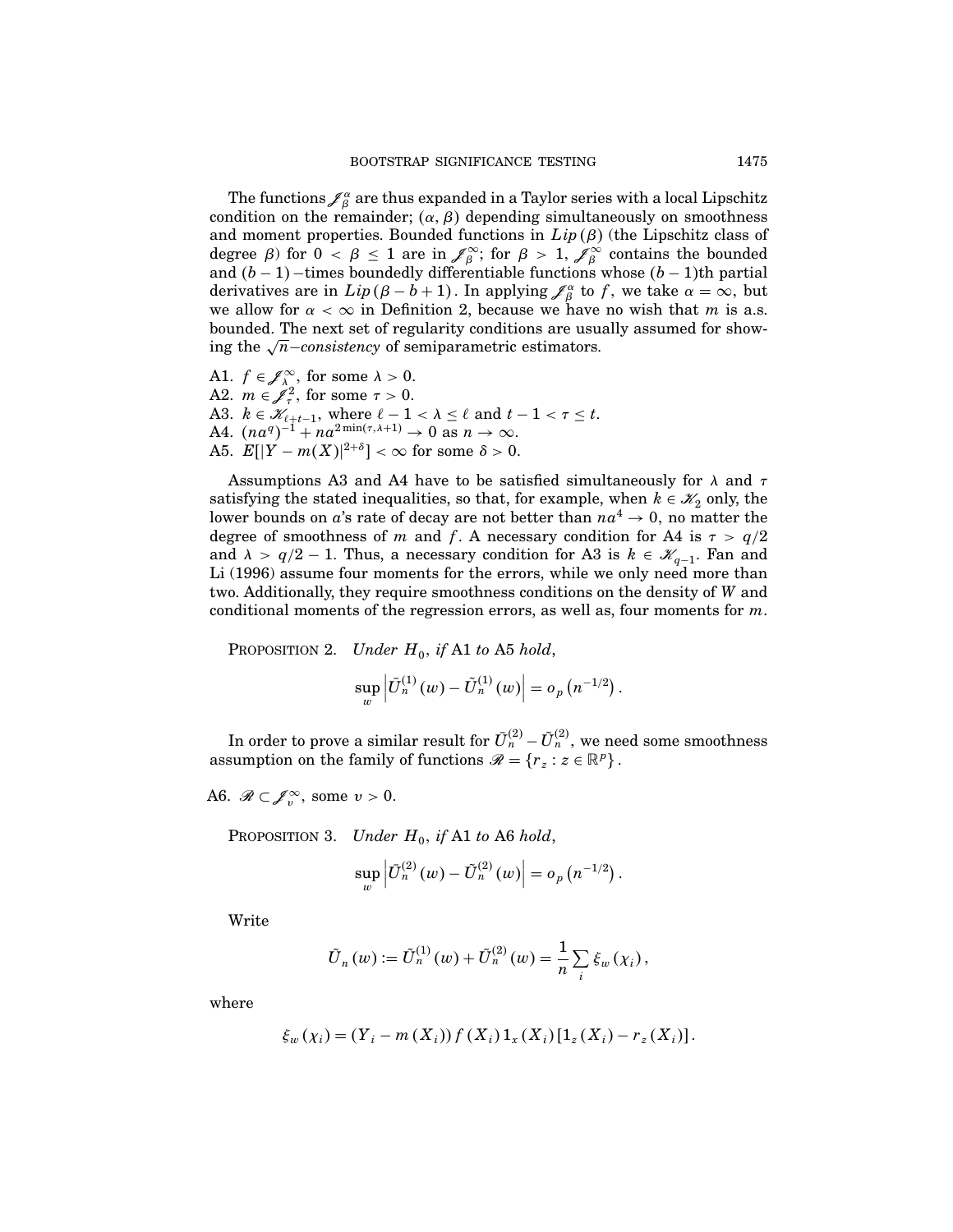The functions $\mathcal{J}_{\beta}^{\alpha}$ are thus expanded in a Taylor series with a local Lipschitz condition on the remainder; $(\alpha, \beta)$ depending simultaneously on smoothness and moment properties. Bounded functions in $Lip(\beta)$ (the Lipschitz class of degree $\beta$) for $0 < \beta \leq 1$ are in $\mathcal{J}_{\beta}^{\infty}$; for $\beta > 1$, $\mathcal{J}_{\beta}^{\infty}$ contains the bounded and $(b-1)-$times boundedly differentiable functions whose $(b-1)$th partial derivatives are in $Lip(\beta - b + 1)$. In applying $\mathcal{J}_{\beta}^{\alpha}$ to $f$, we take $\alpha = \infty$, but we allow for $\alpha < \infty$ in Definition 2, because we have no wish that $m$ is a.s. bounded. The next set of regularity conditions are usually assumed for showing the $\sqrt{n}-$*consistency* of semiparametric estimators.

A1. $f \in \mathcal{J}_{\lambda}^{\infty}$, for some $\lambda > 0$.
A2. $m \in \mathcal{J}_{\tau}^{2}$, for some $\tau > 0$.
A3. $k \in \mathcal{K}_{\ell+t-1}$, where $\ell - 1 < \lambda \leq \ell$ and $t - 1 < \tau \leq t$.
A4. $(na^{q})^{-1} + na^{2\min(\tau,\lambda+1)} \to 0$ as $n \to \infty$.
A5. $E[|Y - m(X)|^{2+\delta}] < \infty$ for some $\delta > 0$.

Assumptions A3 and A4 have to be satisfied simultaneously for $\lambda$ and $\tau$ satisfying the stated inequalities, so that, for example, when $k \in \mathcal{K}_2$ only, the lower bounds on $a$'s rate of decay are not better than $na^4 \to 0$, no matter the degree of smoothness of $m$ and $f$. A necessary condition for A4 is $\tau > q/2$ and $\lambda > q/2 - 1$. Thus, a necessary condition for A3 is $k \in \mathcal{K}_{q-1}$. Fan and Li (1996) assume four moments for the errors, while we only need more than two. Additionally, they require smoothness conditions on the density of $W$ and conditional moments of the regression errors, as well as, four moments for $m$.

Proposition 2. *Under $H_0$, if* A1 *to* A5 *hold*,

$$\sup_{w} \left| \bar{U}_n^{(1)}(w) - \tilde{U}_n^{(1)}(w) \right| = o_p\left(n^{-1/2}\right).$$

In order to prove a similar result for $\bar{U}_n^{(2)} - \tilde{U}_n^{(2)}$, we need some smoothness assumption on the family of functions $\mathcal{R} = \{r_z : z \in \mathbb{R}^p\}$.

A6. $\mathcal{R} \subset \mathcal{J}_{v}^{\infty}$, some $v > 0$.

Proposition 3. *Under $H_0$, if* A1 *to* A6 *hold*,

$$\sup_{w} \left| \bar{U}_n^{(2)}(w) - \tilde{U}_n^{(2)}(w) \right| = o_p\left(n^{-1/2}\right).$$

Write

$$\tilde{U}_n(w) := \tilde{U}_n^{(1)}(w) + \tilde{U}_n^{(2)}(w) = \frac{1}{n} \sum_i \xi_w(\chi_i),$$

where

$$\xi_w(\chi_i) = (Y_i - m(X_i)) f(X_i) 1_x(X_i) [1_z(X_i) - r_z(X_i)].$$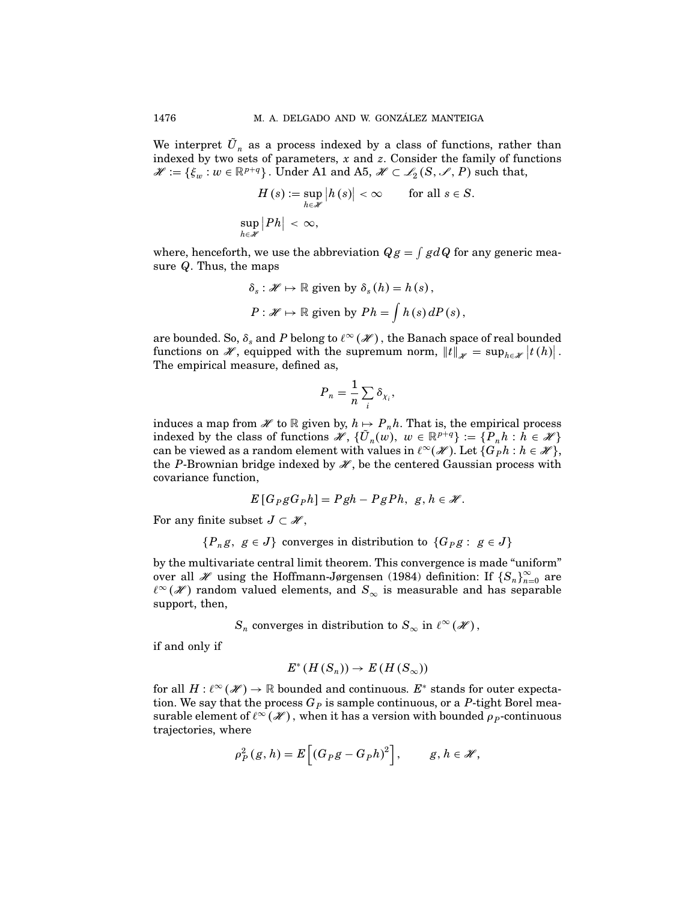We interpret $\tilde{U}_n$ as a process indexed by a class of functions, rather than indexed by two sets of parameters, $x$ and $z$. Consider the family of functions $\mathscr{H} := \{\xi_w : w \in \mathbb{R}^{p+q}\}$. Under A1 and A5, $\mathscr{H} \subset \mathscr{L}_2(S, \mathscr{S}, P)$ such that,

$$H(s) := \sup_{h \in \mathscr{H}} |h(s)| < \infty \qquad \text{for all } s \in S.$$

$$\sup_{h \in \mathscr{H}} |Ph| < \infty,$$

where, henceforth, we use the abbreviation $Qg = \int g dQ$ for any generic measure $Q$. Thus, the maps

$$\delta_s : \mathscr{H} \mapsto \mathbb{R} \text{ given by } \delta_s(h) = h(s),$$

$$P : \mathscr{H} \mapsto \mathbb{R} \text{ given by } Ph = \int h(s)\, dP(s),$$

are bounded. So, $\delta_s$ and $P$ belong to $\ell^\infty(\mathscr{H})$, the Banach space of real bounded functions on $\mathscr{H}$, equipped with the supremum norm, $\|t\|_{\mathscr{H}} = \sup_{h \in \mathscr{H}} |t(h)|$. The empirical measure, defined as,

$$P_n = \frac{1}{n} \sum_i \delta_{\chi_i},$$

induces a map from $\mathscr{H}$ to $\mathbb{R}$ given by, $h \mapsto P_n h$. That is, the empirical process indexed by the class of functions $\mathscr{H}$, $\{\tilde{U}_n(w),\ w \in \mathbb{R}^{p+q}\} := \{P_n h : h \in \mathscr{H}\}$ can be viewed as a random element with values in $\ell^\infty(\mathscr{H})$. Let $\{G_P h : h \in \mathscr{H}\}$, the $P$-Brownian bridge indexed by $\mathscr{H}$, be the centered Gaussian process with covariance function,

$$E[G_P g G_P h] = Pgh - PgPh, \;\; g, h \in \mathscr{H}.$$

For any finite subset $J \subset \mathscr{H}$,

$$\{P_n g,\ g \in J\} \text{ converges in distribution to } \{G_P g :\ g \in J\}$$

by the multivariate central limit theorem. This convergence is made "uniform" over all $\mathscr{H}$ using the Hoffmann-Jørgensen (1984) definition: If $\{S_n\}_{n=0}^\infty$ are $\ell^\infty(\mathscr{H})$ random valued elements, and $S_\infty$ is measurable and has separable support, then,

$$S_n \text{ converges in distribution to } S_\infty \text{ in } \ell^\infty(\mathscr{H}),$$

if and only if

$$E^*(H(S_n)) \to E(H(S_\infty))$$

for all $H : \ell^\infty(\mathscr{H}) \to \mathbb{R}$ bounded and continuous. $E^*$ stands for outer expectation. We say that the process $G_P$ is sample continuous, or a $P$-tight Borel measurable element of $\ell^\infty(\mathscr{H})$, when it has a version with bounded $\rho_P$-continuous trajectories, where

$$\rho_P^2(g, h) = E\left[(G_P g - G_P h)^2\right], \qquad g, h \in \mathscr{H},$$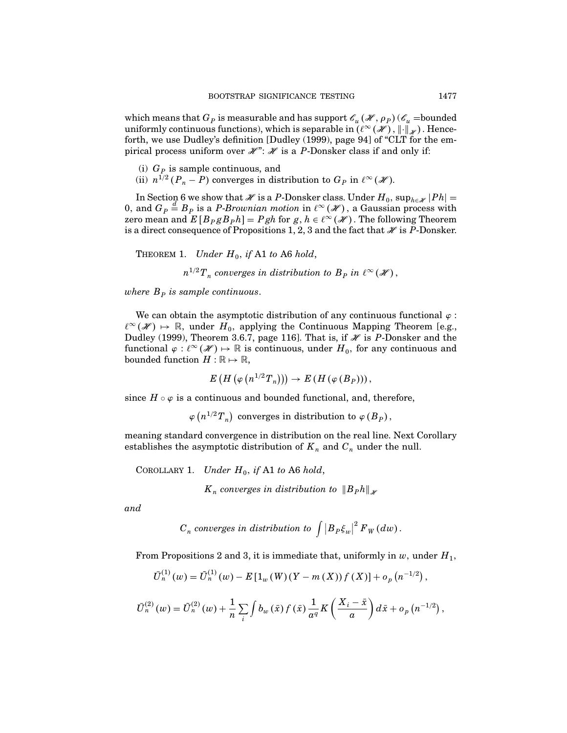which means that $G_P$ is measurable and has support $\mathscr{C}_u(\mathscr{H}, \rho_P)$ ($\mathscr{C}_u$ =bounded uniformly continuous functions), which is separable in $(\ell^\infty(\mathscr{H}), \|\cdot\|_{\mathscr{H}})$. Henceforth, we use Dudley's definition [Dudley (1999), page 94] of "CLT for the empirical process uniform over $\mathscr{H}$": $\mathscr{H}$ is a $P$-Donsker class if and only if:

(i) $G_P$ is sample continuous, and
(ii) $n^{1/2}(P_n - P)$ converges in distribution to $G_P$ in $\ell^\infty(\mathscr{H})$.

In Section 6 we show that $\mathscr{H}$ is a $P$-Donsker class. Under $H_0$, $\sup_{h\in\mathscr{H}}|Ph| = 0$, and $G_P \overset{d}{=} B_P$ is a *$P$-Brownian motion* in $\ell^\infty(\mathscr{H})$, a Gaussian process with zero mean and $E[B_P g B_P h] = Pgh$ for $g, h \in \ell^\infty(\mathscr{H})$. The following Theorem is a direct consequence of Propositions 1, 2, 3 and the fact that $\mathscr{H}$ is $P$-Donsker.

THEOREM 1. *Under $H_0$, if* A1 *to* A6 *hold,*

$$n^{1/2}T_n \text{ converges in distribution to } B_P \text{ in } \ell^\infty(\mathscr{H}),$$

*where $B_P$ is sample continuous.*

We can obtain the asymptotic distribution of any continuous functional $\varphi : \ell^\infty(\mathscr{H}) \mapsto \mathbb{R}$, under $H_0$, applying the Continuous Mapping Theorem [e.g., Dudley (1999), Theorem 3.6.7, page 116]. That is, if $\mathscr{H}$ is $P$-Donsker and the functional $\varphi : \ell^\infty(\mathscr{H}) \mapsto \mathbb{R}$ is continuous, under $H_0$, for any continuous and bounded function $H : \mathbb{R} \mapsto \mathbb{R}$,

$$E\left(H\left(\varphi\left(n^{1/2}T_n\right)\right)\right) \to E\left(H\left(\varphi\left(B_P\right)\right)\right),$$

since $H \circ \varphi$ is a continuous and bounded functional, and, therefore,

$$\varphi\left(n^{1/2}T_n\right) \text{ converges in distribution to } \varphi\left(B_P\right),$$

meaning standard convergence in distribution on the real line. Next Corollary establishes the asymptotic distribution of $K_n$ and $C_n$ under the null.

COROLLARY 1. *Under $H_0$, if* A1 *to* A6 *hold,*

$$K_n \text{ converges in distribution to } \|B_P h\|_{\mathscr{H}}$$

*and*

$$C_n \text{ converges in distribution to } \int \left|B_P \xi_w\right|^2 F_W(dw).$$

From Propositions 2 and 3, it is immediate that, uniformly in $w$, under $H_1$,

$$\bar{U}_n^{(1)}(w) = \tilde{U}_n^{(1)}(w) - E\left[1_w(W)(Y - m(X)) f(X)\right] + o_p\left(n^{-1/2}\right),$$

$$\bar{U}_n^{(2)}(w) = \tilde{U}_n^{(2)}(w) + \frac{1}{n}\sum_i \int b_w(\bar{x}) f(\bar{x}) \frac{1}{a^q} K\left(\frac{X_i - \bar{x}}{a}\right) d\bar{x} + o_p\left(n^{-1/2}\right),$$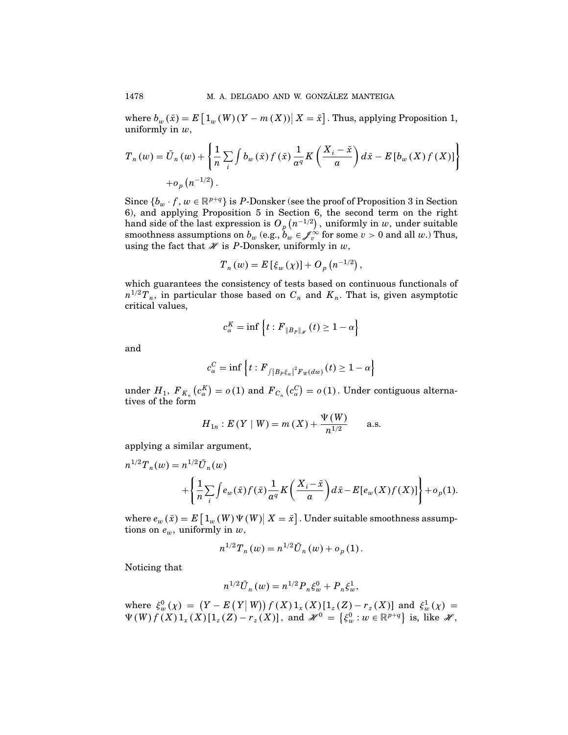where $b_w(\bar{x}) = E\left[1_w(W)(Y - m(X)) \middle| X = \bar{x}\right]$. Thus, applying Proposition 1, uniformly in $w$,

$$T_n(w) = \tilde{U}_n(w) + \left\{ \frac{1}{n} \sum_i \int b_w(\bar{x}) f(\bar{x}) \frac{1}{a^q} K\left( \frac{X_i - \bar{x}}{a} \right) d\bar{x} - E\left[b_w(X) f(X)\right] \right\} + o_p\left(n^{-1/2}\right).$$

Since $\{b_w \cdot f, w \in \mathbb{R}^{p+q}\}$ is $P$-Donsker (see the proof of Proposition 3 in Section 6), and applying Proposition 5 in Section 6, the second term on the right hand side of the last expression is $O_p\left(n^{-1/2}\right)$, uniformly in $w$, under suitable smoothness assumptions on $b_w$ (e.g., $b_w \in \mathscr{J}_v^\infty$ for some $v > 0$ and all $w$.) Thus, using the fact that $\mathscr{H}$ is $P$-Donsker, uniformly in $w$,

$$T_n(w) = E\left[\xi_w(\chi)\right] + O_p\left(n^{-1/2}\right),$$

which guarantees the consistency of tests based on continuous functionals of $n^{1/2} T_n$, in particular those based on $C_n$ and $K_n$. That is, given asymptotic critical values,

$$c_\alpha^K = \inf\left\{ t : F_{\|B_P\|_{\mathscr{H}}}(t) \geq 1 - \alpha \right\}$$

and

$$c_\alpha^C = \inf\left\{ t : F_{\int |B_P \xi_w|^2 F_W(dw)}(t) \geq 1 - \alpha \right\}$$

under $H_1$, $F_{K_n}\left(c_\alpha^K\right) = o(1)$ and $F_{C_n}\left(c_\alpha^C\right) = o(1)$. Under contiguous alternatives of the form

$$H_{1n} : E(Y \mid W) = m(X) + \frac{\Psi(W)}{n^{1/2}} \qquad \text{a.s.}$$

applying a similar argument,

$$n^{1/2} T_n(w) = n^{1/2} \tilde{U}_n(w) + \left\{ \frac{1}{n} \sum_i \int e_w(\bar{x}) f(\bar{x}) \frac{1}{a^q} K\left( \frac{X_i - \bar{x}}{a} \right) d\bar{x} - E\left[e_w(X) f(X)\right] \right\} + o_p(1).$$

where $e_w(\bar{x}) = E\left[1_w(W) \Psi(W) \middle| X = \bar{x}\right]$. Under suitable smoothness assumptions on $e_w$, uniformly in $w$,

$$n^{1/2} T_n(w) = n^{1/2} \tilde{U}_n(w) + o_p(1).$$

Noticing that

$$n^{1/2} \tilde{U}_n(w) = n^{1/2} P_n \xi_w^0 + P_n \xi_w^1,$$

where $\xi_w^0(\chi) = \left(Y - E\left(Y \middle| W\right)\right) f(X) 1_x(X) \left[1_z(Z) - r_z(X)\right]$ and $\xi_w^1(\chi) = \Psi(W) f(X) 1_x(X) \left[1_z(Z) - r_z(X)\right]$, and $\mathscr{H}^0 = \left\{\xi_w^0 : w \in \mathbb{R}^{p+q}\right\}$ is, like $\mathscr{H}$,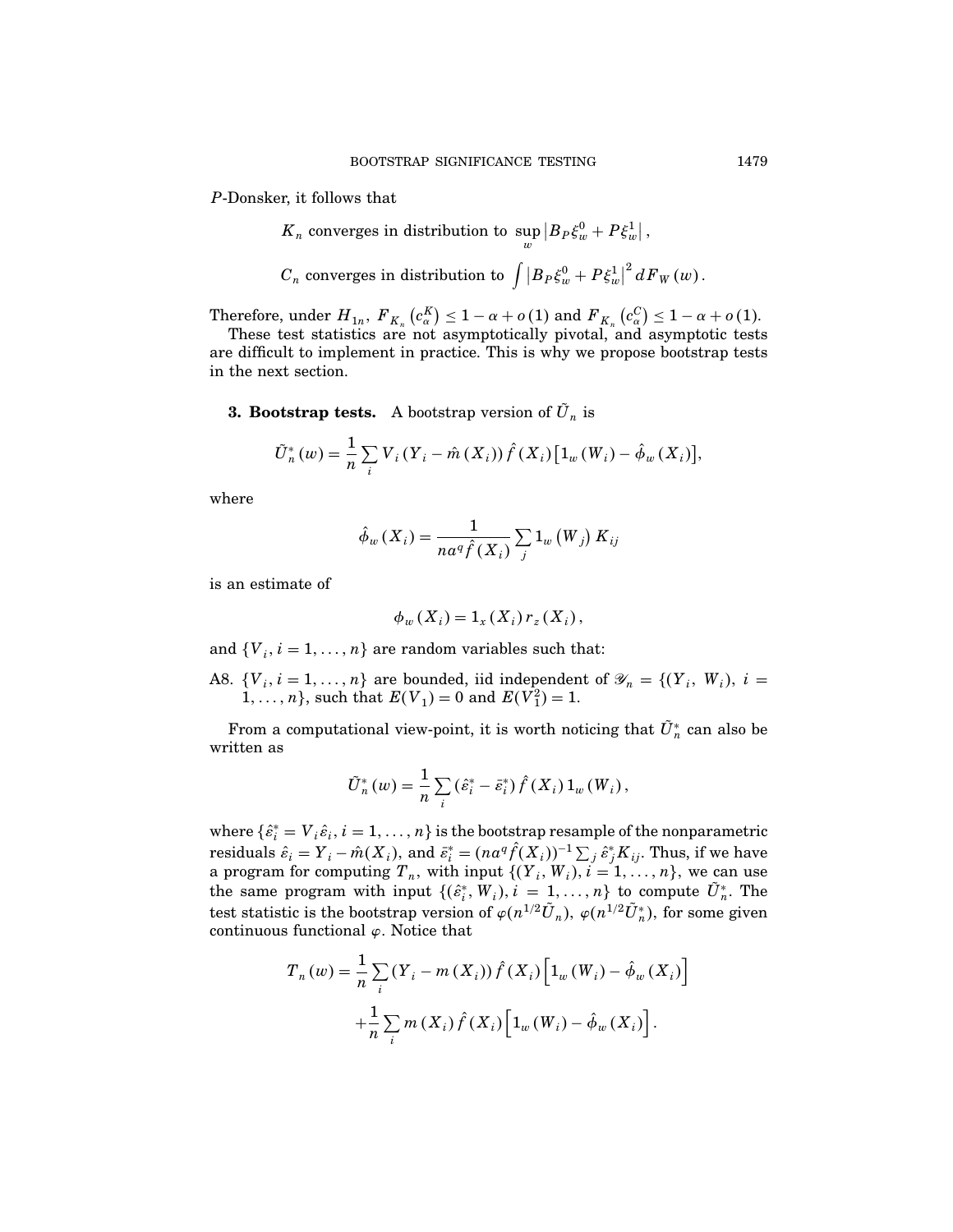$P$-Donsker, it follows that

$$K_n \text{ converges in distribution to } \sup_w \left| B_P \xi_w^0 + P\xi_w^1 \right|,$$

$$C_n \text{ converges in distribution to } \int \left| B_P \xi_w^0 + P\xi_w^1 \right|^2 dF_W(w).$$

Therefore, under $H_{1n}$, $F_{K_n}\left(c_\alpha^K\right) \leq 1 - \alpha + o(1)$ and $F_{K_n}\left(c_\alpha^C\right) \leq 1 - \alpha + o(1)$.

These test statistics are not asymptotically pivotal, and asymptotic tests are difficult to implement in practice. This is why we propose bootstrap tests in the next section.

**3. Bootstrap tests.** A bootstrap version of $\tilde{U}_n$ is

$$\tilde{U}_n^*(w) = \frac{1}{n}\sum_i V_i \left(Y_i - \hat{m}(X_i)\right) \hat{f}(X_i)\left[1_w(W_i) - \hat{\phi}_w(X_i)\right],$$

where

$$\hat{\phi}_w(X_i) = \frac{1}{na^q \hat{f}(X_i)} \sum_j 1_w\left(W_j\right) K_{ij}$$

is an estimate of

$$\phi_w(X_i) = 1_x(X_i)\, r_z(X_i),$$

and $\{V_i, i = 1, \ldots, n\}$ are random variables such that:

A8. $\{V_i, i = 1, \ldots, n\}$ are bounded, iid independent of $\mathscr{Y}_n = \{(Y_i, W_i),\ i = 1, \ldots, n\}$, such that $E(V_1) = 0$ and $E(V_1^2) = 1$.

From a computational view-point, it is worth noticing that $\tilde{U}_n^*$ can also be written as

$$\tilde{U}_n^*(w) = \frac{1}{n}\sum_i \left(\hat{\varepsilon}_i^* - \bar{\varepsilon}_i^*\right) \hat{f}(X_i)\, 1_w(W_i),$$

where $\{\hat{\varepsilon}_i^* = V_i \hat{\varepsilon}_i, i = 1, \ldots, n\}$ is the bootstrap resample of the nonparametric residuals $\hat{\varepsilon}_i = Y_i - \hat{m}(X_i)$, and $\bar{\varepsilon}_i^* = (na^q \hat{f}(X_i))^{-1} \sum_j \hat{\varepsilon}_j^* K_{ij}$. Thus, if we have a program for computing $T_n$, with input $\{(Y_i, W_i), i = 1, \ldots, n\}$, we can use the same program with input $\{(\hat{\varepsilon}_i^*, W_i), i = 1, \ldots, n\}$ to compute $\tilde{U}_n^*$. The test statistic is the bootstrap version of $\varphi(n^{1/2}\tilde{U}_n)$, $\varphi(n^{1/2}\tilde{U}_n^*)$, for some given continuous functional $\varphi$. Notice that

$$T_n(w) = \frac{1}{n}\sum_i \left(Y_i - m(X_i)\right) \hat{f}(X_i)\left[1_w(W_i) - \hat{\phi}_w(X_i)\right] + \frac{1}{n}\sum_i m(X_i)\, \hat{f}(X_i)\left[1_w(W_i) - \hat{\phi}_w(X_i)\right].$$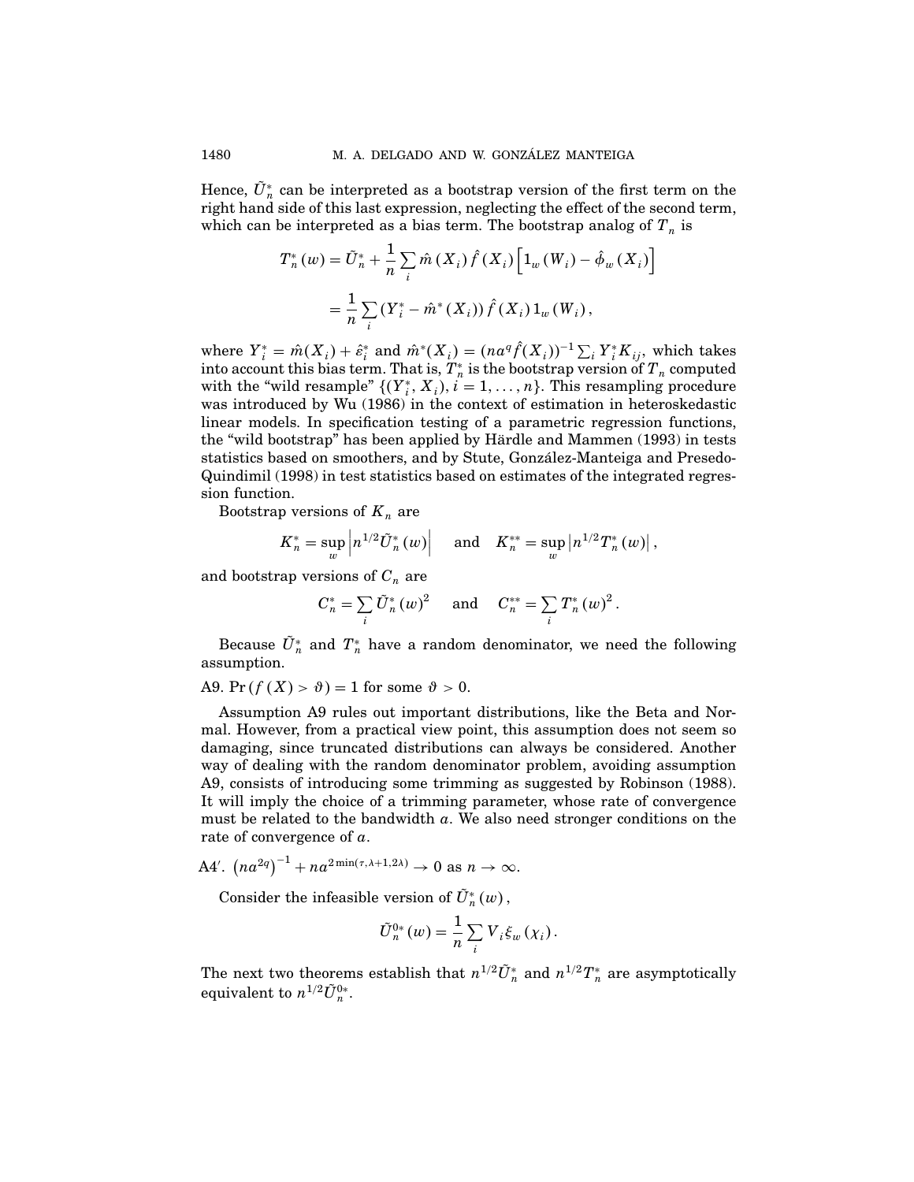Hence, $\tilde{U}_n^*$ can be interpreted as a bootstrap version of the first term on the right hand side of this last expression, neglecting the effect of the second term, which can be interpreted as a bias term. The bootstrap analog of $T_n$ is

$$T_n^*(w) = \tilde{U}_n^* + \frac{1}{n}\sum_i \hat{m}(X_i)\hat{f}(X_i)\left[1_w(W_i) - \hat{\phi}_w(X_i)\right]$$

$$= \frac{1}{n}\sum_i (Y_i^* - \hat{m}^*(X_i))\hat{f}(X_i)1_w(W_i),$$

where $Y_i^* = \hat{m}(X_i) + \hat{\varepsilon}_i^*$ and $\hat{m}^*(X_i) = (na^q\hat{f}(X_i))^{-1}\sum_i Y_i^* K_{ij}$, which takes into account this bias term. That is, $T_n^*$ is the bootstrap version of $T_n$ computed with the "wild resample" $\{(Y_i^*, X_i), i = 1, \ldots, n\}$. This resampling procedure was introduced by Wu (1986) in the context of estimation in heteroskedastic linear models. In specification testing of a parametric regression functions, the "wild bootstrap" has been applied by Härdle and Mammen (1993) in tests statistics based on smoothers, and by Stute, González-Manteiga and Presedo-Quindimil (1998) in test statistics based on estimates of the integrated regression function.

Bootstrap versions of $K_n$ are

$$K_n^* = \sup_w \left|n^{1/2}\tilde{U}_n^*(w)\right| \quad \text{and} \quad K_n^{**} = \sup_w \left|n^{1/2}T_n^*(w)\right|,$$

and bootstrap versions of $C_n$ are

$$C_n^* = \sum_i \tilde{U}_n^*(w)^2 \quad \text{and} \quad C_n^{**} = \sum_i T_n^*(w)^2.$$

Because $\tilde{U}_n^*$ and $T_n^*$ have a random denominator, we need the following assumption.

A9. $\Pr(f(X) > \vartheta) = 1$ for some $\vartheta > 0$.

Assumption A9 rules out important distributions, like the Beta and Normal. However, from a practical view point, this assumption does not seem so damaging, since truncated distributions can always be considered. Another way of dealing with the random denominator problem, avoiding assumption A9, consists of introducing some trimming as suggested by Robinson (1988). It will imply the choice of a trimming parameter, whose rate of convergence must be related to the bandwidth $a$. We also need stronger conditions on the rate of convergence of $a$.

A4′. $\left(na^{2q}\right)^{-1} + na^{2\min(\tau,\lambda+1,2\lambda)} \to 0$ as $n \to \infty$.

Consider the infeasible version of $\tilde{U}_n^*(w)$,

$$\tilde{U}_n^{0*}(w) = \frac{1}{n}\sum_i V_i \xi_w(\chi_i).$$

The next two theorems establish that $n^{1/2}\tilde{U}_n^*$ and $n^{1/2}T_n^*$ are asymptotically equivalent to $n^{1/2}\tilde{U}_n^{0*}$.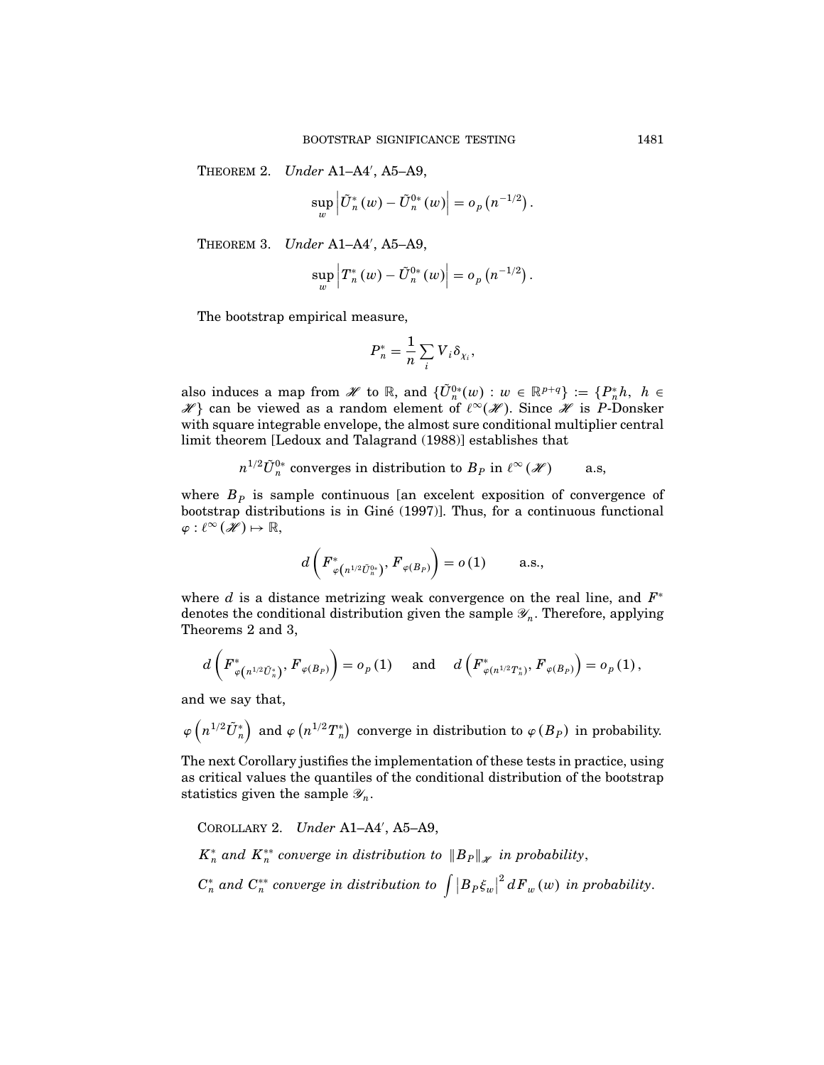THEOREM 2. *Under* A1–A4′, A5–A9,

$$\sup_w \left| \tilde{U}_n^*(w) - \tilde{U}_n^{0*}(w) \right| = o_p\left(n^{-1/2}\right).$$

THEOREM 3. *Under* A1–A4′, A5–A9,

$$\sup_w \left| T_n^*(w) - \tilde{U}_n^{0*}(w) \right| = o_p\left(n^{-1/2}\right).$$

The bootstrap empirical measure,

$$P_n^* = \frac{1}{n} \sum_i V_i \delta_{\chi_i},$$

also induces a map from $\mathscr{H}$ to $\mathbb{R}$, and $\{\tilde{U}_n^{0*}(w) : w \in \mathbb{R}^{p+q}\} := \{P_n^* h,\ h \in \mathscr{H}\}$ can be viewed as a random element of $\ell^\infty(\mathscr{H})$. Since $\mathscr{H}$ is $P$-Donsker with square integrable envelope, the almost sure conditional multiplier central limit theorem [Ledoux and Talagrand (1988)] establishes that

$$n^{1/2}\tilde{U}_n^{0*} \text{ converges in distribution to } B_P \text{ in } \ell^\infty(\mathscr{H}) \qquad \text{a.s,}$$

where $B_P$ is sample continuous [an excelent exposition of convergence of bootstrap distributions is in Giné (1997)]. Thus, for a continuous functional $\varphi : \ell^\infty(\mathscr{H}) \mapsto \mathbb{R}$,

$$d\left(F^*_{\varphi\left(n^{1/2}\tilde{U}_n^{0*}\right)}, F_{\varphi(B_P)}\right) = o(1) \qquad \text{a.s.,}$$

where $d$ is a distance metrizing weak convergence on the real line, and $F^*$ denotes the conditional distribution given the sample $\mathscr{Y}_n$. Therefore, applying Theorems 2 and 3,

$$d\left(F^*_{\varphi\left(n^{1/2}\tilde{U}_n^{*}\right)}, F_{\varphi(B_P)}\right) = o_p(1) \quad \text{ and } \quad d\left(F^*_{\varphi\left(n^{1/2}T_n^{*}\right)}, F_{\varphi(B_P)}\right) = o_p(1),$$

and we say that,

$$\varphi\left(n^{1/2}\tilde{U}_n^*\right) \text{ and } \varphi\left(n^{1/2}T_n^*\right) \text{ converge in distribution to } \varphi(B_P) \text{ in probability.}$$

The next Corollary justifies the implementation of these tests in practice, using as critical values the quantiles of the conditional distribution of the bootstrap statistics given the sample $\mathscr{Y}_n$.

COROLLARY 2. *Under* A1–A4′, A5–A9,

*$K_n^*$ and $K_n^{**}$ converge in distribution to $\|B_P\|_{\mathscr{H}}$ in probability,*

*$C_n^*$ and $C_n^{**}$ converge in distribution to $\int \left|B_P \xi_w\right|^2 dF_w(w)$ in probability.*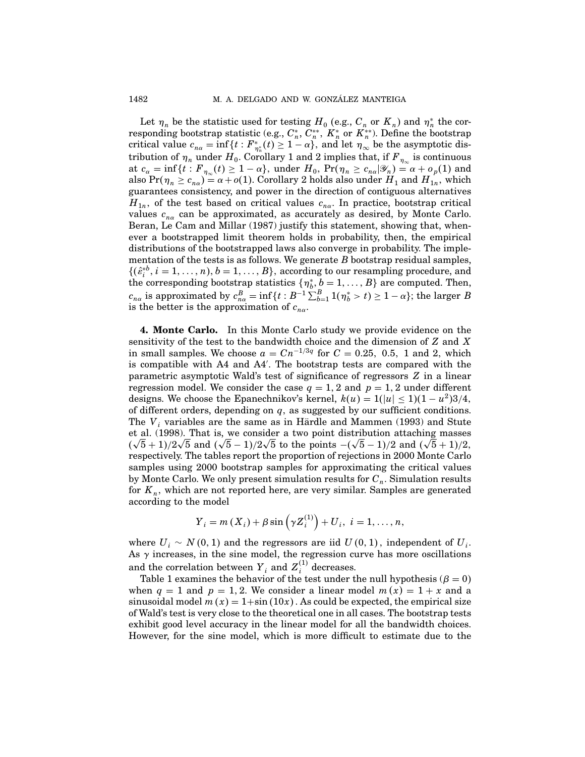Let $\eta_n$ be the statistic used for testing $H_0$ (e.g., $C_n$ or $K_n$) and $\eta_n^*$ the corresponding bootstrap statistic (e.g., $C_n^*$, $C_n^{**}$, $K_n^*$ or $K_n^{**}$). Define the bootstrap critical value $c_{n\alpha} = \inf\{t : F^*_{\eta_n^*}(t) \geq 1 - \alpha\}$, and let $\eta_\infty$ be the asymptotic distribution of $\eta_n$ under $H_0$. Corollary 1 and 2 implies that, if $F_{\eta_\infty}$ is continuous at $c_\alpha = \inf\{t : F_{\eta_\infty}(t) \geq 1 - \alpha\}$, under $H_0$, $\Pr(\eta_n \geq c_{n\alpha}|\mathscr{Y}_n) = \alpha + o_p(1)$ and also $\Pr(\eta_n \geq c_{n\alpha}) = \alpha + o(1)$. Corollary 2 holds also under $H_1$ and $H_{1n}$, which guarantees consistency, and power in the direction of contiguous alternatives $H_{1n}$, of the test based on critical values $c_{n\alpha}$. In practice, bootstrap critical values $c_{n\alpha}$ can be approximated, as accurately as desired, by Monte Carlo. Beran, Le Cam and Millar (1987) justify this statement, showing that, whenever a bootstrapped limit theorem holds in probability, then, the empirical distributions of the bootstrapped laws also converge in probability. The implementation of the tests is as follows. We generate $B$ bootstrap residual samples, $\{(\hat{\varepsilon}_i^{*b}, i = 1, \ldots, n), b = 1, \ldots, B\}$, according to our resampling procedure, and the corresponding bootstrap statistics $\{\eta_b^*, b = 1, \ldots, B\}$ are computed. Then, $c_{n\alpha}$ is approximated by $c_{n\alpha}^B = \inf\{t : B^{-1}\sum_{b=1}^B 1(\eta_b^* > t) \geq 1 - \alpha\}$; the larger $B$ is the better is the approximation of $c_{n\alpha}$.

**4. Monte Carlo.** In this Monte Carlo study we provide evidence on the sensitivity of the test to the bandwidth choice and the dimension of $Z$ and $X$ in small samples. We choose $a = Cn^{-1/3q}$ for $C = 0.25,\ 0.5,\ 1$ and $2$, which is compatible with A4 and A4′. The bootstrap tests are compared with the parametric asymptotic Wald's test of significance of regressors $Z$ in a linear regression model. We consider the case $q = 1, 2$ and $p = 1, 2$ under different designs. We choose the Epanechnikov's kernel, $k(u) = 1(|u| \leq 1)(1 - u^2)3/4$, of different orders, depending on $q$, as suggested by our sufficient conditions. The $V_i$ variables are the same as in Härdle and Mammen (1993) and Stute et al. (1998). That is, we consider a two point distribution attaching masses $(\sqrt{5} + 1)/2\sqrt{5}$ and $(\sqrt{5} - 1)/2\sqrt{5}$ to the points $-(\sqrt{5} - 1)/2$ and $(\sqrt{5} + 1)/2$, respectively. The tables report the proportion of rejections in 2000 Monte Carlo samples using 2000 bootstrap samples for approximating the critical values by Monte Carlo. We only present simulation results for $C_n$. Simulation results for $K_n$, which are not reported here, are very similar. Samples are generated according to the model

$$Y_i = m(X_i) + \beta \sin\left(\gamma Z_i^{(1)}\right) + U_i,\ i = 1, \ldots, n,$$

where $U_i \sim N(0, 1)$ and the regressors are iid $U(0, 1)$, independent of $U_i$. As $\gamma$ increases, in the sine model, the regression curve has more oscillations and the correlation between $Y_i$ and $Z_i^{(1)}$ decreases.

Table 1 examines the behavior of the test under the null hypothesis ($\beta = 0$) when $q = 1$ and $p = 1, 2$. We consider a linear model $m(x) = 1 + x$ and a sinusoidal model $m(x) = 1 + \sin(10x)$. As could be expected, the empirical size of Wald's test is very close to the theoretical one in all cases. The bootstrap tests exhibit good level accuracy in the linear model for all the bandwidth choices. However, for the sine model, which is more difficult to estimate due to the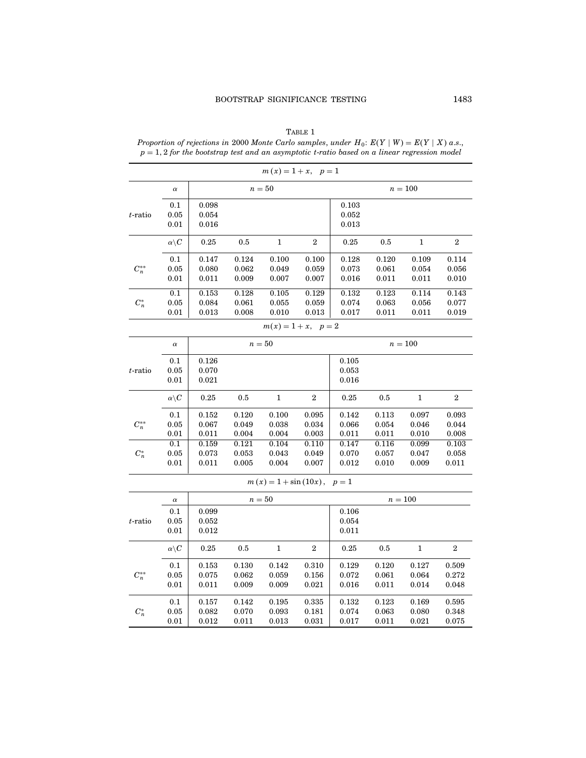TABLE 1

*Proportion of rejections in 2000 Monte Carlo samples, under $H_0$: $E(Y \mid W) = E(Y \mid X)$ a.s., $p = 1, 2$ for the bootstrap test and an asymptotic t-ratio based on a linear regression model*

| | | | | | | | | | |
|---|---|---|---|---|---|---|---|---|---|
| **$m(x) = 1 + x, \quad p = 1$** | | | | | | | | | |
| | $\alpha$ | $n = 50$ | | | | $n = 100$ | | | |
| $t$-ratio | 0.1 | 0.098 | | | | 0.103 | | | |
| | 0.05 | 0.054 | | | | 0.052 | | | |
| | 0.01 | 0.016 | | | | 0.013 | | | |
| | $\alpha\backslash C$ | 0.25 | 0.5 | 1 | 2 | 0.25 | 0.5 | 1 | 2 |
| $C_n^{**}$ | 0.1 | 0.147 | 0.124 | 0.100 | 0.100 | 0.128 | 0.120 | 0.109 | 0.114 |
| | 0.05 | 0.080 | 0.062 | 0.049 | 0.059 | 0.073 | 0.061 | 0.054 | 0.056 |
| | 0.01 | 0.011 | 0.009 | 0.007 | 0.007 | 0.016 | 0.011 | 0.011 | 0.010 |
| $C_n^{*}$ | 0.1 | 0.153 | 0.128 | 0.105 | 0.129 | 0.132 | 0.123 | 0.114 | 0.143 |
| | 0.05 | 0.084 | 0.061 | 0.055 | 0.059 | 0.074 | 0.063 | 0.056 | 0.077 |
| | 0.01 | 0.013 | 0.008 | 0.010 | 0.013 | 0.017 | 0.011 | 0.011 | 0.019 |
| **$m(x) = 1 + x, \quad p = 2$** | | | | | | | | | |
| | $\alpha$ | $n = 50$ | | | | $n = 100$ | | | |
| $t$-ratio | 0.1 | 0.126 | | | | 0.105 | | | |
| | 0.05 | 0.070 | | | | 0.053 | | | |
| | 0.01 | 0.021 | | | | 0.016 | | | |
| | $\alpha\backslash C$ | 0.25 | 0.5 | 1 | 2 | 0.25 | 0.5 | 1 | 2 |
| $C_n^{**}$ | 0.1 | 0.152 | 0.120 | 0.100 | 0.095 | 0.142 | 0.113 | 0.097 | 0.093 |
| | 0.05 | 0.067 | 0.049 | 0.038 | 0.034 | 0.066 | 0.054 | 0.046 | 0.044 |
| | 0.01 | 0.011 | 0.004 | 0.004 | 0.003 | 0.011 | 0.011 | 0.010 | 0.008 |
| $C_n^{*}$ | 0.1 | 0.159 | 0.121 | 0.104 | 0.110 | 0.147 | 0.116 | 0.099 | 0.103 |
| | 0.05 | 0.073 | 0.053 | 0.043 | 0.049 | 0.070 | 0.057 | 0.047 | 0.058 |
| | 0.01 | 0.011 | 0.005 | 0.004 | 0.007 | 0.012 | 0.010 | 0.009 | 0.011 |
| **$m(x) = 1 + \sin(10x), \quad p = 1$** | | | | | | | | | |
| | $\alpha$ | $n = 50$ | | | | $n = 100$ | | | |
| $t$-ratio | 0.1 | 0.099 | | | | 0.106 | | | |
| | 0.05 | 0.052 | | | | 0.054 | | | |
| | 0.01 | 0.012 | | | | 0.011 | | | |
| | $\alpha\backslash C$ | 0.25 | 0.5 | 1 | 2 | 0.25 | 0.5 | 1 | 2 |
| $C_n^{**}$ | 0.1 | 0.153 | 0.130 | 0.142 | 0.310 | 0.129 | 0.120 | 0.127 | 0.509 |
| | 0.05 | 0.075 | 0.062 | 0.059 | 0.156 | 0.072 | 0.061 | 0.064 | 0.272 |
| | 0.01 | 0.011 | 0.009 | 0.009 | 0.021 | 0.016 | 0.011 | 0.014 | 0.048 |
| $C_n^{*}$ | 0.1 | 0.157 | 0.142 | 0.195 | 0.335 | 0.132 | 0.123 | 0.169 | 0.595 |
| | 0.05 | 0.082 | 0.070 | 0.093 | 0.181 | 0.074 | 0.063 | 0.080 | 0.348 |
| | 0.01 | 0.012 | 0.011 | 0.013 | 0.031 | 0.017 | 0.011 | 0.021 | 0.075 |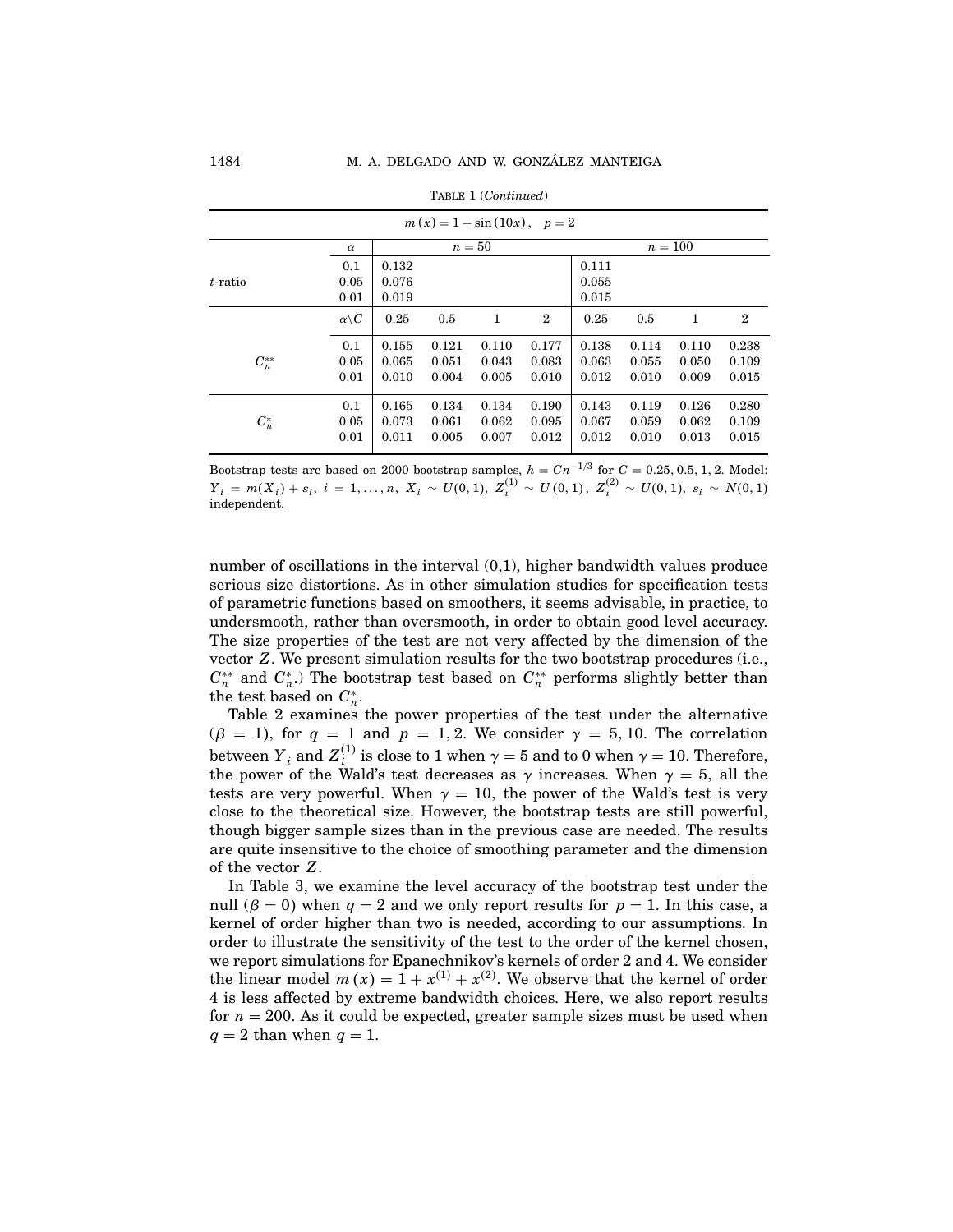TABLE 1 (*Continued*)

| $m(x) = 1 + \sin(10x)$, $p = 2$ | | | | | | | | | |
|---|---|---|---|---|---|---|---|---|---|
| | $\alpha$ | $n = 50$ | | | | $n = 100$ | | | |
| $t$-ratio | 0.1 | 0.132 | | | | 0.111 | | | |
| | 0.05 | 0.076 | | | | 0.055 | | | |
| | 0.01 | 0.019 | | | | 0.015 | | | |
| | $\alpha \backslash C$ | 0.25 | 0.5 | 1 | 2 | 0.25 | 0.5 | 1 | 2 |
| $C_n^{**}$ | 0.1 | 0.155 | 0.121 | 0.110 | 0.177 | 0.138 | 0.114 | 0.110 | 0.238 |
| | 0.05 | 0.065 | 0.051 | 0.043 | 0.083 | 0.063 | 0.055 | 0.050 | 0.109 |
| | 0.01 | 0.010 | 0.004 | 0.005 | 0.010 | 0.012 | 0.010 | 0.009 | 0.015 |
| $C_n^{*}$ | 0.1 | 0.165 | 0.134 | 0.134 | 0.190 | 0.143 | 0.119 | 0.126 | 0.280 |
| | 0.05 | 0.073 | 0.061 | 0.062 | 0.095 | 0.067 | 0.059 | 0.062 | 0.109 |
| | 0.01 | 0.011 | 0.005 | 0.007 | 0.012 | 0.012 | 0.010 | 0.013 | 0.015 |

Bootstrap tests are based on 2000 bootstrap samples, $h = Cn^{-1/3}$ for $C = 0.25, 0.5, 1, 2$. Model: $Y_i = m(X_i) + \varepsilon_i$, $i = 1, \ldots, n$, $X_i \sim U(0,1)$, $Z_i^{(1)} \sim U(0,1)$, $Z_i^{(2)} \sim U(0,1)$, $\varepsilon_i \sim N(0,1)$ independent.

number of oscillations in the interval (0,1), higher bandwidth values produce serious size distortions. As in other simulation studies for specification tests of parametric functions based on smoothers, it seems advisable, in practice, to undersmooth, rather than oversmooth, in order to obtain good level accuracy. The size properties of the test are not very affected by the dimension of the vector $Z$. We present simulation results for the two bootstrap procedures (i.e., $C_n^{**}$ and $C_n^{*}$.) The bootstrap test based on $C_n^{**}$ performs slightly better than the test based on $C_n^{*}$.

Table 2 examines the power properties of the test under the alternative ($\beta = 1$), for $q = 1$ and $p = 1, 2$. We consider $\gamma = 5, 10$. The correlation between $Y_i$ and $Z_i^{(1)}$ is close to 1 when $\gamma = 5$ and to 0 when $\gamma = 10$. Therefore, the power of the Wald's test decreases as $\gamma$ increases. When $\gamma = 5$, all the tests are very powerful. When $\gamma = 10$, the power of the Wald's test is very close to the theoretical size. However, the bootstrap tests are still powerful, though bigger sample sizes than in the previous case are needed. The results are quite insensitive to the choice of smoothing parameter and the dimension of the vector $Z$.

In Table 3, we examine the level accuracy of the bootstrap test under the null ($\beta = 0$) when $q = 2$ and we only report results for $p = 1$. In this case, a kernel of order higher than two is needed, according to our assumptions. In order to illustrate the sensitivity of the test to the order of the kernel chosen, we report simulations for Epanechnikov's kernels of order 2 and 4. We consider the linear model $m(x) = 1 + x^{(1)} + x^{(2)}$. We observe that the kernel of order 4 is less affected by extreme bandwidth choices. Here, we also report results for $n = 200$. As it could be expected, greater sample sizes must be used when $q = 2$ than when $q = 1$.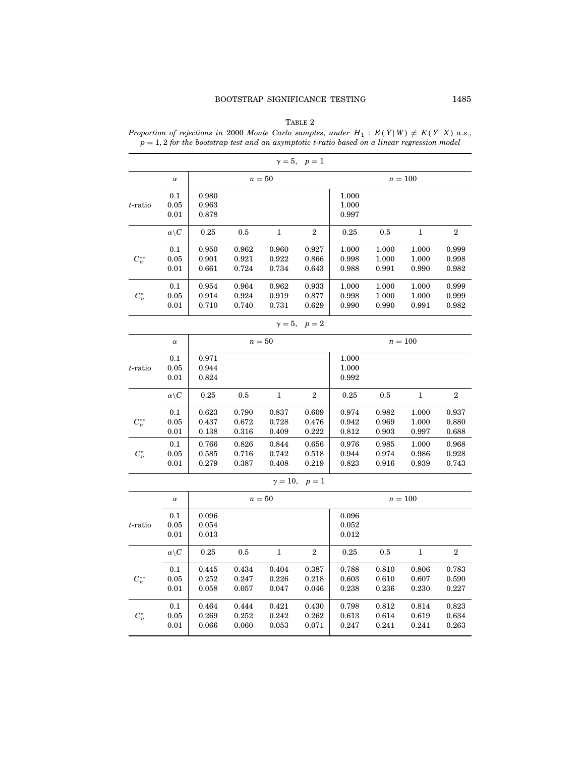TABLE 2

*Proportion of rejections in 2000 Monte Carlo samples, under $H_1 : E(Y|W) \neq E(Y|X)$ a.s., $p = 1, 2$ for the bootstrap test and an asymptotic t-ratio based on a linear regression model*

| | | | | | | | | | |
|---|---|---|---|---|---|---|---|---|---|
| $\gamma = 5, \quad p = 1$ | | | | | | | | | |
| | $\alpha$ | $n = 50$ | | | | $n = 100$ | | | |
| $t$-ratio | 0.1 | 0.980 | | | | 1.000 | | | |
| | 0.05 | 0.963 | | | | 1.000 | | | |
| | 0.01 | 0.878 | | | | 0.997 | | | |
| | $\alpha \backslash C$ | 0.25 | 0.5 | 1 | 2 | 0.25 | 0.5 | 1 | 2 |
| $C_n^{**}$ | 0.1 | 0.950 | 0.962 | 0.960 | 0.927 | 1.000 | 1.000 | 1.000 | 0.999 |
| | 0.05 | 0.901 | 0.921 | 0.922 | 0.866 | 0.998 | 1.000 | 1.000 | 0.998 |
| | 0.01 | 0.661 | 0.724 | 0.734 | 0.643 | 0.988 | 0.991 | 0.990 | 0.982 |
| $C_n^{*}$ | 0.1 | 0.954 | 0.964 | 0.962 | 0.933 | 1.000 | 1.000 | 1.000 | 0.999 |
| | 0.05 | 0.914 | 0.924 | 0.919 | 0.877 | 0.998 | 1.000 | 1.000 | 0.999 |
| | 0.01 | 0.710 | 0.740 | 0.731 | 0.629 | 0.990 | 0.990 | 0.991 | 0.982 |
| $\gamma = 5, \quad p = 2$ | | | | | | | | | |
| | $\alpha$ | $n = 50$ | | | | $n = 100$ | | | |
| $t$-ratio | 0.1 | 0.971 | | | | 1.000 | | | |
| | 0.05 | 0.944 | | | | 1.000 | | | |
| | 0.01 | 0.824 | | | | 0.992 | | | |
| | $\alpha \backslash C$ | 0.25 | 0.5 | 1 | 2 | 0.25 | 0.5 | 1 | 2 |
| $C_n^{**}$ | 0.1 | 0.623 | 0.790 | 0.837 | 0.609 | 0.974 | 0.982 | 1.000 | 0.937 |
| | 0.05 | 0.437 | 0.672 | 0.728 | 0.476 | 0.942 | 0.969 | 1.000 | 0.880 |
| | 0.01 | 0.138 | 0.316 | 0.409 | 0.222 | 0.812 | 0.903 | 0.997 | 0.688 |
| $C_n^{*}$ | 0.1 | 0.766 | 0.826 | 0.844 | 0.656 | 0.976 | 0.985 | 1.000 | 0.968 |
| | 0.05 | 0.585 | 0.716 | 0.742 | 0.518 | 0.944 | 0.974 | 0.986 | 0.928 |
| | 0.01 | 0.279 | 0.387 | 0.408 | 0.219 | 0.823 | 0.916 | 0.939 | 0.743 |
| $\gamma = 10, \quad p = 1$ | | | | | | | | | |
| | $\alpha$ | $n = 50$ | | | | $n = 100$ | | | |
| $t$-ratio | 0.1 | 0.096 | | | | 0.096 | | | |
| | 0.05 | 0.054 | | | | 0.052 | | | |
| | 0.01 | 0.013 | | | | 0.012 | | | |
| | $\alpha \backslash C$ | 0.25 | 0.5 | 1 | 2 | 0.25 | 0.5 | 1 | 2 |
| $C_n^{**}$ | 0.1 | 0.445 | 0.434 | 0.404 | 0.387 | 0.788 | 0.810 | 0.806 | 0.783 |
| | 0.05 | 0.252 | 0.247 | 0.226 | 0.218 | 0.603 | 0.610 | 0.607 | 0.590 |
| | 0.01 | 0.058 | 0.057 | 0.047 | 0.046 | 0.238 | 0.236 | 0.230 | 0.227 |
| $C_n^{*}$ | 0.1 | 0.464 | 0.444 | 0.421 | 0.430 | 0.798 | 0.812 | 0.814 | 0.823 |
| | 0.05 | 0.269 | 0.252 | 0.242 | 0.262 | 0.613 | 0.614 | 0.619 | 0.634 |
| | 0.01 | 0.066 | 0.060 | 0.053 | 0.071 | 0.247 | 0.241 | 0.241 | 0.263 |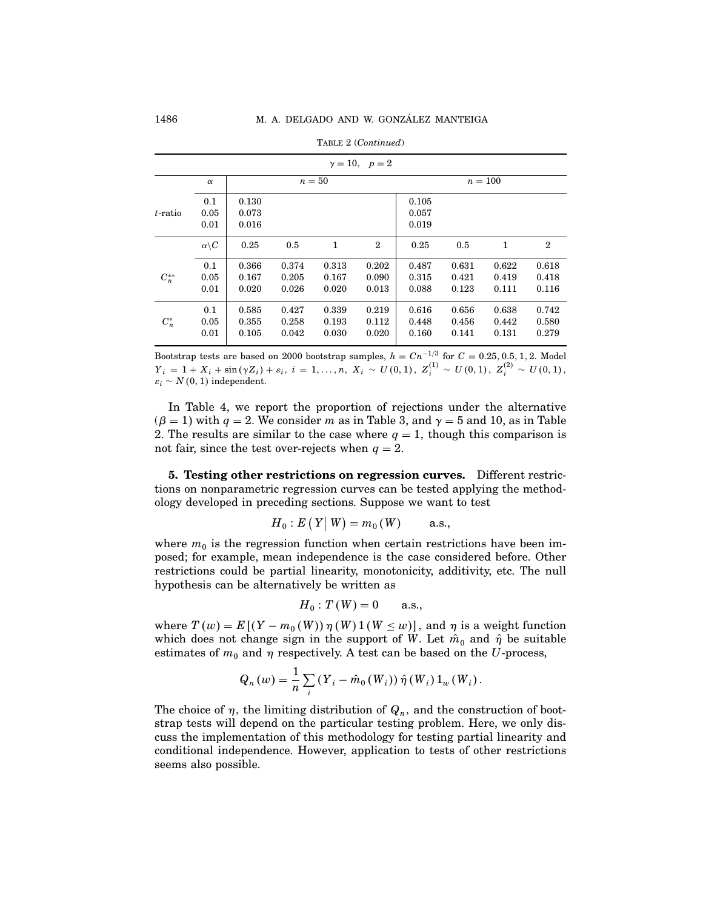TABLE 2 (*Continued*)

| $\gamma = 10, \quad p = 2$ | | | | | | | | | |
|---|---|---|---|---|---|---|---|---|---|
| | $\alpha$ | $n = 50$ | | | | $n = 100$ | | | |
| $t$-ratio | 0.1 | 0.130 | | | | 0.105 | | | |
| | 0.05 | 0.073 | | | | 0.057 | | | |
| | 0.01 | 0.016 | | | | 0.019 | | | |
| | $\alpha \backslash C$ | 0.25 | 0.5 | 1 | 2 | 0.25 | 0.5 | 1 | 2 |
| $C_n^{**}$ | 0.1 | 0.366 | 0.374 | 0.313 | 0.202 | 0.487 | 0.631 | 0.622 | 0.618 |
| | 0.05 | 0.167 | 0.205 | 0.167 | 0.090 | 0.315 | 0.421 | 0.419 | 0.418 |
| | 0.01 | 0.020 | 0.026 | 0.020 | 0.013 | 0.088 | 0.123 | 0.111 | 0.116 |
| $C_n^{*}$ | 0.1 | 0.585 | 0.427 | 0.339 | 0.219 | 0.616 | 0.656 | 0.638 | 0.742 |
| | 0.05 | 0.355 | 0.258 | 0.193 | 0.112 | 0.448 | 0.456 | 0.442 | 0.580 |
| | 0.01 | 0.105 | 0.042 | 0.030 | 0.020 | 0.160 | 0.141 | 0.131 | 0.279 |

Bootstrap tests are based on 2000 bootstrap samples, $h = Cn^{-1/3}$ for $C = 0.25, 0.5, 1, 2$. Model $Y_i = 1 + X_i + \sin(\gamma Z_i) + \varepsilon_i$, $i = 1, \ldots, n$, $X_i \sim U(0,1)$, $Z_i^{(1)} \sim U(0,1)$, $Z_i^{(2)} \sim U(0,1)$, $\varepsilon_i \sim N(0,1)$ independent.

In Table 4, we report the proportion of rejections under the alternative ($\beta = 1$) with $q = 2$. We consider $m$ as in Table 3, and $\gamma = 5$ and 10, as in Table 2. The results are similar to the case where $q = 1$, though this comparison is not fair, since the test over-rejects when $q = 2$.

**5. Testing other restrictions on regression curves.** Different restrictions on nonparametric regression curves can be tested applying the methodology developed in preceding sections. Suppose we want to test

$$H_0 : E\left(Y \middle| W\right) = m_0(W) \qquad \text{a.s.},$$

where $m_0$ is the regression function when certain restrictions have been imposed; for example, mean independence is the case considered before. Other restrictions could be partial linearity, monotonicity, additivity, etc. The null hypothesis can be alternatively be written as

$$H_0 : T(W) = 0 \qquad \text{a.s.},$$

where $T(w) = E\left[(Y - m_0(W))\,\eta(W)\,1(W \leq w)\right]$, and $\eta$ is a weight function which does not change sign in the support of $W$. Let $\hat{m}_0$ and $\hat{\eta}$ be suitable estimates of $m_0$ and $\eta$ respectively. A test can be based on the $U$-process,

$$Q_n(w) = \frac{1}{n}\sum_i (Y_i - \hat{m}_0(W_i))\,\hat{\eta}(W_i)\,1_w(W_i).$$

The choice of $\eta$, the limiting distribution of $Q_n$, and the construction of bootstrap tests will depend on the particular testing problem. Here, we only discuss the implementation of this methodology for testing partial linearity and conditional independence. However, application to tests of other restrictions seems also possible.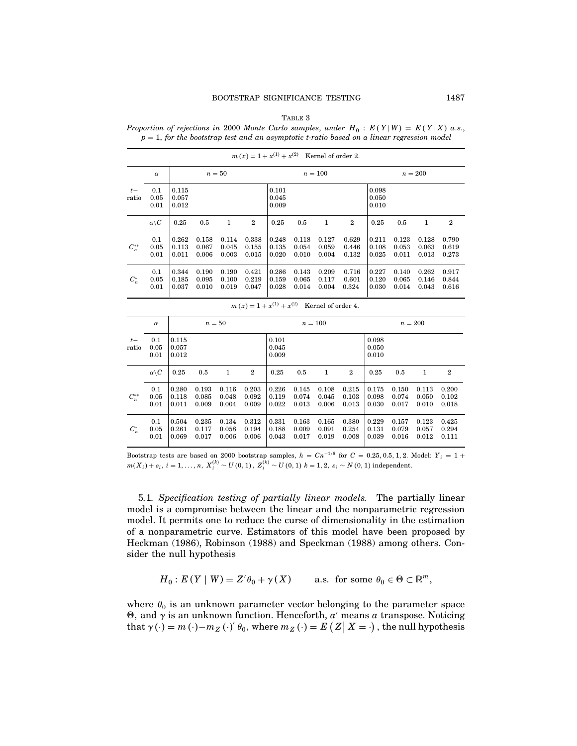TABLE 3

*Proportion of rejections in* 2000 *Monte Carlo samples, under* $H_0 : E(Y|W) = E(Y|X)$ *a.s.,* $p = 1$*, for the bootstrap test and an asymptotic t-ratio based on a linear regression model*

| $m(x) = 1 + x^{(1)} + x^{(2)}$ Kernel of order 2. | | | | | | | | | | | | | |
|---|---|---|---|---|---|---|---|---|---|---|---|---|---|
| | $\alpha$ | $n = 50$ | | | | $n = 100$ | | | | $n = 200$ | | | |
| $t-$ ratio | 0.1 | 0.115 | | | | 0.101 | | | | 0.098 | | | |
| | 0.05 | 0.057 | | | | 0.045 | | | | 0.050 | | | |
| | 0.01 | 0.012 | | | | 0.009 | | | | 0.010 | | | |
| | $\alpha\backslash C$ | 0.25 | 0.5 | 1 | 2 | 0.25 | 0.5 | 1 | 2 | 0.25 | 0.5 | 1 | 2 |
| $C_n^{**}$ | 0.1 | 0.262 | 0.158 | 0.114 | 0.338 | 0.248 | 0.118 | 0.127 | 0.629 | 0.211 | 0.123 | 0.128 | 0.790 |
| | 0.05 | 0.113 | 0.067 | 0.045 | 0.155 | 0.135 | 0.054 | 0.059 | 0.446 | 0.108 | 0.053 | 0.063 | 0.619 |
| | 0.01 | 0.011 | 0.006 | 0.003 | 0.015 | 0.020 | 0.010 | 0.004 | 0.132 | 0.025 | 0.011 | 0.013 | 0.273 |
| $C_n^{*}$ | 0.1 | 0.344 | 0.190 | 0.190 | 0.421 | 0.286 | 0.143 | 0.209 | 0.716 | 0.227 | 0.140 | 0.262 | 0.917 |
| | 0.05 | 0.185 | 0.095 | 0.100 | 0.219 | 0.159 | 0.065 | 0.117 | 0.601 | 0.120 | 0.065 | 0.146 | 0.844 |
| | 0.01 | 0.037 | 0.010 | 0.019 | 0.047 | 0.028 | 0.014 | 0.004 | 0.324 | 0.030 | 0.014 | 0.043 | 0.616 |

| $m(x) = 1 + x^{(1)} + x^{(2)}$ Kernel of order 4. | | | | | | | | | | | | | |
|---|---|---|---|---|---|---|---|---|---|---|---|---|---|
| | $\alpha$ | $n = 50$ | | | | $n = 100$ | | | | $n = 200$ | | | |
| $t-$ ratio | 0.1 | 0.115 | | | | 0.101 | | | | 0.098 | | | |
| | 0.05 | 0.057 | | | | 0.045 | | | | 0.050 | | | |
| | 0.01 | 0.012 | | | | 0.009 | | | | 0.010 | | | |
| | $\alpha\backslash C$ | 0.25 | 0.5 | 1 | 2 | 0.25 | 0.5 | 1 | 2 | 0.25 | 0.5 | 1 | 2 |
| $C_n^{**}$ | 0.1 | 0.280 | 0.193 | 0.116 | 0.203 | 0.226 | 0.145 | 0.108 | 0.215 | 0.175 | 0.150 | 0.113 | 0.200 |
| | 0.05 | 0.118 | 0.085 | 0.048 | 0.092 | 0.119 | 0.074 | 0.045 | 0.103 | 0.098 | 0.074 | 0.050 | 0.102 |
| | 0.01 | 0.011 | 0.009 | 0.004 | 0.009 | 0.022 | 0.013 | 0.006 | 0.013 | 0.030 | 0.017 | 0.010 | 0.018 |
| $C_n^{*}$ | 0.1 | 0.504 | 0.235 | 0.134 | 0.312 | 0.331 | 0.163 | 0.165 | 0.380 | 0.229 | 0.157 | 0.123 | 0.425 |
| | 0.05 | 0.261 | 0.117 | 0.058 | 0.194 | 0.188 | 0.009 | 0.091 | 0.254 | 0.131 | 0.079 | 0.057 | 0.294 |
| | 0.01 | 0.069 | 0.017 | 0.006 | 0.006 | 0.043 | 0.017 | 0.019 | 0.008 | 0.039 | 0.016 | 0.012 | 0.111 |

Bootstrap tests are based on 2000 bootstrap samples, $h = Cn^{-1/6}$ for $C = 0.25, 0.5, 1, 2$. Model: $Y_i = 1 + m(X_i) + \varepsilon_i$, $i = 1, \ldots, n$, $X_i^{(k)} \sim U(0,1)$, $Z_i^{(k)} \sim U(0,1)$ $k = 1, 2$, $\varepsilon_i \sim N(0,1)$ independent.

5.1. *Specification testing of partially linear models.* The partially linear model is a compromise between the linear and the nonparametric regression model. It permits one to reduce the curse of dimensionality in the estimation of a nonparametric curve. Estimators of this model have been proposed by Heckman (1986), Robinson (1988) and Speckman (1988) among others. Consider the null hypothesis

$$H_0 : E(Y \mid W) = Z'\theta_0 + \gamma(X) \qquad \text{a.s. for some } \theta_0 \in \Theta \subset \mathbb{R}^m,$$

where $\theta_0$ is an unknown parameter vector belonging to the parameter space $\Theta$, and $\gamma$ is an unknown function. Henceforth, $a'$ means $a$ transpose. Noticing that $\gamma(\cdot) = m(\cdot) - m_Z(\cdot)'\theta_0$, where $m_Z(\cdot) = E(Z \mid X = \cdot)$, the null hypothesis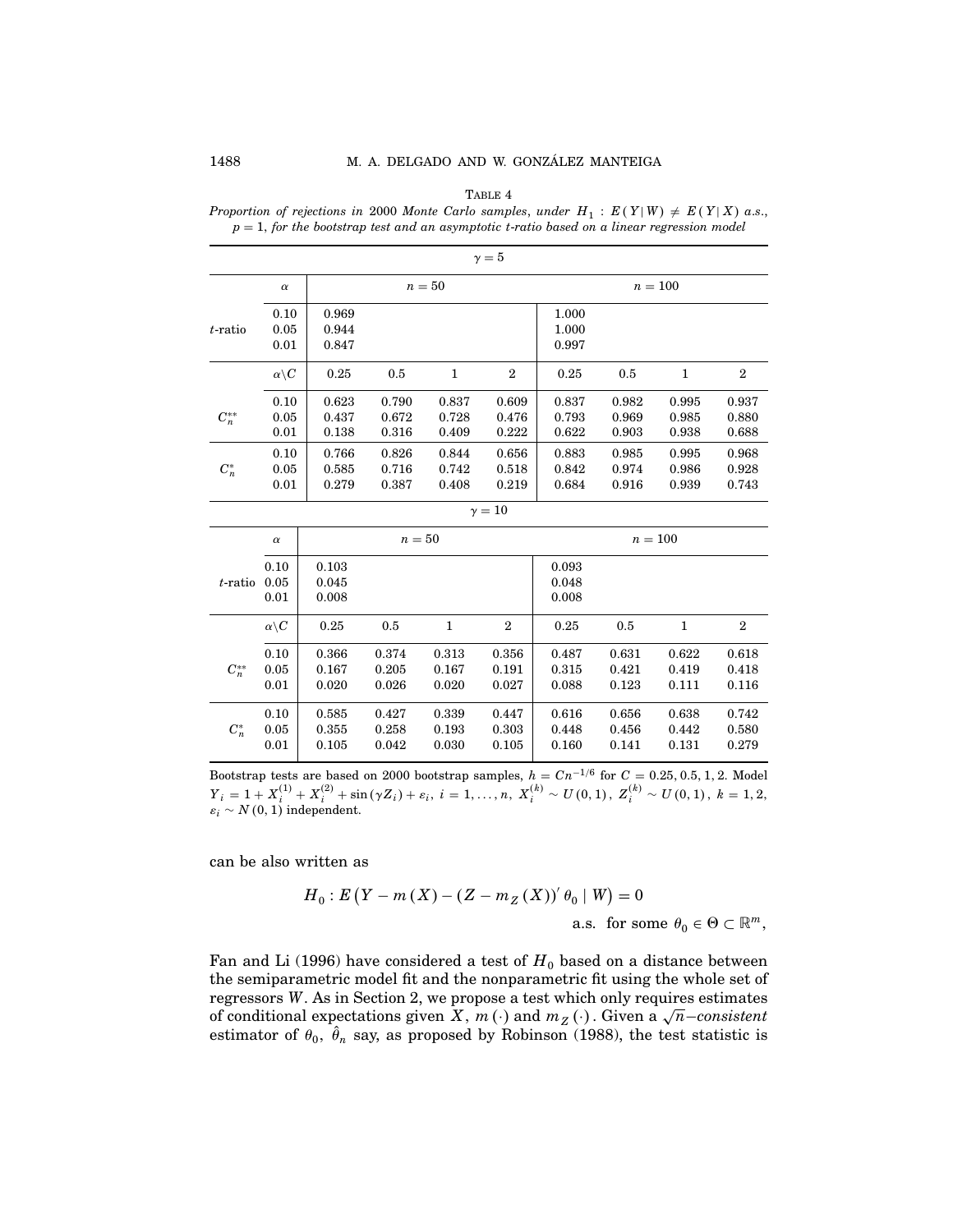TABLE 4

*Proportion of rejections in 2000 Monte Carlo samples, under $H_1 : E(Y|W) \neq E(Y|X)$ a.s., $p = 1$, for the bootstrap test and an asymptotic t-ratio based on a linear regression model*

| | | $\gamma = 5$ | | | | | | | |
|---|---|---|---|---|---|---|---|---|---|
| | $\alpha$ | $n = 50$ | | | | $n = 100$ | | | |
| $t$-ratio | 0.10 | 0.969 | | | | 1.000 | | | |
| | 0.05 | 0.944 | | | | 1.000 | | | |
| | 0.01 | 0.847 | | | | 0.997 | | | |
| | $\alpha \backslash C$ | 0.25 | 0.5 | 1 | 2 | 0.25 | 0.5 | 1 | 2 |
| $C_n^{**}$ | 0.10 | 0.623 | 0.790 | 0.837 | 0.609 | 0.837 | 0.982 | 0.995 | 0.937 |
| | 0.05 | 0.437 | 0.672 | 0.728 | 0.476 | 0.793 | 0.969 | 0.985 | 0.880 |
| | 0.01 | 0.138 | 0.316 | 0.409 | 0.222 | 0.622 | 0.903 | 0.938 | 0.688 |
| $C_n^{*}$ | 0.10 | 0.766 | 0.826 | 0.844 | 0.656 | 0.883 | 0.985 | 0.995 | 0.968 |
| | 0.05 | 0.585 | 0.716 | 0.742 | 0.518 | 0.842 | 0.974 | 0.986 | 0.928 |
| | 0.01 | 0.279 | 0.387 | 0.408 | 0.219 | 0.684 | 0.916 | 0.939 | 0.743 |
| | | $\gamma = 10$ | | | | | | | |
| | $\alpha$ | $n = 50$ | | | | $n = 100$ | | | |
| $t$-ratio | 0.10 | 0.103 | | | | 0.093 | | | |
| | 0.05 | 0.045 | | | | 0.048 | | | |
| | 0.01 | 0.008 | | | | 0.008 | | | |
| | $\alpha \backslash C$ | 0.25 | 0.5 | 1 | 2 | 0.25 | 0.5 | 1 | 2 |
| $C_n^{**}$ | 0.10 | 0.366 | 0.374 | 0.313 | 0.356 | 0.487 | 0.631 | 0.622 | 0.618 |
| | 0.05 | 0.167 | 0.205 | 0.167 | 0.191 | 0.315 | 0.421 | 0.419 | 0.418 |
| | 0.01 | 0.020 | 0.026 | 0.020 | 0.027 | 0.088 | 0.123 | 0.111 | 0.116 |
| $C_n^{*}$ | 0.10 | 0.585 | 0.427 | 0.339 | 0.447 | 0.616 | 0.656 | 0.638 | 0.742 |
| | 0.05 | 0.355 | 0.258 | 0.193 | 0.303 | 0.448 | 0.456 | 0.442 | 0.580 |
| | 0.01 | 0.105 | 0.042 | 0.030 | 0.105 | 0.160 | 0.141 | 0.131 | 0.279 |

Bootstrap tests are based on 2000 bootstrap samples, $h = Cn^{-1/6}$ for $C = 0.25, 0.5, 1, 2$. Model $Y_i = 1 + X_i^{(1)} + X_i^{(2)} + \sin(\gamma Z_i) + \varepsilon_i$, $i = 1, \ldots, n$, $X_i^{(k)} \sim U(0,1)$, $Z_i^{(k)} \sim U(0,1)$, $k = 1, 2$, $\varepsilon_i \sim N(0,1)$ independent.

can be also written as

$$H_0 : E\left(Y - m(X) - (Z - m_Z(X))' \theta_0 \mid W\right) = 0 \quad \text{a.s. for some } \theta_0 \in \Theta \subset \mathbb{R}^m,$$

Fan and Li (1996) have considered a test of $H_0$ based on a distance between the semiparametric model fit and the nonparametric fit using the whole set of regressors $W$. As in Section 2, we propose a test which only requires estimates of conditional expectations given $X$, $m(\cdot)$ and $m_Z(\cdot)$. Given a $\sqrt{n}$*–consistent* estimator of $\theta_0$, $\hat{\theta}_n$ say, as proposed by Robinson (1988), the test statistic is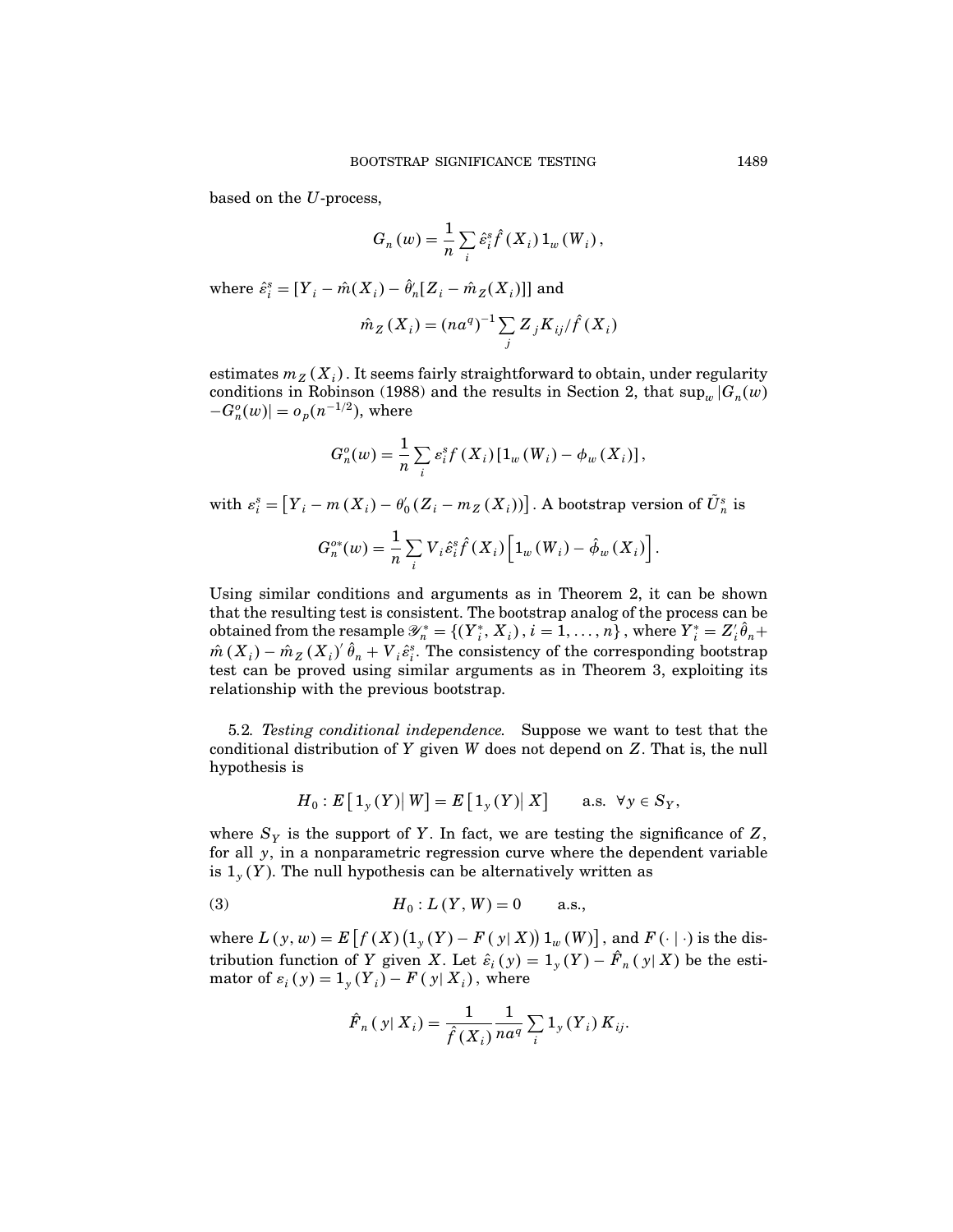based on the $U$-process,

$$G_n(w) = \frac{1}{n} \sum_i \hat{\varepsilon}_i^s \hat{f}(X_i) 1_w(W_i),$$

where $\hat{\varepsilon}_i^s = [Y_i - \hat{m}(X_i) - \hat{\theta}_n'[Z_i - \hat{m}_Z(X_i)]]$ and

$$\hat{m}_Z(X_i) = (na^q)^{-1} \sum_j Z_j K_{ij} / \hat{f}(X_i)$$

estimates $m_Z(X_i)$. It seems fairly straightforward to obtain, under regularity conditions in Robinson (1988) and the results in Section 2, that $\sup_w |G_n(w) - G_n^o(w)| = o_p(n^{-1/2})$, where

$$G_n^o(w) = \frac{1}{n} \sum_i \varepsilon_i^s f(X_i) [1_w(W_i) - \phi_w(X_i)],$$

with $\varepsilon_i^s = [Y_i - m(X_i) - \theta_0'(Z_i - m_Z(X_i))]$. A bootstrap version of $\tilde{U}_n^s$ is

$$G_n^{o*}(w) = \frac{1}{n} \sum_i V_i \hat{\varepsilon}_i^s \hat{f}(X_i) \left[1_w(W_i) - \hat{\phi}_w(X_i)\right].$$

Using similar conditions and arguments as in Theorem 2, it can be shown that the resulting test is consistent. The bootstrap analog of the process can be obtained from the resample $\mathscr{Y}_n^* = \{(Y_i^*, X_i), i = 1, \ldots, n\}$, where $Y_i^* = Z_i'\hat{\theta}_n + \hat{m}(X_i) - \hat{m}_Z(X_i)' \hat{\theta}_n + V_i \hat{\varepsilon}_i^s$. The consistency of the corresponding bootstrap test can be proved using similar arguments as in Theorem 3, exploiting its relationship with the previous bootstrap.

5.2. *Testing conditional independence.* Suppose we want to test that the conditional distribution of $Y$ given $W$ does not depend on $Z$. That is, the null hypothesis is

$$H_0 : E\left[1_y(Y) \middle| W\right] = E\left[1_y(Y) \middle| X\right] \qquad \text{a.s.} \ \ \forall y \in S_Y,$$

where $S_Y$ is the support of $Y$. In fact, we are testing the significance of $Z$, for all $y$, in a nonparametric regression curve where the dependent variable is $1_y(Y)$. The null hypothesis can be alternatively written as

$$H_0 : L(Y, W) = 0 \qquad \text{a.s.,} \tag{3}$$

where $L(y, w) = E\left[f(X)\left(1_y(Y) - F(y|X)\right) 1_w(W)\right]$, and $F(\cdot \mid \cdot)$ is the distribution function of $Y$ given $X$. Let $\hat{\varepsilon}_i(y) = 1_y(Y) - \hat{F}_n(y|X)$ be the estimator of $\varepsilon_i(y) = 1_y(Y_i) - F(y|X_i)$, where

$$\hat{F}_n(y|X_i) = \frac{1}{\hat{f}(X_i)} \frac{1}{na^q} \sum_i 1_y(Y_i) K_{ij}.$$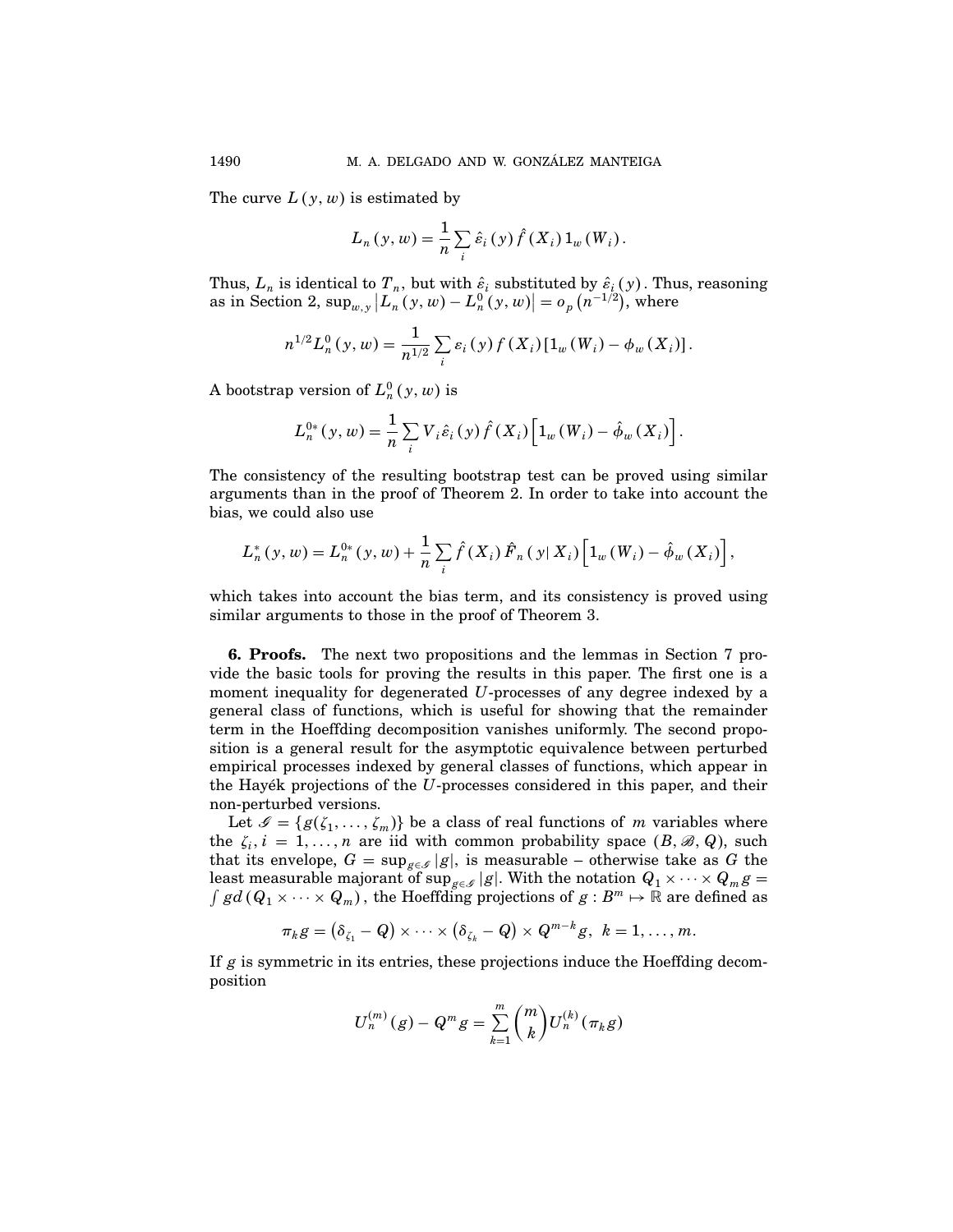The curve $L(y, w)$ is estimated by

$$L_n(y, w) = \frac{1}{n} \sum_i \hat{\varepsilon}_i(y) \hat{f}(X_i) 1_w(W_i).$$

Thus, $L_n$ is identical to $T_n$, but with $\hat{\varepsilon}_i$ substituted by $\hat{\varepsilon}_i(y)$. Thus, reasoning as in Section 2, $\sup_{w,y} \left| L_n(y, w) - L_n^0(y, w) \right| = o_p\left(n^{-1/2}\right)$, where

$$n^{1/2} L_n^0(y, w) = \frac{1}{n^{1/2}} \sum_i \varepsilon_i(y) f(X_i) \left[1_w(W_i) - \phi_w(X_i)\right].$$

A bootstrap version of $L_n^0(y, w)$ is

$$L_n^{0*}(y, w) = \frac{1}{n} \sum_i V_i \hat{\varepsilon}_i(y) \hat{f}(X_i) \left[1_w(W_i) - \hat{\phi}_w(X_i)\right].$$

The consistency of the resulting bootstrap test can be proved using similar arguments than in the proof of Theorem 2. In order to take into account the bias, we could also use

$$L_n^*(y, w) = L_n^{0*}(y, w) + \frac{1}{n} \sum_i \hat{f}(X_i) \hat{F}_n(y | X_i) \left[1_w(W_i) - \hat{\phi}_w(X_i)\right],$$

which takes into account the bias term, and its consistency is proved using similar arguments to those in the proof of Theorem 3.

**6. Proofs.** The next two propositions and the lemmas in Section 7 provide the basic tools for proving the results in this paper. The first one is a moment inequality for degenerated $U$-processes of any degree indexed by a general class of functions, which is useful for showing that the remainder term in the Hoeffding decomposition vanishes uniformly. The second proposition is a general result for the asymptotic equivalence between perturbed empirical processes indexed by general classes of functions, which appear in the Hayék projections of the $U$-processes considered in this paper, and their non-perturbed versions.

Let $\mathscr{G} = \{g(\zeta_1, \ldots, \zeta_m)\}$ be a class of real functions of $m$ variables where the $\zeta_i$, $i = 1, \ldots, n$ are iid with common probability space $(B, \mathscr{B}, Q)$, such that its envelope, $G = \sup_{g \in \mathscr{G}} |g|$, is measurable – otherwise take as $G$ the least measurable majorant of $\sup_{g \in \mathscr{G}} |g|$. With the notation $Q_1 \times \cdots \times Q_m g = \int g d(Q_1 \times \cdots \times Q_m)$, the Hoeffding projections of $g : B^m \mapsto \mathbb{R}$ are defined as

$$\pi_k g = \left(\delta_{\zeta_1} - Q\right) \times \cdots \times \left(\delta_{\zeta_k} - Q\right) \times Q^{m-k} g, \;\; k = 1, \ldots, m.$$

If $g$ is symmetric in its entries, these projections induce the Hoeffding decomposition

$$U_n^{(m)}(g) - Q^m g = \sum_{k=1}^{m} \binom{m}{k} U_n^{(k)}(\pi_k g)$$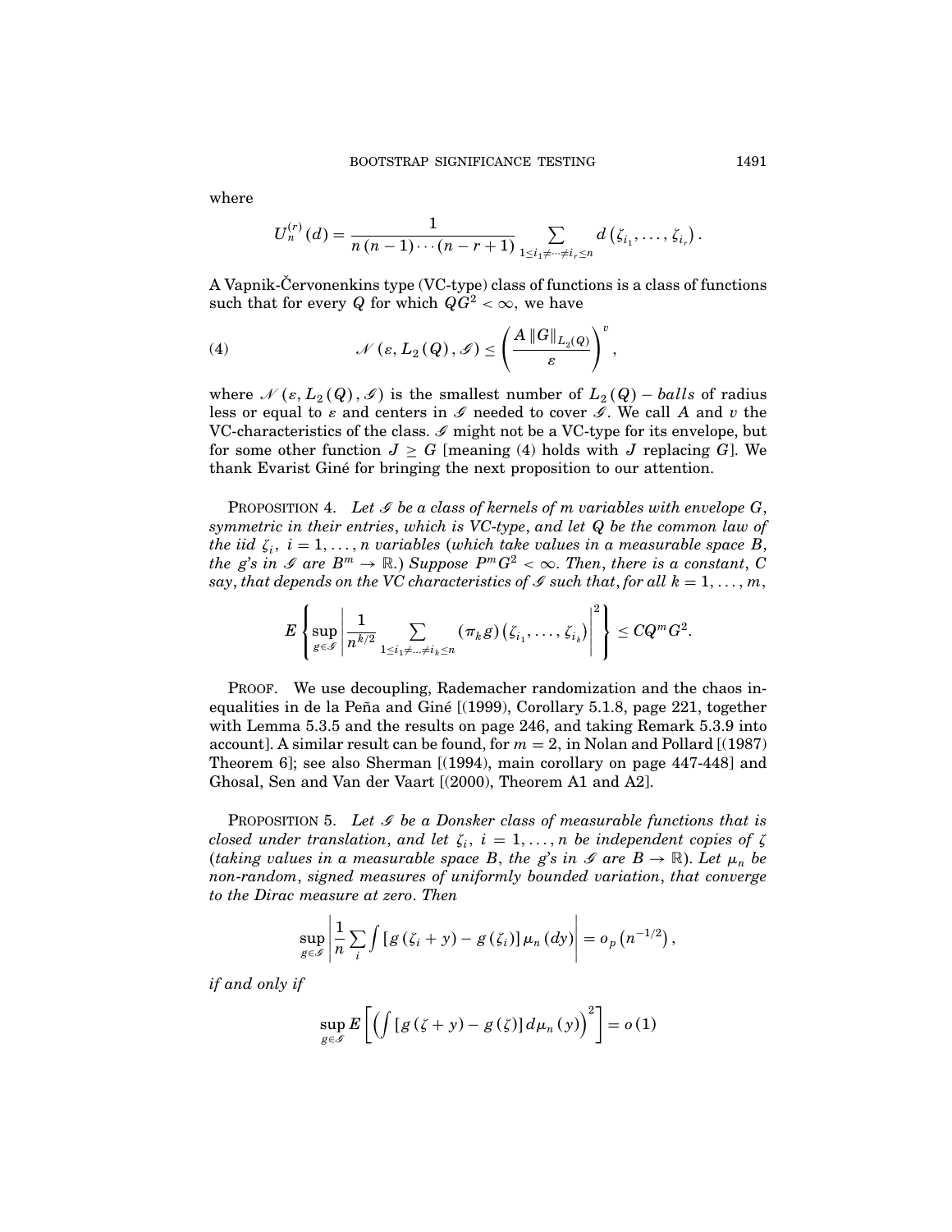where

$$U_n^{(r)}(d) = \frac{1}{n(n-1)\cdots(n-r+1)} \sum_{1 \le i_1 \ne \cdots \ne i_r \le n} d\left(\zeta_{i_1}, \ldots, \zeta_{i_r}\right).$$

A Vapnik-Červonenkins type (VC-type) class of functions is a class of functions such that for every $Q$ for which $QG^2 < \infty$, we have

$$\mathscr{N}(\varepsilon, L_2(Q), \mathscr{G}) \le \left(\frac{A \|G\|_{L_2(Q)}}{\varepsilon}\right)^v, \tag{4}$$

where $\mathscr{N}(\varepsilon, L_2(Q), \mathscr{G})$ is the smallest number of $L_2(Q)$ – *balls* of radius less or equal to $\varepsilon$ and centers in $\mathscr{G}$ needed to cover $\mathscr{G}$. We call $A$ and $v$ the VC-characteristics of the class. $\mathscr{G}$ might not be a VC-type for its envelope, but for some other function $J \ge G$ [meaning (4) holds with $J$ replacing $G$]. We thank Evarist Giné for bringing the next proposition to our attention.

PROPOSITION 4. *Let $\mathscr{G}$ be a class of kernels of $m$ variables with envelope $G$, symmetric in their entries, which is VC-type, and let $Q$ be the common law of the iid $\zeta_i$, $i = 1, \ldots, n$ variables (which take values in a measurable space $B$, the $g$'s in $\mathscr{G}$ are $B^m \to \mathbb{R}$.) Suppose $P^m G^2 < \infty$. Then, there is a constant, $C$ say, that depends on the VC characteristics of $\mathscr{G}$ such that, for all $k = 1, \ldots, m$,*

$$E\left\{\sup_{g \in \mathscr{G}} \left| \frac{1}{n^{k/2}} \sum_{1 \le i_1 \ne \ldots \ne i_k \le n} (\pi_k g)\left(\zeta_{i_1}, \ldots, \zeta_{i_k}\right) \right|^2 \right\} \le C Q^m G^2.$$

PROOF. We use decoupling, Rademacher randomization and the chaos inequalities in de la Peña and Giné [(1999), Corollary 5.1.8, page 221, together with Lemma 5.3.5 and the results on page 246, and taking Remark 5.3.9 into account]. A similar result can be found, for $m = 2$, in Nolan and Pollard [(1987) Theorem 6]; see also Sherman [(1994), main corollary on page 447-448] and Ghosal, Sen and Van der Vaart [(2000), Theorem A1 and A2].

PROPOSITION 5. *Let $\mathscr{G}$ be a Donsker class of measurable functions that is closed under translation, and let $\zeta_i$, $i = 1, \ldots, n$ be independent copies of $\zeta$ (taking values in a measurable space $B$, the $g$'s in $\mathscr{G}$ are $B \to \mathbb{R}$). Let $\mu_n$ be non-random, signed measures of uniformly bounded variation, that converge to the Dirac measure at zero. Then*

$$\sup_{g \in \mathscr{G}} \left| \frac{1}{n} \sum_i \int \left[g(\zeta_i + y) - g(\zeta_i)\right] \mu_n(dy) \right| = o_p\left(n^{-1/2}\right),$$

*if and only if*

$$\sup_{g \in \mathscr{G}} E\left[\left(\int \left[g(\zeta + y) - g(\zeta)\right] d\mu_n(y)\right)^2\right] = o(1)$$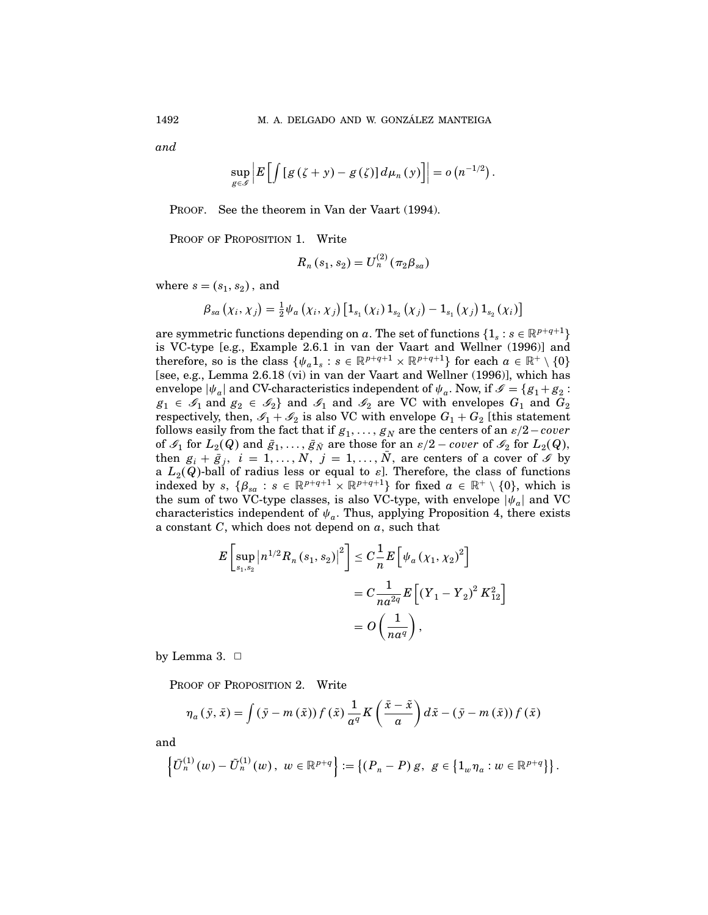*and*

$$\sup_{g \in \mathscr{G}} \left| E\left[ \int \left[ g(\zeta + y) - g(\zeta) \right] d\mu_n(y) \right] \right| = o\left(n^{-1/2}\right).$$

PROOF. See the theorem in Van der Vaart (1994).

PROOF OF PROPOSITION 1. Write

$$R_n(s_1, s_2) = U_n^{(2)}(\pi_2 \beta_{sa})$$

where $s = (s_1, s_2)$, and

$$\beta_{sa}(\chi_i, \chi_j) = \tfrac{1}{2}\psi_a(\chi_i, \chi_j)\left[1_{s_1}(\chi_i) 1_{s_2}(\chi_j) - 1_{s_1}(\chi_j) 1_{s_2}(\chi_i)\right]$$

are symmetric functions depending on $a$. The set of functions $\{1_s : s \in \mathbb{R}^{p+q+1}\}$ is VC-type [e.g., Example 2.6.1 in van der Vaart and Wellner (1996)] and therefore, so is the class $\{\psi_a 1_s : s \in \mathbb{R}^{p+q+1} \times \mathbb{R}^{p+q+1}\}$ for each $a \in \mathbb{R}^+ \setminus \{0\}$ [see, e.g., Lemma 2.6.18 (vi) in van der Vaart and Wellner (1996)], which has envelope $|\psi_a|$ and CV-characteristics independent of $\psi_a$. Now, if $\mathscr{G} = \{g_1 + g_2 : g_1 \in \mathscr{G}_1 \text{ and } g_2 \in \mathscr{G}_2\}$ and $\mathscr{G}_1$ and $\mathscr{G}_2$ are VC with envelopes $G_1$ and $G_2$ respectively, then, $\mathscr{G}_1 + \mathscr{G}_2$ is also VC with envelope $G_1 + G_2$ [this statement follows easily from the fact that if $g_1, \ldots, g_N$ are the centers of an $\varepsilon/2-cover$ of $\mathscr{G}_1$ for $L_2(Q)$ and $\bar{g}_1, \ldots, \bar{g}_{\bar{N}}$ are those for an $\varepsilon/2 - cover$ of $\mathscr{G}_2$ for $L_2(Q)$, then $g_i + \bar{g}_j$, $i = 1, \ldots, N$, $j = 1, \ldots, \bar{N}$, are centers of a cover of $\mathscr{G}$ by a $L_2(Q)$-ball of radius less or equal to $\varepsilon$]. Therefore, the class of functions indexed by $s$, $\{\beta_{sa} : s \in \mathbb{R}^{p+q+1} \times \mathbb{R}^{p+q+1}\}$ for fixed $a \in \mathbb{R}^+ \setminus \{0\}$, which is the sum of two VC-type classes, is also VC-type, with envelope $|\psi_a|$ and VC characteristics independent of $\psi_a$. Thus, applying Proposition 4, there exists a constant $C$, which does not depend on $a$, such that

$$\begin{aligned}
E\left[\sup_{s_1, s_2} \left| n^{1/2} R_n(s_1, s_2) \right|^2 \right] &\leq C \frac{1}{n} E\left[ \psi_a(\chi_1, \chi_2)^2 \right] \\
&= C \frac{1}{n a^{2q}} E\left[ (Y_1 - Y_2)^2 K_{12}^2 \right] \\
&= O\left( \frac{1}{n a^q} \right),
\end{aligned}$$

by Lemma 3. $\square$

PROOF OF PROPOSITION 2. Write

$$\eta_a(\bar{y}, \bar{x}) = \int (\bar{y} - m(\tilde{x})) f(\tilde{x}) \frac{1}{a^q} K\left( \frac{\bar{x} - \tilde{x}}{a} \right) d\tilde{x} - (\bar{y} - m(\bar{x})) f(\bar{x})$$

and

$$\left\{ \bar{U}_n^{(1)}(w) - \tilde{U}_n^{(1)}(w),\ w \in \mathbb{R}^{p+q} \right\} := \left\{ (P_n - P) g,\ g \in \left\{ 1_w \eta_a : w \in \mathbb{R}^{p+q} \right\} \right\}.$$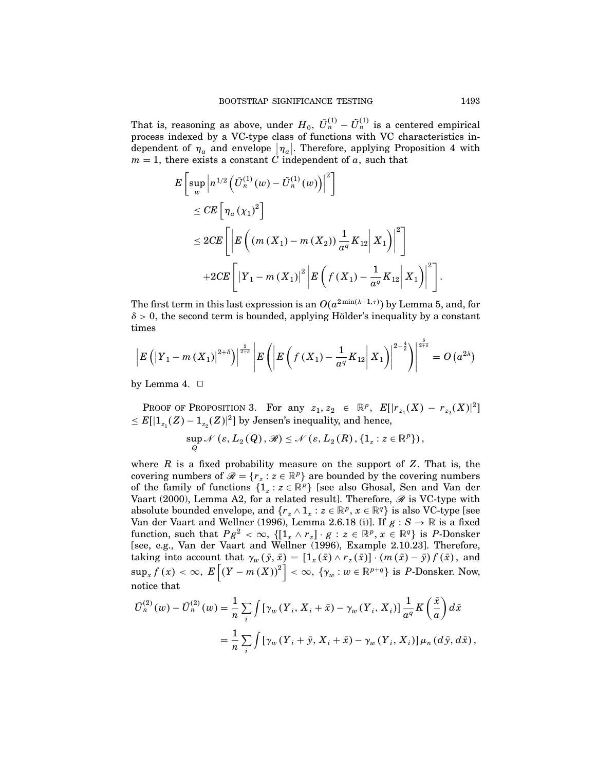That is, reasoning as above, under $H_0$, $\bar{U}_n^{(1)} - \tilde{U}_n^{(1)}$ is a centered empirical process indexed by a VC-type class of functions with VC characteristics independent of $\eta_a$ and envelope $|\eta_a|$. Therefore, applying Proposition 4 with $m = 1$, there exists a constant $C$ independent of $a$, such that

$$
\begin{aligned}
E\left[\sup_w \left| n^{1/2}\left(\bar{U}_n^{(1)}(w) - \tilde{U}_n^{(1)}(w)\right)\right|^2\right]
&\leq CE\left[\eta_a(\chi_1)^2\right] \\
&\leq 2CE\left[\left|E\left((m(X_1) - m(X_2))\frac{1}{a^q}K_{12}\right| X_1\right)\right|^2\right] \\
&\quad + 2CE\left[\left|Y_1 - m(X_1)\right|^2 \left|E\left(f(X_1) - \frac{1}{a^q}K_{12}\right| X_1\right)\right|^2\right].
\end{aligned}
$$

The first term in this last expression is an $O(a^{2\min(\lambda+1,\tau)})$ by Lemma 5, and, for $\delta > 0$, the second term is bounded, applying Hölder's inequality by a constant times

$$
\left|E\left(\left|Y_1 - m(X_1)\right|^{2+\delta}\right)\right|^{\frac{2}{2+\delta}} \left|E\left(\left|E\left(f(X_1) - \frac{1}{a^q}K_{12}\right| X_1\right)\right|^{2+\frac{4}{\delta}}\right)\right|^{\frac{\delta}{2+\delta}} = O\left(a^{2\lambda}\right)
$$

by Lemma 4. $\square$

Proof of Proposition 3. For any $z_1, z_2 \in \mathbb{R}^p$, $E[|r_{z_1}(X) - r_{z_2}(X)|^2] \leq E[|1_{z_1}(Z) - 1_{z_2}(Z)|^2]$ by Jensen's inequality, and hence,

$$
\sup_Q \mathscr{N}(\varepsilon, L_2(Q), \mathscr{R}) \leq \mathscr{N}(\varepsilon, L_2(R), \{1_z : z \in \mathbb{R}^p\}),
$$

where $R$ is a fixed probability measure on the support of $Z$. That is, the covering numbers of $\mathscr{R} = \{r_z : z \in \mathbb{R}^p\}$ are bounded by the covering numbers of the family of functions $\{1_z : z \in \mathbb{R}^p\}$ [see also Ghosal, Sen and Van der Vaart (2000), Lemma A2, for a related result]. Therefore, $\mathscr{R}$ is VC-type with absolute bounded envelope, and $\{r_z \wedge 1_x : z \in \mathbb{R}^p, x \in \mathbb{R}^q\}$ is also VC-type [see Van der Vaart and Wellner (1996), Lemma 2.6.18 (i)]. If $g : S \to \mathbb{R}$ is a fixed function, such that $Pg^2 < \infty$, $\{[1_x \wedge r_z] \cdot g : z \in \mathbb{R}^p, x \in \mathbb{R}^q\}$ is $P$-Donsker [see, e.g., Van der Vaart and Wellner (1996), Example 2.10.23]. Therefore, taking into account that $\gamma_w(\bar{y}, \bar{x}) = [1_x(\bar{x}) \wedge r_z(\bar{x})] \cdot (m(\bar{x}) - \bar{y}) f(\bar{x})$, and $\sup_x f(x) < \infty$, $E\left[(Y - m(X))^2\right] < \infty$, $\{\gamma_w : w \in \mathbb{R}^{p+q}\}$ is $P$-Donsker. Now, notice that

$$
\begin{aligned}
\bar{U}_n^{(2)}(w) - \tilde{U}_n^{(2)}(w) &= \frac{1}{n}\sum_i \int [\gamma_w(Y_i, X_i + \bar{x}) - \gamma_w(Y_i, X_i)] \frac{1}{a^q} K\left(\frac{\bar{x}}{a}\right) d\bar{x} \\
&= \frac{1}{n}\sum_i \int [\gamma_w(Y_i + \bar{y}, X_i + \bar{x}) - \gamma_w(Y_i, X_i)] \mu_n(d\bar{y}, d\bar{x}),
\end{aligned}
$$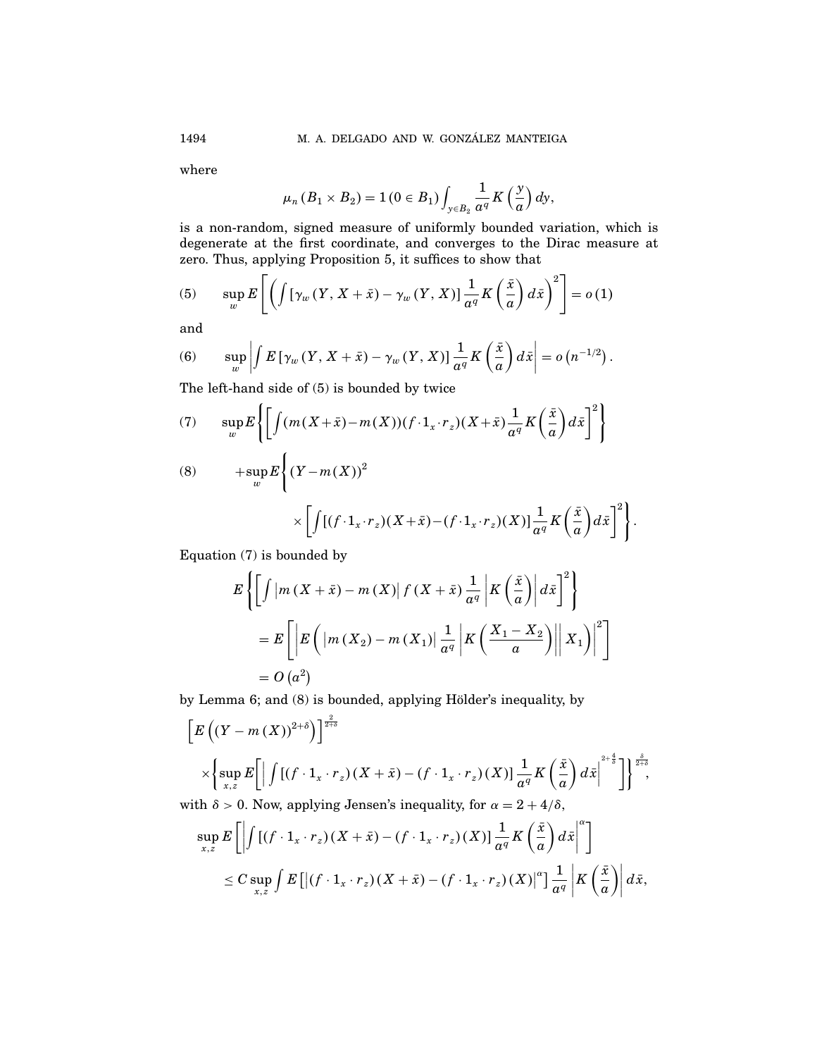where

$$\mu_n (B_1 \times B_2) = 1(0 \in B_1) \int_{y \in B_2} \frac{1}{a^q} K\left(\frac{y}{a}\right) dy,$$

is a non-random, signed measure of uniformly bounded variation, which is degenerate at the first coordinate, and converges to the Dirac measure at zero. Thus, applying Proposition 5, it suffices to show that

$$\sup_w E\left[\left(\int \left[\gamma_w(Y, X+\bar{x}) - \gamma_w(Y, X)\right] \frac{1}{a^q} K\left(\frac{\bar{x}}{a}\right) d\bar{x}\right)^2\right] = o(1) \tag{5}$$

and

$$\sup_w \left| \int E\left[\gamma_w(Y, X+\bar{x}) - \gamma_w(Y, X)\right] \frac{1}{a^q} K\left(\frac{\bar{x}}{a}\right) d\bar{x}\right| = o\left(n^{-1/2}\right). \tag{6}$$

The left-hand side of (5) is bounded by twice

$$\sup_w E\left\{\left[\int (m(X+\bar{x}) - m(X))(f \cdot 1_x \cdot r_z)(X+\bar{x}) \frac{1}{a^q} K\left(\frac{\bar{x}}{a}\right) d\bar{x}\right]^2\right\} \tag{7}$$

$$+ \sup_w E\Bigg\{(Y - m(X))^2 \times \left[\int \left[(f \cdot 1_x \cdot r_z)(X+\bar{x}) - (f \cdot 1_x \cdot r_z)(X)\right] \frac{1}{a^q} K\left(\frac{\bar{x}}{a}\right) d\bar{x}\right]^2\Bigg\}. \tag{8}$$

Equation (7) is bounded by

$$\begin{aligned}
&E\left\{\left[\int \left|m(X+\bar{x}) - m(X)\right| f(X+\bar{x}) \frac{1}{a^q} \left|K\left(\frac{\bar{x}}{a}\right)\right| d\bar{x}\right]^2\right\} \\
&= E\left[\left|E\left(\left|m(X_2) - m(X_1)\right| \frac{1}{a^q} \left|K\left(\frac{X_1 - X_2}{a}\right)\right| \middle| X_1\right)\right|^2\right] \\
&= O\left(a^2\right)
\end{aligned}$$

by Lemma 6; and (8) is bounded, applying Hölder's inequality, by

$$\left[E\left((Y - m(X))^{2+\delta}\right)\right]^{\frac{2}{2+\delta}} \times \left\{\sup_{x,z} E\left[\left|\int \left[(f \cdot 1_x \cdot r_z)(X+\bar{x}) - (f \cdot 1_x \cdot r_z)(X)\right] \frac{1}{a^q} K\left(\frac{\bar{x}}{a}\right) d\bar{x}\right|^{2+\frac{4}{\delta}}\right]\right\}^{\frac{\delta}{2+\delta}},$$

with $\delta > 0$. Now, applying Jensen's inequality, for $\alpha = 2 + 4/\delta$,

$$\begin{aligned}
&\sup_{x,z} E\left[\left|\int \left[(f \cdot 1_x \cdot r_z)(X+\bar{x}) - (f \cdot 1_x \cdot r_z)(X)\right] \frac{1}{a^q} K\left(\frac{\bar{x}}{a}\right) d\bar{x}\right|^{\alpha}\right] \\
&\leq C \sup_{x,z} \int E\left[\left|(f \cdot 1_x \cdot r_z)(X+\bar{x}) - (f \cdot 1_x \cdot r_z)(X)\right|^{\alpha}\right] \frac{1}{a^q} \left|K\left(\frac{\bar{x}}{a}\right)\right| d\bar{x},
\end{aligned}$$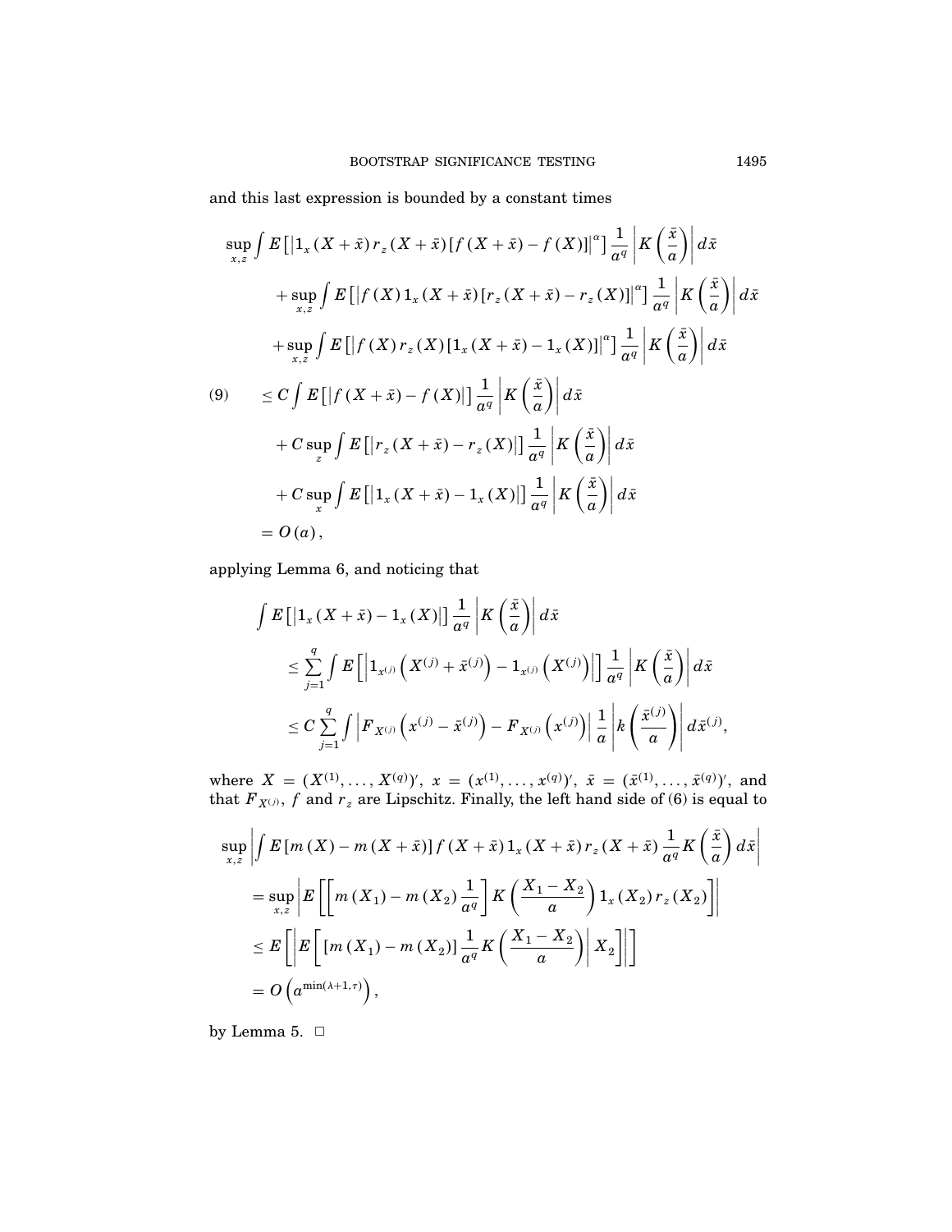and this last expression is bounded by a constant times

$$
\begin{aligned}
&\sup_{x,z} \int E\left[\left|1_x(X+\bar{x})\, r_z(X+\bar{x})\left[f(X+\bar{x})-f(X)\right]\right|^{\alpha}\right] \frac{1}{a^q}\left|K\left(\frac{\bar{x}}{a}\right)\right| d\bar{x} \\
&\quad + \sup_{x,z} \int E\left[\left|f(X)\, 1_x(X+\bar{x})\left[r_z(X+\bar{x})-r_z(X)\right]\right|^{\alpha}\right] \frac{1}{a^q}\left|K\left(\frac{\bar{x}}{a}\right)\right| d\bar{x} \\
&\quad + \sup_{x,z} \int E\left[\left|f(X)\, r_z(X)\left[1_x(X+\bar{x})-1_x(X)\right]\right|^{\alpha}\right] \frac{1}{a^q}\left|K\left(\frac{\bar{x}}{a}\right)\right| d\bar{x} \\
&\leq C \int E\left[\left|f(X+\bar{x})-f(X)\right|\right] \frac{1}{a^q}\left|K\left(\frac{\bar{x}}{a}\right)\right| d\bar{x} \qquad (9)\\
&\quad + C \sup_{z} \int E\left[\left|r_z(X+\bar{x})-r_z(X)\right|\right] \frac{1}{a^q}\left|K\left(\frac{\bar{x}}{a}\right)\right| d\bar{x} \\
&\quad + C \sup_{x} \int E\left[\left|1_x(X+\bar{x})-1_x(X)\right|\right] \frac{1}{a^q}\left|K\left(\frac{\bar{x}}{a}\right)\right| d\bar{x} \\
&= O(a),
\end{aligned}
$$

applying Lemma 6, and noticing that

$$
\begin{aligned}
&\int E\left[\left|1_x(X+\bar{x})-1_x(X)\right|\right] \frac{1}{a^q}\left|K\left(\frac{\bar{x}}{a}\right)\right| d\bar{x} \\
&\quad \leq \sum_{j=1}^{q} \int E\left[\left|1_{x^{(j)}}\left(X^{(j)}+\bar{x}^{(j)}\right)-1_{x^{(j)}}\left(X^{(j)}\right)\right|\right] \frac{1}{a^q}\left|K\left(\frac{\bar{x}}{a}\right)\right| d\bar{x} \\
&\quad \leq C \sum_{j=1}^{q} \int \left|F_{X^{(j)}}\left(x^{(j)}-\bar{x}^{(j)}\right)-F_{X^{(j)}}\left(x^{(j)}\right)\right| \frac{1}{a}\left|k\left(\frac{\bar{x}^{(j)}}{a}\right)\right| d\bar{x}^{(j)},
\end{aligned}
$$

where $X = (X^{(1)}, \ldots, X^{(q)})'$, $x = (x^{(1)}, \ldots, x^{(q)})'$, $\bar{x} = (\bar{x}^{(1)}, \ldots, \bar{x}^{(q)})'$, and that $F_{X^{(j)}}$, $f$ and $r_z$ are Lipschitz. Finally, the left hand side of (6) is equal to

$$
\begin{aligned}
&\sup_{x,z}\left|\int E\left[m(X)-m(X+\bar{x})\right] f(X+\bar{x})\, 1_x(X+\bar{x})\, r_z(X+\bar{x}) \frac{1}{a^q} K\left(\frac{\bar{x}}{a}\right) d\bar{x}\right| \\
&= \sup_{x,z}\left|E\left[\left[m(X_1)-m(X_2)\frac{1}{a^q}\right] K\left(\frac{X_1-X_2}{a}\right) 1_x(X_2)\, r_z(X_2)\right]\right| \\
&\leq E\left[\left|E\left[\left[m(X_1)-m(X_2)\right]\frac{1}{a^q} K\left(\frac{X_1-X_2}{a}\right)\right| X_2\right]\right|\Bigg] \\
&= O\left(a^{\min(\lambda+1,\tau)}\right),
\end{aligned}
$$

by Lemma 5. □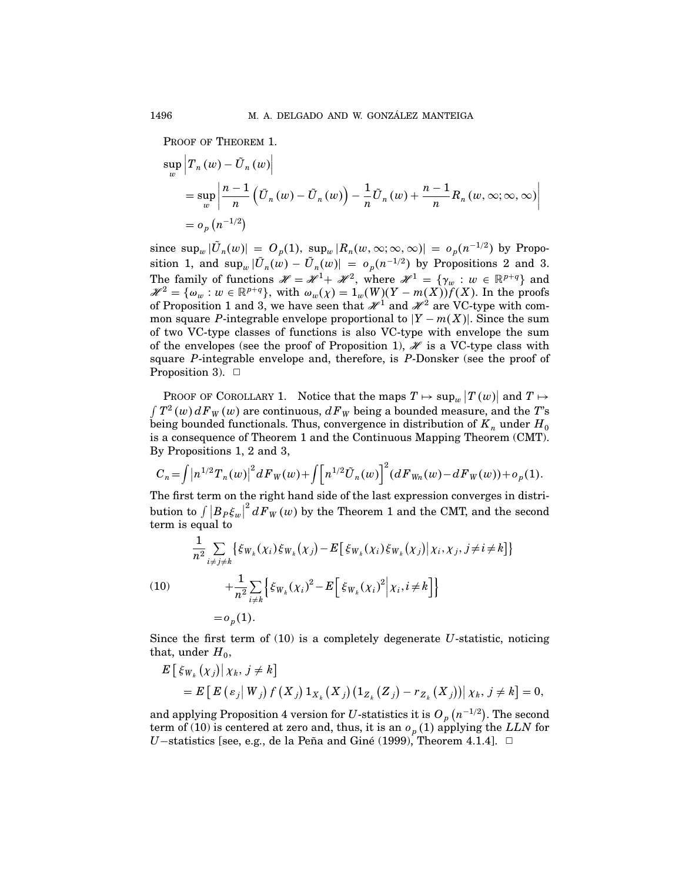PROOF OF THEOREM 1.

$$
\begin{aligned}
\sup_w \left| T_n(w) - \tilde{U}_n(w) \right| &= \sup_w \left| \frac{n-1}{n} \left( \bar{U}_n(w) - \tilde{U}_n(w) \right) - \frac{1}{n} \tilde{U}_n(w) + \frac{n-1}{n} R_n(w, \infty; \infty, \infty) \right| \\
&= o_p\left(n^{-1/2}\right)
\end{aligned}
$$

since $\sup_w |\tilde{U}_n(w)| = O_p(1)$, $\sup_w |R_n(w, \infty; \infty, \infty)| = o_p(n^{-1/2})$ by Proposition 1, and $\sup_w |\bar{U}_n(w) - \tilde{U}_n(w)| = o_p(n^{-1/2})$ by Propositions 2 and 3. The family of functions $\mathscr{H} = \mathscr{H}^1 + \mathscr{H}^2$, where $\mathscr{H}^1 = \{\gamma_w : w \in \mathbb{R}^{p+q}\}$ and $\mathscr{H}^2 = \{\omega_w : w \in \mathbb{R}^{p+q}\}$, with $\omega_w(\chi) = 1_w(W)(Y - m(X))f(X)$. In the proofs of Proposition 1 and 3, we have seen that $\mathscr{H}^1$ and $\mathscr{H}^2$ are VC-type with common square $P$-integrable envelope proportional to $|Y - m(X)|$. Since the sum of two VC-type classes of functions is also VC-type with envelope the sum of the envelopes (see the proof of Proposition 1), $\mathscr{H}$ is a VC-type class with square $P$-integrable envelope and, therefore, is $P$-Donsker (see the proof of Proposition 3). □

PROOF OF COROLLARY 1. Notice that the maps $T \mapsto \sup_w |T(w)|$ and $T \mapsto \int T^2(w)\, dF_W(w)$ are continuous, $dF_W$ being a bounded measure, and the $T$'s being bounded functionals. Thus, convergence in distribution of $K_n$ under $H_0$ is a consequence of Theorem 1 and the Continuous Mapping Theorem (CMT). By Propositions 1, 2 and 3,

$$
C_n = \int \left| n^{1/2} T_n(w) \right|^2 dF_W(w) + \int \left[ n^{1/2} \tilde{U}_n(w) \right]^2 (dF_{Wn}(w) - dF_W(w)) + o_p(1).
$$

The first term on the right hand side of the last expression converges in distribution to $\int \left| B_P \xi_w \right|^2 dF_W(w)$ by the Theorem 1 and the CMT, and the second term is equal to

$$
\begin{aligned}
&\frac{1}{n^2} \sum_{i \neq j \neq k} \left\{ \xi_{W_k}(\chi_i) \xi_{W_k}(\chi_j) - E\left[ \xi_{W_k}(\chi_i) \xi_{W_k}(\chi_j) \middle| \chi_i, \chi_j, j \neq i \neq k \right] \right\} \\
&\qquad + \frac{1}{n^2} \sum_{i \neq k} \left\{ \xi_{W_k}(\chi_i)^2 - E\left[ \xi_{W_k}(\chi_i)^2 \middle| \chi_i, i \neq k \right] \right\} \qquad (10) \\
&\quad = o_p(1).
\end{aligned}
$$

Since the first term of (10) is a completely degenerate $U$-statistic, noticing that, under $H_0$,

$$
\begin{aligned}
&E\left[ \xi_{W_k}(\chi_j) \middle| \chi_k, j \neq k \right] \\
&\quad = E\left[ E\left( \varepsilon_j \middle| W_j \right) f\left( X_j \right) 1_{X_k}\left( X_j \right) \left( 1_{Z_k}\left( Z_j \right) - r_{Z_k}\left( X_j \right) \right) \middle| \chi_k, j \neq k \right] = 0,
\end{aligned}
$$

and applying Proposition 4 version for $U$-statistics it is $O_p\left(n^{-1/2}\right)$. The second term of (10) is centered at zero and, thus, it is an $o_p(1)$ applying the $LLN$ for $U-$statistics [see, e.g., de la Peña and Giné (1999), Theorem 4.1.4]. □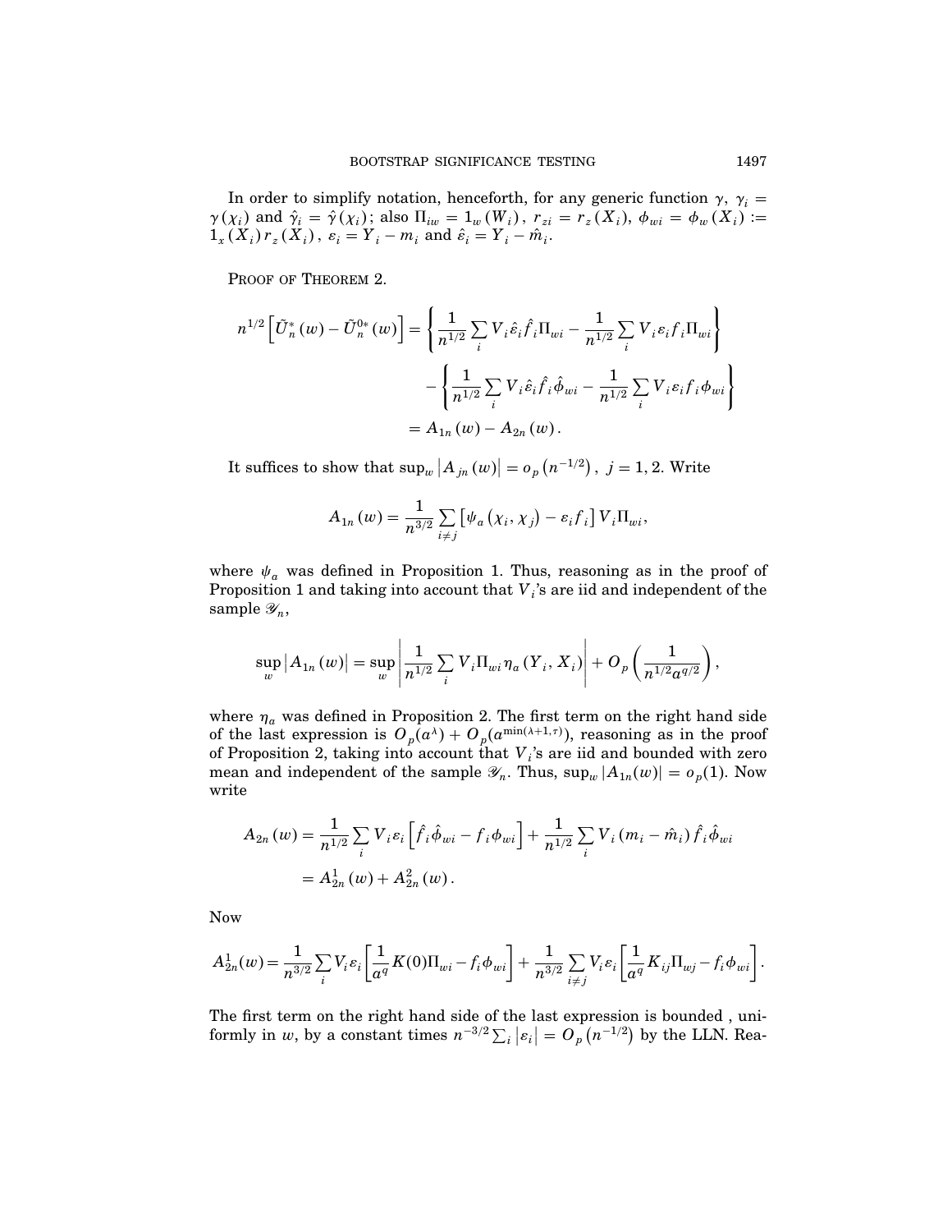In order to simplify notation, henceforth, for any generic function $\gamma$, $\gamma_i = \gamma(\chi_i)$ and $\hat{\gamma}_i = \hat{\gamma}(\chi_i)$; also $\Pi_{iw} = 1_w(W_i)$, $r_{zi} = r_z(X_i)$, $\phi_{wi} = \phi_w(X_i) := 1_x(X_i)r_z(X_i)$, $\varepsilon_i = Y_i - m_i$ and $\hat{\varepsilon}_i = Y_i - \hat{m}_i$.

PROOF OF THEOREM 2.

$$
\begin{aligned}
n^{1/2}\left[\tilde{U}_n^*(w) - \tilde{U}_n^{0*}(w)\right] &= \left\{\frac{1}{n^{1/2}}\sum_i V_i\hat{\varepsilon}_i\hat{f}_i\Pi_{wi} - \frac{1}{n^{1/2}}\sum_i V_i\varepsilon_i f_i\Pi_{wi}\right\} \\
&\quad - \left\{\frac{1}{n^{1/2}}\sum_i V_i\hat{\varepsilon}_i\hat{f}_i\hat{\phi}_{wi} - \frac{1}{n^{1/2}}\sum_i V_i\varepsilon_i f_i\phi_{wi}\right\} \\
&= A_{1n}(w) - A_{2n}(w).
\end{aligned}
$$

It suffices to show that $\sup_w |A_{jn}(w)| = o_p(n^{-1/2})$, $j = 1, 2$. Write

$$
A_{1n}(w) = \frac{1}{n^{3/2}}\sum_{i \neq j}\left[\psi_a(\chi_i, \chi_j) - \varepsilon_i f_i\right]V_i\Pi_{wi},
$$

where $\psi_a$ was defined in Proposition 1. Thus, reasoning as in the proof of Proposition 1 and taking into account that $V_i$'s are iid and independent of the sample $\mathscr{Y}_n$,

$$
\sup_w |A_{1n}(w)| = \sup_w \left|\frac{1}{n^{1/2}}\sum_i V_i\Pi_{wi}\eta_a(Y_i, X_i)\right| + O_p\left(\frac{1}{n^{1/2}a^{q/2}}\right),
$$

where $\eta_a$ was defined in Proposition 2. The first term on the right hand side of the last expression is $O_p(a^{\lambda}) + O_p(a^{\min(\lambda+1,\tau)})$, reasoning as in the proof of Proposition 2, taking into account that $V_i$'s are iid and bounded with zero mean and independent of the sample $\mathscr{Y}_n$. Thus, $\sup_w |A_{1n}(w)| = o_p(1)$. Now write

$$
\begin{aligned}
A_{2n}(w) &= \frac{1}{n^{1/2}}\sum_i V_i\varepsilon_i\left[\hat{f}_i\hat{\phi}_{wi} - f_i\phi_{wi}\right] + \frac{1}{n^{1/2}}\sum_i V_i(m_i - \hat{m}_i)\hat{f}_i\hat{\phi}_{wi} \\
&= A_{2n}^1(w) + A_{2n}^2(w).
\end{aligned}
$$

Now

$$
A_{2n}^1(w) = \frac{1}{n^{3/2}}\sum_i V_i\varepsilon_i\left[\frac{1}{a^q}K(0)\Pi_{wi} - f_i\phi_{wi}\right] + \frac{1}{n^{3/2}}\sum_{i\neq j} V_i\varepsilon_i\left[\frac{1}{a^q}K_{ij}\Pi_{wj} - f_i\phi_{wi}\right].
$$

The first term on the right hand side of the last expression is bounded , uniformly in $w$, by a constant times $n^{-3/2}\sum_i |\varepsilon_i| = O_p(n^{-1/2})$ by the LLN. Rea-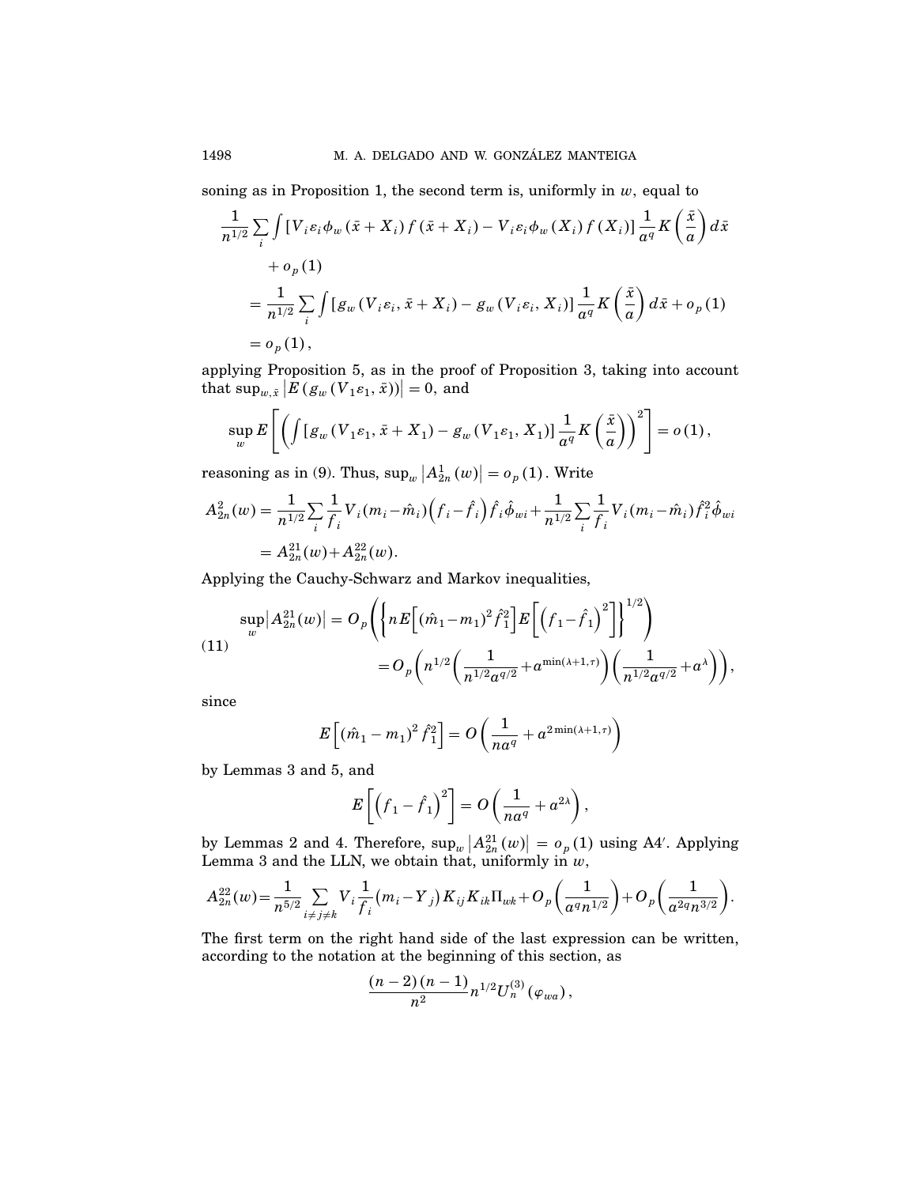soning as in Proposition 1, the second term is, uniformly in $w$, equal to

$$\frac{1}{n^{1/2}}\sum_{i}\int\left[V_i\varepsilon_i\phi_w(\bar{x}+X_i)f(\bar{x}+X_i)-V_i\varepsilon_i\phi_w(X_i)f(X_i)\right]\frac{1}{a^q}K\left(\frac{\bar{x}}{a}\right)d\bar{x}$$
$$+o_p(1)$$
$$=\frac{1}{n^{1/2}}\sum_{i}\int\left[g_w(V_i\varepsilon_i,\bar{x}+X_i)-g_w(V_i\varepsilon_i,X_i)\right]\frac{1}{a^q}K\left(\frac{\bar{x}}{a}\right)d\bar{x}+o_p(1)$$
$$=o_p(1),$$

applying Proposition 5, as in the proof of Proposition 3, taking into account that $\sup_{w,\bar{x}}\left|E\left(g_w(V_1\varepsilon_1,\bar{x})\right)\right|=0$, and

$$\sup_w E\left[\left(\int\left[g_w(V_1\varepsilon_1,\bar{x}+X_1)-g_w(V_1\varepsilon_1,X_1)\right]\frac{1}{a^q}K\left(\frac{\bar{x}}{a}\right)\right)^2\right]=o(1),$$

reasoning as in (9). Thus, $\sup_w\left|A_{2n}^1(w)\right|=o_p(1)$. Write

$$A_{2n}^2(w)=\frac{1}{n^{1/2}}\sum_i\frac{1}{f_i}V_i(m_i-\hat{m}_i)\left(f_i-\hat{f}_i\right)\hat{f}_i\hat{\phi}_{wi}+\frac{1}{n^{1/2}}\sum_i\frac{1}{f_i}V_i(m_i-\hat{m}_i)\hat{f}_i^2\hat{\phi}_{wi}$$
$$=A_{2n}^{21}(w)+A_{2n}^{22}(w).$$

Applying the Cauchy-Schwarz and Markov inequalities,

$$\sup_w\left|A_{2n}^{21}(w)\right|=O_p\left(\left\{nE\left[(\hat{m}_1-m_1)^2\hat{f}_1^2\right]E\left[\left(f_1-\hat{f}_1\right)^2\right]\right\}^{1/2}\right)$$
$$=O_p\left(n^{1/2}\left(\frac{1}{n^{1/2}a^{q/2}}+a^{\min(\lambda+1,\tau)}\right)\left(\frac{1}{n^{1/2}a^{q/2}}+a^{\lambda}\right)\right),\tag{11}$$

since

$$E\left[(\hat{m}_1-m_1)^2\hat{f}_1^2\right]=O\left(\frac{1}{na^q}+a^{2\min(\lambda+1,\tau)}\right)$$

by Lemmas 3 and 5, and

$$E\left[\left(f_1-\hat{f}_1\right)^2\right]=O\left(\frac{1}{na^q}+a^{2\lambda}\right),$$

by Lemmas 2 and 4. Therefore, $\sup_w\left|A_{2n}^{21}(w)\right|=o_p(1)$ using A4′. Applying Lemma 3 and the LLN, we obtain that, uniformly in $w$,

$$A_{2n}^{22}(w)=\frac{1}{n^{5/2}}\sum_{i\neq j\neq k}V_i\frac{1}{f_i}(m_i-Y_j)K_{ij}K_{ik}\Pi_{wk}+O_p\left(\frac{1}{a^qn^{1/2}}\right)+O_p\left(\frac{1}{a^{2q}n^{3/2}}\right).$$

The first term on the right hand side of the last expression can be written, according to the notation at the beginning of this section, as

$$\frac{(n-2)(n-1)}{n^2}n^{1/2}U_n^{(3)}(\varphi_{wa}),$$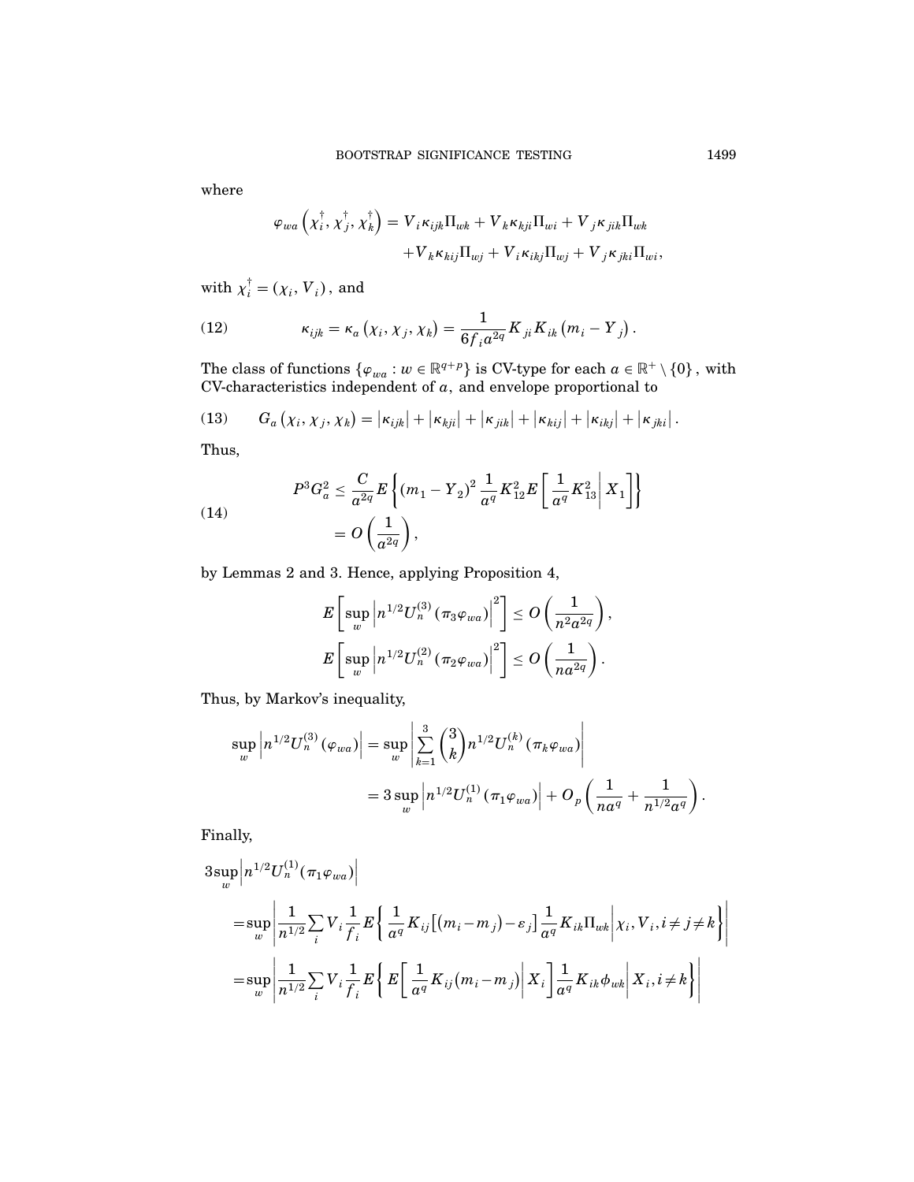where

$$\varphi_{wa}\left(\chi_i^{\dagger},\chi_j^{\dagger},\chi_k^{\dagger}\right)=V_i\kappa_{ijk}\Pi_{wk}+V_k\kappa_{kji}\Pi_{wi}+V_j\kappa_{jik}\Pi_{wk}$$
$$+V_k\kappa_{kij}\Pi_{wj}+V_i\kappa_{ikj}\Pi_{wj}+V_j\kappa_{jki}\Pi_{wi},$$

with $\chi_i^{\dagger}=(\chi_i,V_i)$, and

$$\kappa_{ijk}=\kappa_a\left(\chi_i,\chi_j,\chi_k\right)=\frac{1}{6f_ia^{2q}}K_{ji}K_{ik}\left(m_i-Y_j\right). \tag{12}$$

The class of functions $\{\varphi_{wa}:w\in\mathbb{R}^{q+p}\}$ is CV-type for each $a\in\mathbb{R}^+\setminus\{0\}$, with CV-characteristics independent of $a$, and envelope proportional to

$$G_a\left(\chi_i,\chi_j,\chi_k\right)=\left|\kappa_{ijk}\right|+\left|\kappa_{kji}\right|+\left|\kappa_{jik}\right|+\left|\kappa_{kij}\right|+\left|\kappa_{ikj}\right|+\left|\kappa_{jki}\right|. \tag{13}$$

Thus,

$$\begin{aligned}P^3G_a^2&\leq\frac{C}{a^{2q}}E\left\{\left(m_1-Y_2\right)^2\frac{1}{a^q}K_{12}^2E\left[\frac{1}{a^q}K_{13}^2\,\middle|\,X_1\right]\right\}\\&=O\left(\frac{1}{a^{2q}}\right),\end{aligned} \tag{14}$$

by Lemmas 2 and 3. Hence, applying Proposition 4,

$$E\left[\sup_w\left|n^{1/2}U_n^{(3)}\left(\pi_3\varphi_{wa}\right)\right|^2\right]\leq O\left(\frac{1}{n^2a^{2q}}\right),$$
$$E\left[\sup_w\left|n^{1/2}U_n^{(2)}\left(\pi_2\varphi_{wa}\right)\right|^2\right]\leq O\left(\frac{1}{na^{2q}}\right).$$

Thus, by Markov's inequality,

$$\begin{aligned}\sup_w\left|n^{1/2}U_n^{(3)}\left(\varphi_{wa}\right)\right|&=\sup_w\left|\sum_{k=1}^{3}\binom{3}{k}n^{1/2}U_n^{(k)}\left(\pi_k\varphi_{wa}\right)\right|\\&=3\sup_w\left|n^{1/2}U_n^{(1)}\left(\pi_1\varphi_{wa}\right)\right|+O_p\left(\frac{1}{na^q}+\frac{1}{n^{1/2}a^q}\right).\end{aligned}$$

Finally,

$$\begin{aligned}&3\sup_w\left|n^{1/2}U_n^{(1)}(\pi_1\varphi_{wa})\right|\\&=\sup_w\left|\frac{1}{n^{1/2}}\sum_i V_i\frac{1}{f_i}E\left\{\frac{1}{a^q}K_{ij}\left[(m_i-m_j)-\varepsilon_j\right]\frac{1}{a^q}K_{ik}\Pi_{wk}\,\middle|\,\chi_i,V_i,i\neq j\neq k\right\}\right|\\&=\sup_w\left|\frac{1}{n^{1/2}}\sum_i V_i\frac{1}{f_i}E\left\{E\left[\frac{1}{a^q}K_{ij}(m_i-m_j)\,\middle|\,X_i\right]\frac{1}{a^q}K_{ik}\phi_{wk}\,\middle|\,X_i,i\neq k\right\}\right|\end{aligned}$$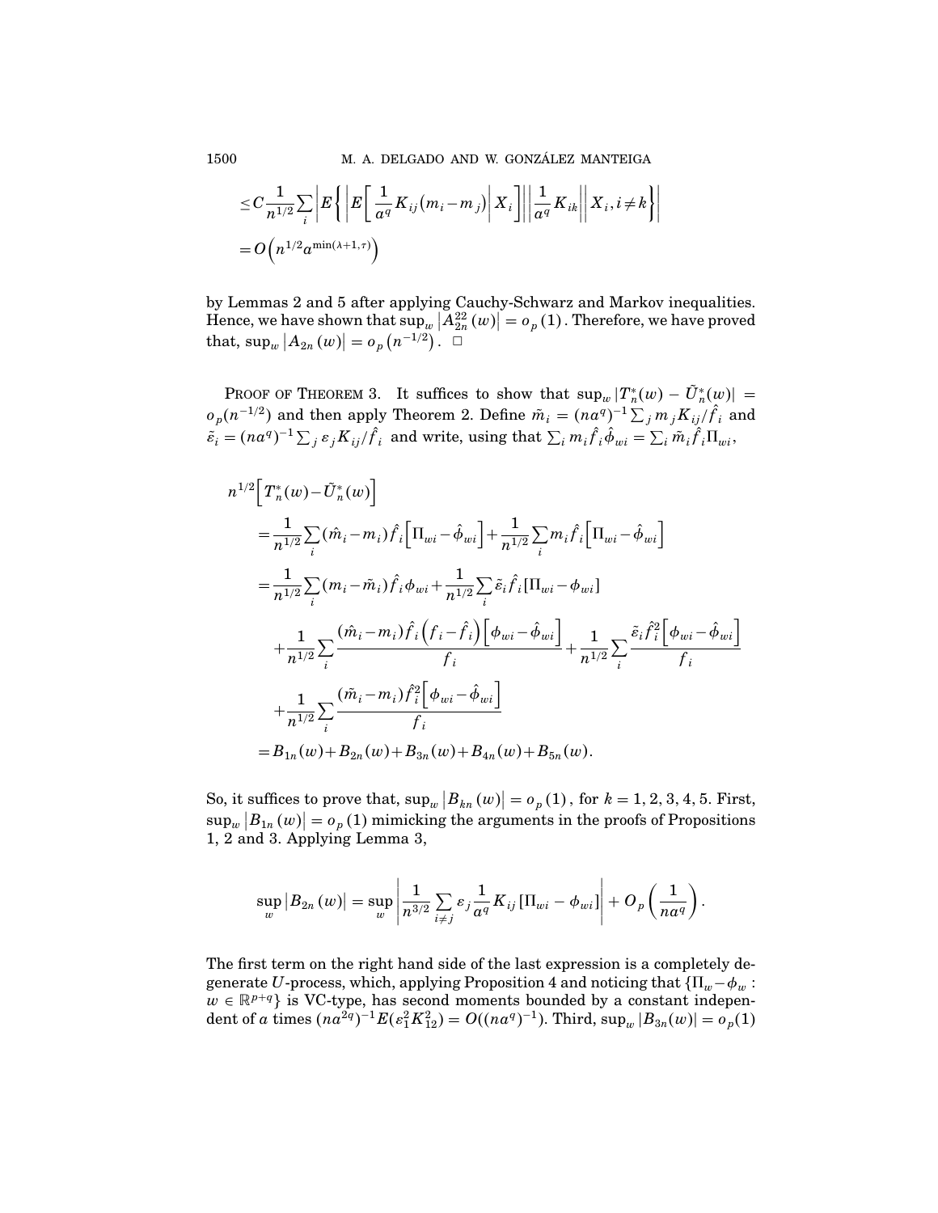$$
\leq C \frac{1}{n^{1/2}} \sum_i \left| E\left\{ \left| E\left[ \frac{1}{a^q} K_{ij}(m_i - m_j) \middle| X_i \right] \right| \left| \frac{1}{a^q} K_{ik} \right| \middle| X_i, i \neq k \right\} \right|
$$

$$
= O\left(n^{1/2} a^{\min(\lambda+1,\tau)}\right)
$$

by Lemmas 2 and 5 after applying Cauchy-Schwarz and Markov inequalities. Hence, we have shown that $\sup_w \left|A_{2n}^{22}(w)\right| = o_p(1)$. Therefore, we have proved that, $\sup_w \left|A_{2n}(w)\right| = o_p\left(n^{-1/2}\right)$. □

PROOF OF THEOREM 3. It suffices to show that $\sup_w |T_n^*(w) - \tilde{U}_n^*(w)| = o_p(n^{-1/2})$ and then apply Theorem 2. Define $\tilde{m}_i = (na^q)^{-1} \sum_j m_j K_{ij} / \hat{f}_i$ and $\tilde{\varepsilon}_i = (na^q)^{-1} \sum_j \varepsilon_j K_{ij} / \hat{f}_i$ and write, using that $\sum_i m_i \hat{f}_i \hat{\phi}_{wi} = \sum_i \tilde{m}_i \hat{f}_i \Pi_{wi}$,

$$
\begin{aligned}
n^{1/2}&\left[T_n^*(w) - \tilde{U}_n^*(w)\right] \\
&= \frac{1}{n^{1/2}} \sum_i (\hat{m}_i - m_i) \hat{f}_i \left[\Pi_{wi} - \hat{\phi}_{wi}\right] + \frac{1}{n^{1/2}} \sum_i m_i \hat{f}_i \left[\Pi_{wi} - \hat{\phi}_{wi}\right] \\
&= \frac{1}{n^{1/2}} \sum_i (m_i - \tilde{m}_i) \hat{f}_i \phi_{wi} + \frac{1}{n^{1/2}} \sum_i \tilde{\varepsilon}_i \hat{f}_i [\Pi_{wi} - \phi_{wi}] \\
&\quad + \frac{1}{n^{1/2}} \sum_i \frac{(\hat{m}_i - m_i) \hat{f}_i \left(f_i - \hat{f}_i\right) \left[\phi_{wi} - \hat{\phi}_{wi}\right]}{f_i} + \frac{1}{n^{1/2}} \sum_i \frac{\tilde{\varepsilon}_i \hat{f}_i^2 \left[\phi_{wi} - \hat{\phi}_{wi}\right]}{f_i} \\
&\quad + \frac{1}{n^{1/2}} \sum_i \frac{(\tilde{m}_i - m_i) \hat{f}_i^2 \left[\phi_{wi} - \hat{\phi}_{wi}\right]}{f_i} \\
&= B_{1n}(w) + B_{2n}(w) + B_{3n}(w) + B_{4n}(w) + B_{5n}(w).
\end{aligned}
$$

So, it suffices to prove that, $\sup_w \left|B_{kn}(w)\right| = o_p(1)$, for $k = 1, 2, 3, 4, 5$. First, $\sup_w \left|B_{1n}(w)\right| = o_p(1)$ mimicking the arguments in the proofs of Propositions 1, 2 and 3. Applying Lemma 3,

$$
\sup_w \left|B_{2n}(w)\right| = \sup_w \left| \frac{1}{n^{3/2}} \sum_{i \neq j} \varepsilon_j \frac{1}{a^q} K_{ij} [\Pi_{wi} - \phi_{wi}] \right| + O_p\left(\frac{1}{na^q}\right).
$$

The first term on the right hand side of the last expression is a completely degenerate $U$-process, which, applying Proposition 4 and noticing that $\{\Pi_w - \phi_w : w \in \mathbb{R}^{p+q}\}$ is VC-type, has second moments bounded by a constant independent of $a$ times $(na^{2q})^{-1} E(\varepsilon_1^2 K_{12}^2) = O((na^q)^{-1})$. Third, $\sup_w |B_{3n}(w)| = o_p(1)$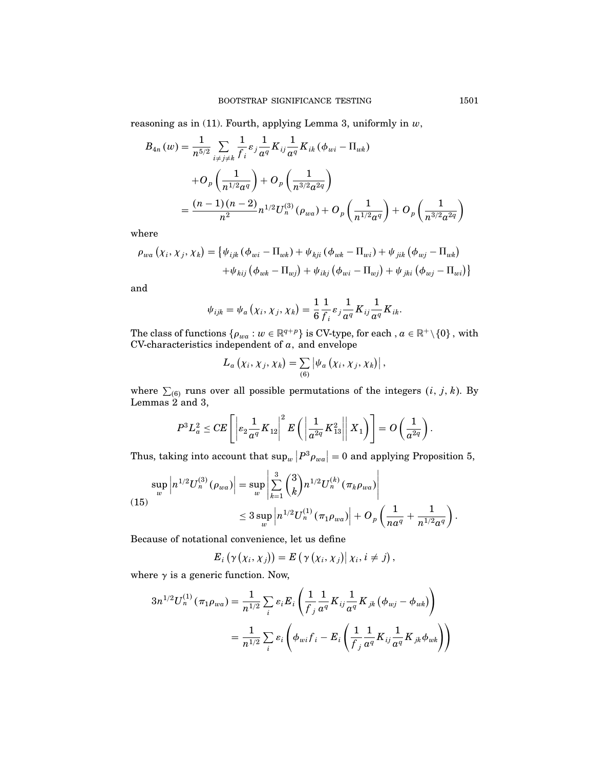reasoning as in (11). Fourth, applying Lemma 3, uniformly in $w$,

$$
\begin{aligned}
B_{4n}(w) &= \frac{1}{n^{5/2}} \sum_{i \neq j \neq k} \frac{1}{f_i} \varepsilon_j \frac{1}{a^q} K_{ij} \frac{1}{a^q} K_{ik} \left( \phi_{wi} - \Pi_{wk} \right) \\
&\quad + O_p\left( \frac{1}{n^{1/2} a^q} \right) + O_p\left( \frac{1}{n^{3/2} a^{2q}} \right) \\
&= \frac{(n-1)(n-2)}{n^2} n^{1/2} U_n^{(3)}(\rho_{wa}) + O_p\left( \frac{1}{n^{1/2} a^q} \right) + O_p\left( \frac{1}{n^{3/2} a^{2q}} \right)
\end{aligned}
$$

where

$$
\begin{aligned}
\rho_{wa}(\chi_i, \chi_j, \chi_k) = \big\{ &\psi_{ijk}(\phi_{wi} - \Pi_{wk}) + \psi_{kji}(\phi_{wk} - \Pi_{wi}) + \psi_{jik}(\phi_{wj} - \Pi_{wk}) \\
&+ \psi_{kij}(\phi_{wk} - \Pi_{wj}) + \psi_{ikj}(\phi_{wi} - \Pi_{wj}) + \psi_{jki}(\phi_{wj} - \Pi_{wi}) \big\}
\end{aligned}
$$

and

$$
\psi_{ijk} = \psi_a(\chi_i, \chi_j, \chi_k) = \frac{1}{6} \frac{1}{f_i} \varepsilon_j \frac{1}{a^q} K_{ij} \frac{1}{a^q} K_{ik}.
$$

The class of functions $\{\rho_{wa} : w \in \mathbb{R}^{q+p}\}$ is CV-type, for each , $a \in \mathbb{R}^+ \backslash \{0\}$, with CV-characteristics independent of $a$, and envelope

$$
L_a(\chi_i, \chi_j, \chi_k) = \sum_{(6)} \left| \psi_a(\chi_i, \chi_j, \chi_k) \right|,
$$

where $\sum_{(6)}$ runs over all possible permutations of the integers $(i, j, k)$. By Lemmas 2 and 3,

$$
P^3 L_a^2 \leq CE\left[ \left| \varepsilon_2 \frac{1}{a^q} K_{12} \right|^2 E\left( \left| \frac{1}{a^{2q}} K_{13}^2 \right| \, X_1 \right) \right] = O\left( \frac{1}{a^{2q}} \right).
$$

Thus, taking into account that $\sup_w \left| P^3 \rho_{wa} \right| = 0$ and applying Proposition 5,

$$
\begin{aligned}
\sup_w \left| n^{1/2} U_n^{(3)}(\rho_{wa}) \right| &= \sup_w \left| \sum_{k=1}^{3} \binom{3}{k} n^{1/2} U_n^{(k)}(\pi_k \rho_{wa}) \right| \\
&\leq 3 \sup_w \left| n^{1/2} U_n^{(1)}(\pi_1 \rho_{wa}) \right| + O_p\left( \frac{1}{n a^q} + \frac{1}{n^{1/2} a^q} \right).
\end{aligned} \tag{15}
$$

Because of notational convenience, let us define

$$
E_i(\gamma(\chi_i, \chi_j)) = E(\gamma(\chi_i, \chi_j) | \, \chi_i, i \neq j),
$$

where $\gamma$ is a generic function. Now,

$$
\begin{aligned}
3 n^{1/2} U_n^{(1)}(\pi_1 \rho_{wa}) &= \frac{1}{n^{1/2}} \sum_i \varepsilon_i E_i\left( \frac{1}{f_j} \frac{1}{a^q} K_{ij} \frac{1}{a^q} K_{jk} (\phi_{wj} - \phi_{wk}) \right) \\
&= \frac{1}{n^{1/2}} \sum_i \varepsilon_i \left( \phi_{wi} f_i - E_i\left( \frac{1}{f_j} \frac{1}{a^q} K_{ij} \frac{1}{a^q} K_{jk} \phi_{wk} \right) \right)
\end{aligned}
$$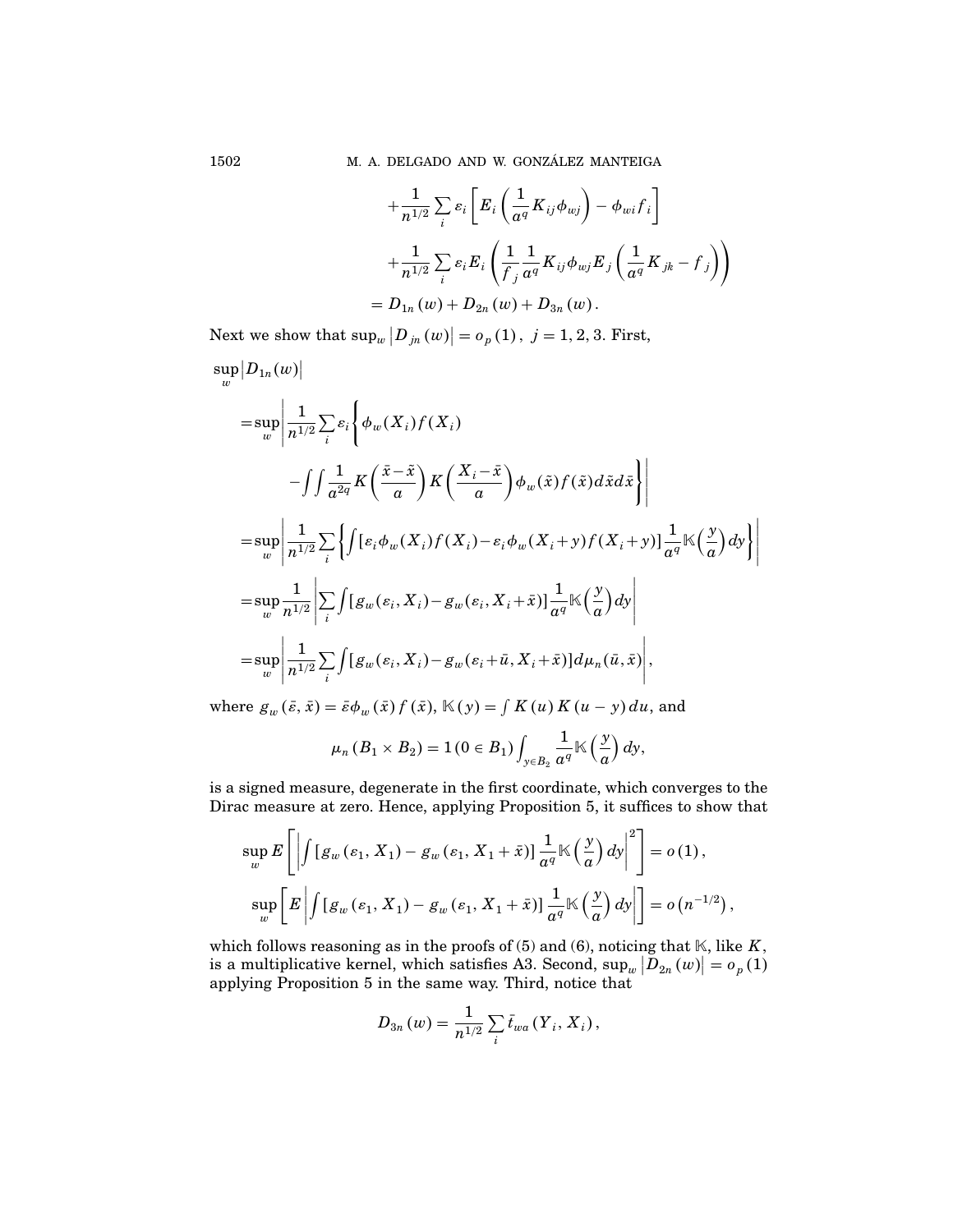$$+\frac{1}{n^{1/2}}\sum_i \varepsilon_i\left[E_i\left(\frac{1}{a^q}K_{ij}\phi_{wj}\right)-\phi_{wi}f_i\right]$$

$$+\frac{1}{n^{1/2}}\sum_i \varepsilon_i E_i\left(\frac{1}{f_j}\frac{1}{a^q}K_{ij}\phi_{wj}E_j\left(\frac{1}{a^q}K_{jk}-f_j\right)\right)$$

$$= D_{1n}(w)+D_{2n}(w)+D_{3n}(w).$$

Next we show that $\sup_w \left|D_{jn}(w)\right| = o_p(1),\ j=1,2,3$. First,

$$\begin{aligned}
&\sup_w \left|D_{1n}(w)\right| \\
&=\sup_w\left|\frac{1}{n^{1/2}}\sum_i \varepsilon_i\left\{\phi_w(X_i)f(X_i) - \int\!\!\int \frac{1}{a^{2q}}K\left(\frac{\bar{x}-\tilde{x}}{a}\right)K\left(\frac{X_i-\bar{x}}{a}\right)\phi_w(\tilde{x})f(\tilde{x})\,d\tilde{x}\,d\bar{x}\right\}\right| \\
&=\sup_w\left|\frac{1}{n^{1/2}}\sum_i\left\{\int\left[\varepsilon_i\phi_w(X_i)f(X_i)-\varepsilon_i\phi_w(X_i+y)f(X_i+y)\right]\frac{1}{a^q}\mathbb{K}\left(\frac{y}{a}\right)dy\right\}\right| \\
&=\sup_w\frac{1}{n^{1/2}}\left|\sum_i\int\left[g_w(\varepsilon_i,X_i)-g_w(\varepsilon_i,X_i+\bar{x})\right]\frac{1}{a^q}\mathbb{K}\left(\frac{y}{a}\right)dy\right| \\
&=\sup_w\left|\frac{1}{n^{1/2}}\sum_i\int\left[g_w(\varepsilon_i,X_i)-g_w(\varepsilon_i+\bar{u},X_i+\bar{x})\right]d\mu_n(\bar{u},\bar{x})\right|,
\end{aligned}$$

where $g_w(\bar{\varepsilon},\bar{x}) = \bar{\varepsilon}\phi_w(\bar{x})f(\bar{x})$, $\mathbb{K}(y) = \int K(u)K(u-y)\,du$, and

$$\mu_n(B_1\times B_2) = 1(0\in B_1)\int_{y\in B_2}\frac{1}{a^q}\mathbb{K}\left(\frac{y}{a}\right)dy,$$

is a signed measure, degenerate in the first coordinate, which converges to the Dirac measure at zero. Hence, applying Proposition 5, it suffices to show that

$$\sup_w E\left[\left|\int\left[g_w(\varepsilon_1,X_1)-g_w(\varepsilon_1,X_1+\bar{x})\right]\frac{1}{a^q}\mathbb{K}\left(\frac{y}{a}\right)dy\right|^2\right] = o(1),$$

$$\sup_w\left[E\left|\int\left[g_w(\varepsilon_1,X_1)-g_w(\varepsilon_1,X_1+\bar{x})\right]\frac{1}{a^q}\mathbb{K}\left(\frac{y}{a}\right)dy\right|\right] = o\left(n^{-1/2}\right),$$

which follows reasoning as in the proofs of (5) and (6), noticing that $\mathbb{K}$, like $K$, is a multiplicative kernel, which satisfies A3. Second, $\sup_w\left|D_{2n}(w)\right| = o_p(1)$ applying Proposition 5 in the same way. Third, notice that

$$D_{3n}(w) = \frac{1}{n^{1/2}}\sum_i \bar{t}_{wa}(Y_i,X_i),$$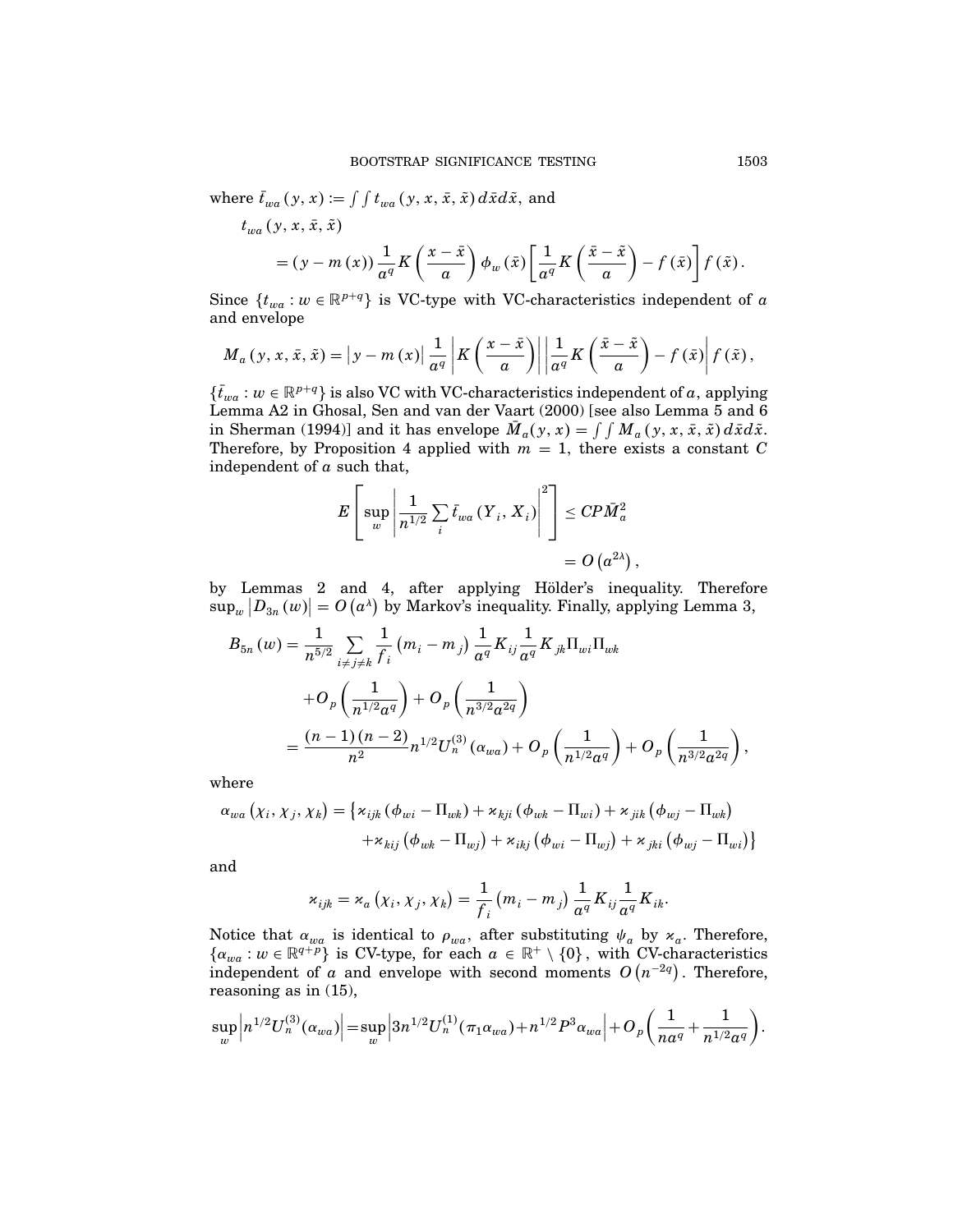where $\bar{t}_{wa}(y,x) := \int\int t_{wa}(y,x,\bar{x},\tilde{x})\, d\bar{x} d\tilde{x}$, and

$$
\begin{aligned}
&t_{wa}(y,x,\bar{x},\tilde{x}) \\
&\quad = (y - m(x)) \frac{1}{a^q} K\left(\frac{x-\bar{x}}{a}\right) \phi_w(\bar{x}) \left[\frac{1}{a^q} K\left(\frac{\bar{x}-\tilde{x}}{a}\right) - f(\bar{x})\right] f(\tilde{x}).
\end{aligned}
$$

Since $\{t_{wa} : w \in \mathbb{R}^{p+q}\}$ is VC-type with VC-characteristics independent of $a$ and envelope

$$
M_a(y,x,\bar{x},\tilde{x}) = \left|y - m(x)\right| \frac{1}{a^q} \left|K\left(\frac{x-\bar{x}}{a}\right)\right| \left|\frac{1}{a^q} K\left(\frac{\bar{x}-\tilde{x}}{a}\right) - f(\bar{x})\right| f(\tilde{x}),
$$

$\{\bar{t}_{wa} : w \in \mathbb{R}^{p+q}\}$ is also VC with VC-characteristics independent of $a$, applying Lemma A2 in Ghosal, Sen and van der Vaart (2000) [see also Lemma 5 and 6 in Sherman (1994)] and it has envelope $\bar{M}_a(y,x) = \int\int M_a(y,x,\bar{x},\tilde{x})\, d\bar{x} d\tilde{x}$. Therefore, by Proposition 4 applied with $m = 1$, there exists a constant $C$ independent of $a$ such that,

$$
\begin{aligned}
E\left[\sup_w \left|\frac{1}{n^{1/2}} \sum_i \bar{t}_{wa}(Y_i, X_i)\right|^2\right] &\leq CP\bar{M}_a^2 \\
&= O\left(a^{2\lambda}\right),
\end{aligned}
$$

by Lemmas 2 and 4, after applying Hölder's inequality. Therefore $\sup_w \left|D_{3n}(w)\right| = O\left(a^{\lambda}\right)$ by Markov's inequality. Finally, applying Lemma 3,

$$
\begin{aligned}
B_{5n}(w) &= \frac{1}{n^{5/2}} \sum_{i \neq j \neq k} \frac{1}{f_i} (m_i - m_j) \frac{1}{a^q} K_{ij} \frac{1}{a^q} K_{jk} \Pi_{wi} \Pi_{wk} \\
&\quad + O_p\left(\frac{1}{n^{1/2} a^q}\right) + O_p\left(\frac{1}{n^{3/2} a^{2q}}\right) \\
&= \frac{(n-1)(n-2)}{n^2} n^{1/2} U_n^{(3)}(\alpha_{wa}) + O_p\left(\frac{1}{n^{1/2} a^q}\right) + O_p\left(\frac{1}{n^{3/2} a^{2q}}\right),
\end{aligned}
$$

where

$$
\begin{aligned}
\alpha_{wa}(\chi_i, \chi_j, \chi_k) = \{&\varkappa_{ijk}(\phi_{wi} - \Pi_{wk}) + \varkappa_{kji}(\phi_{wk} - \Pi_{wi}) + \varkappa_{jik}(\phi_{wj} - \Pi_{wk}) \\
&+ \varkappa_{kij}(\phi_{wk} - \Pi_{wj}) + \varkappa_{ikj}(\phi_{wi} - \Pi_{wj}) + \varkappa_{jki}(\phi_{wj} - \Pi_{wi})\}
\end{aligned}
$$

and

$$
\varkappa_{ijk} = \varkappa_a(\chi_i, \chi_j, \chi_k) = \frac{1}{f_i} (m_i - m_j) \frac{1}{a^q} K_{ij} \frac{1}{a^q} K_{ik}.
$$

Notice that $\alpha_{wa}$ is identical to $\rho_{wa}$, after substituting $\psi_a$ by $\varkappa_a$. Therefore, $\{\alpha_{wa} : w \in \mathbb{R}^{q+p}\}$ is CV-type, for each $a \in \mathbb{R}^+ \setminus \{0\}$, with CV-characteristics independent of $a$ and envelope with second moments $O\left(n^{-2q}\right)$. Therefore, reasoning as in (15),

$$
\sup_w \left|n^{1/2} U_n^{(3)}(\alpha_{wa})\right| = \sup_w \left|3n^{1/2} U_n^{(1)}(\pi_1 \alpha_{wa}) + n^{1/2} P^3 \alpha_{wa}\right| + O_p\left(\frac{1}{na^q} + \frac{1}{n^{1/2} a^q}\right).
$$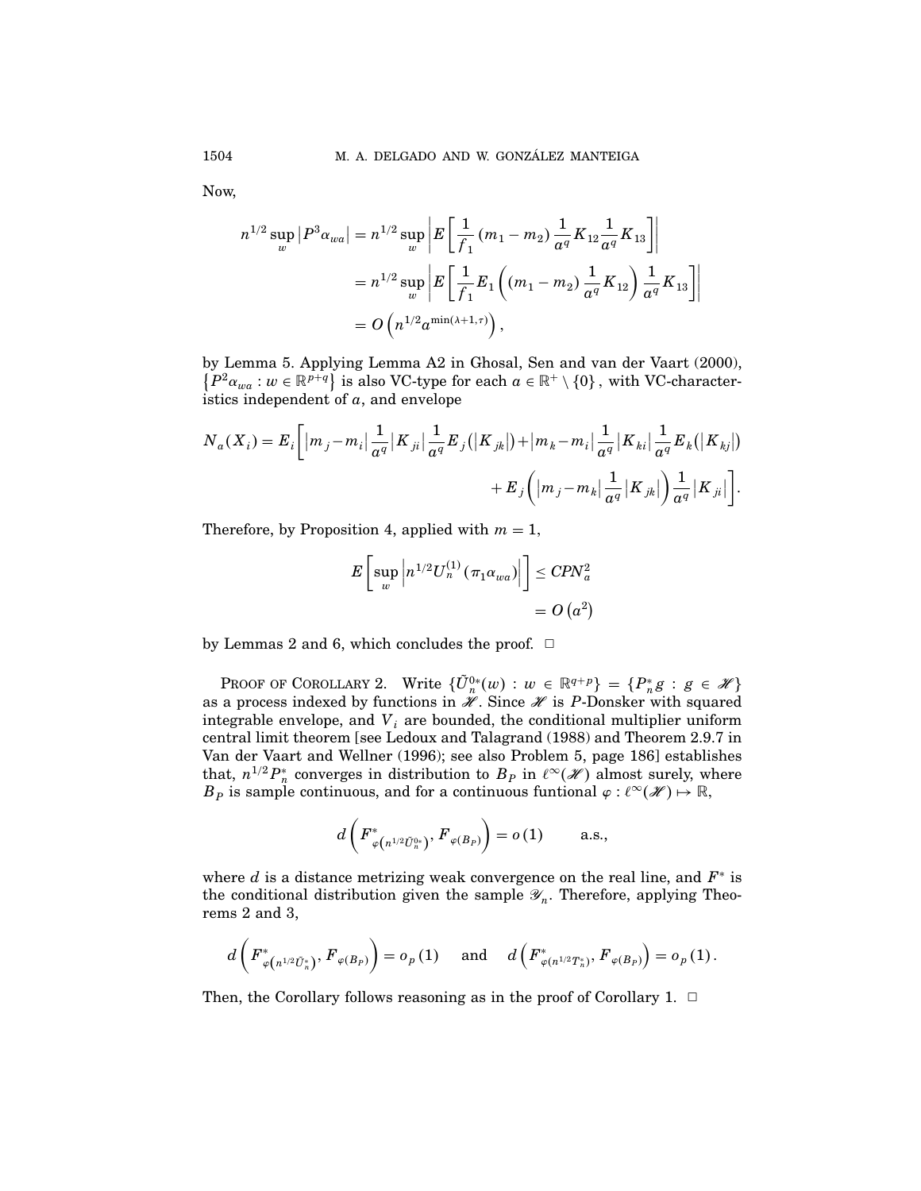Now,

$$
\begin{aligned}
n^{1/2}\sup_w \left|P^3\alpha_{wa}\right| &= n^{1/2}\sup_w \left|E\left[\frac{1}{f_1}\left(m_1-m_2\right)\frac{1}{a^q}K_{12}\frac{1}{a^q}K_{13}\right]\right| \\
&= n^{1/2}\sup_w \left|E\left[\frac{1}{f_1}E_1\left(\left(m_1-m_2\right)\frac{1}{a^q}K_{12}\right)\frac{1}{a^q}K_{13}\right]\right| \\
&= O\left(n^{1/2}a^{\min(\lambda+1,\tau)}\right),
\end{aligned}
$$

by Lemma 5. Applying Lemma A2 in Ghosal, Sen and van der Vaart (2000), $\left\{P^2\alpha_{wa} : w \in \mathbb{R}^{p+q}\right\}$ is also VC-type for each $a \in \mathbb{R}^+ \setminus \{0\}$, with VC-characteristics independent of $a$, and envelope

$$
N_a(X_i) = E_i\left[\left|m_j - m_i\right|\frac{1}{a^q}\left|K_{ji}\right|\frac{1}{a^q}E_j\left(\left|K_{jk}\right|\right) + \left|m_k - m_i\right|\frac{1}{a^q}\left|K_{ki}\right|\frac{1}{a^q}E_k\left(\left|K_{kj}\right|\right) + E_j\left(\left|m_j - m_k\right|\frac{1}{a^q}\left|K_{jk}\right|\right)\frac{1}{a^q}\left|K_{ji}\right|\right].
$$

Therefore, by Proposition 4, applied with $m = 1$,

$$
\begin{aligned}
E\left[\sup_w \left|n^{1/2}U_n^{(1)}\left(\pi_1\alpha_{wa}\right)\right|\right] &\le CPN_a^2 \\
&= O\left(a^2\right)
\end{aligned}
$$

by Lemmas 2 and 6, which concludes the proof. $\square$

PROOF OF COROLLARY 2. Write $\{\tilde{U}_n^{0*}(w) : w \in \mathbb{R}^{q+p}\} = \{P_n^* g : g \in \mathscr{H}\}$ as a process indexed by functions in $\mathscr{H}$. Since $\mathscr{H}$ is $P$-Donsker with squared integrable envelope, and $V_i$ are bounded, the conditional multiplier uniform central limit theorem [see Ledoux and Talagrand (1988) and Theorem 2.9.7 in Van der Vaart and Wellner (1996); see also Problem 5, page 186] establishes that, $n^{1/2}P_n^*$ converges in distribution to $B_P$ in $\ell^\infty(\mathscr{H})$ almost surely, where $B_P$ is sample continuous, and for a continuous funtional $\varphi : \ell^\infty(\mathscr{H}) \mapsto \mathbb{R}$,

$$
d\left(F^*_{\varphi\left(n^{1/2}\tilde{U}_n^{0*}\right)}, F_{\varphi(B_P)}\right) = o(1) \qquad \text{a.s.},
$$

where $d$ is a distance metrizing weak convergence on the real line, and $F^*$ is the conditional distribution given the sample $\mathscr{Y}_n$. Therefore, applying Theorems 2 and 3,

$$
d\left(F^*_{\varphi\left(n^{1/2}\tilde{U}_n^{*}\right)}, F_{\varphi(B_P)}\right) = o_p(1) \quad \text{and} \quad d\left(F^*_{\varphi\left(n^{1/2}T_n^{*}\right)}, F_{\varphi(B_P)}\right) = o_p(1).
$$

Then, the Corollary follows reasoning as in the proof of Corollary 1. $\square$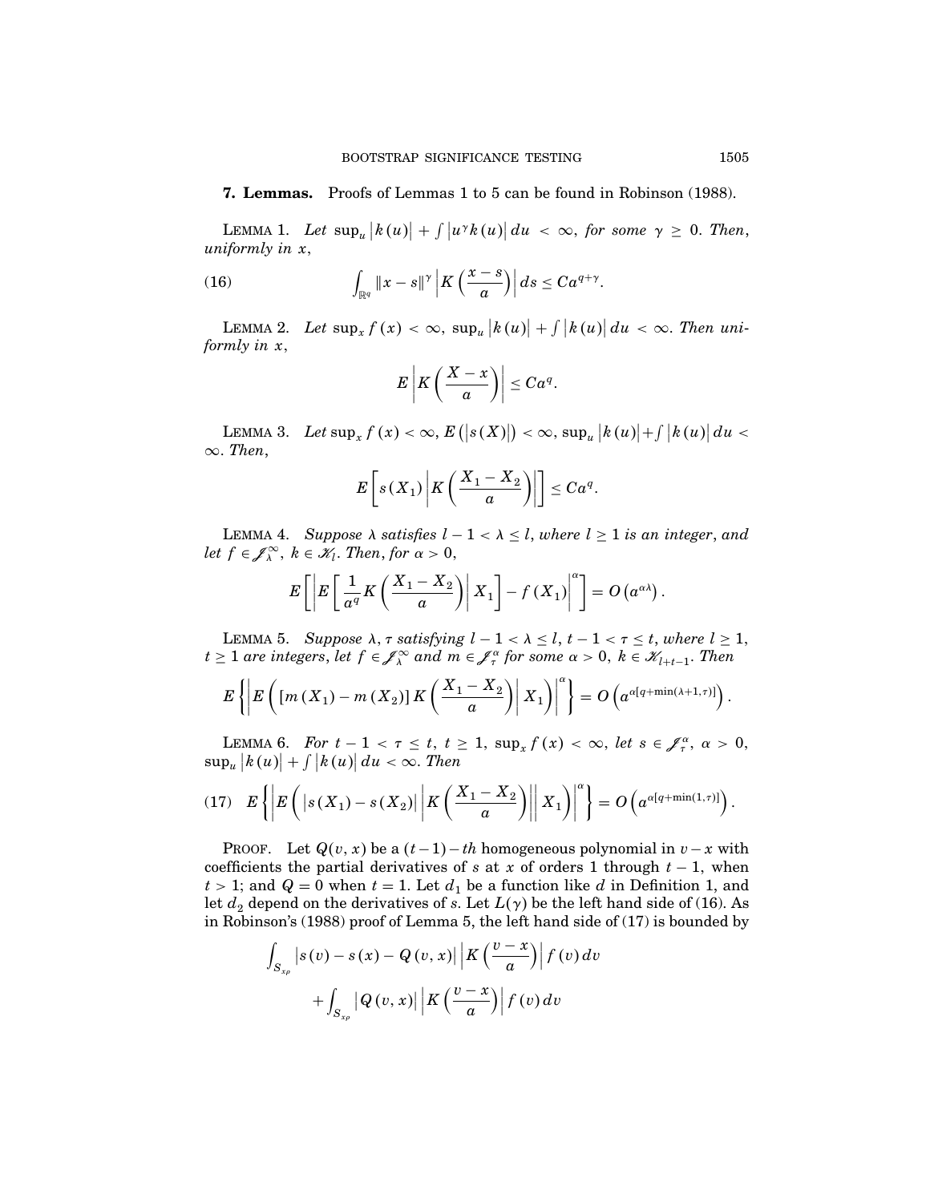**7. Lemmas.** Proofs of Lemmas 1 to 5 can be found in Robinson (1988).

LEMMA 1. *Let* $\sup_u |k(u)| + \int |u^{\gamma} k(u)| \, du < \infty$, *for some* $\gamma \geq 0$. *Then, uniformly in* $x$,

$$\int_{\mathbb{R}^q} \|x - s\|^{\gamma} \left| K\left(\frac{x-s}{a}\right)\right| ds \leq C a^{q+\gamma}. \tag{16}$$

LEMMA 2. *Let* $\sup_x f(x) < \infty$, $\sup_u |k(u)| + \int |k(u)| \, du < \infty$. *Then uniformly in* $x$,

$$E\left| K\left(\frac{X-x}{a}\right)\right| \leq C a^{q}.$$

LEMMA 3. *Let* $\sup_x f(x) < \infty$, $E(|s(X)|) < \infty$, $\sup_u |k(u)| + \int |k(u)| \, du < \infty$. *Then*,

$$E\left[ s(X_1) \left| K\left(\frac{X_1 - X_2}{a}\right)\right|\right] \leq C a^{q}.$$

LEMMA 4. *Suppose* $\lambda$ *satisfies* $l - 1 < \lambda \leq l$, *where* $l \geq 1$ *is an integer, and let* $f \in \mathscr{J}_{\lambda}^{\infty}$, $k \in \mathscr{K}_l$. *Then, for* $\alpha > 0$,

$$E\left[ \left| E\left[ \frac{1}{a^q} K\left(\frac{X_1 - X_2}{a}\right)\middle| X_1\right] - f(X_1)\right|^{\alpha}\right] = O\left(a^{\alpha\lambda}\right).$$

LEMMA 5. *Suppose* $\lambda, \tau$ *satisfying* $l - 1 < \lambda \leq l$, $t - 1 < \tau \leq t$, *where* $l \geq 1$, $t \geq 1$ *are integers, let* $f \in \mathscr{J}_{\lambda}^{\infty}$ *and* $m \in \mathscr{J}_{\tau}^{\alpha}$ *for some* $\alpha > 0$, $k \in \mathscr{K}_{l+t-1}$. *Then*

$$E\left\{ \left| E\left( [m(X_1) - m(X_2)] K\left(\frac{X_1 - X_2}{a}\right)\middle| X_1\right)\right|^{\alpha}\right\} = O\left(a^{\alpha[q + \min(\lambda+1, \tau)]}\right).$$

LEMMA 6. *For* $t - 1 < \tau \leq t$, $t \geq 1$, $\sup_x f(x) < \infty$, *let* $s \in \mathscr{J}_{\tau}^{\alpha}$, $\alpha > 0$, $\sup_u |k(u)| + \int |k(u)| \, du < \infty$. *Then*

$$E\left\{ \left| E\left( |s(X_1) - s(X_2)| \left| K\left(\frac{X_1 - X_2}{a}\right)\right| \middle| X_1\right)\right|^{\alpha}\right\} = O\left(a^{\alpha[q + \min(1, \tau)]}\right). \tag{17}$$

PROOF. Let $Q(v, x)$ be a $(t-1)-th$ homogeneous polynomial in $v - x$ with coefficients the partial derivatives of $s$ at $x$ of orders 1 through $t - 1$, when $t > 1$; and $Q = 0$ when $t = 1$. Let $d_1$ be a function like $d$ in Definition 1, and let $d_2$ depend on the derivatives of $s$. Let $L(\gamma)$ be the left hand side of (16). As in Robinson's (1988) proof of Lemma 5, the left hand side of (17) is bounded by

$$\int_{S_{x\rho}} |s(v) - s(x) - Q(v, x)| \left| K\left(\frac{v - x}{a}\right)\right| f(v) \, dv$$
$$+ \int_{S_{x\rho}} |Q(v, x)| \left| K\left(\frac{v - x}{a}\right)\right| f(v) \, dv$$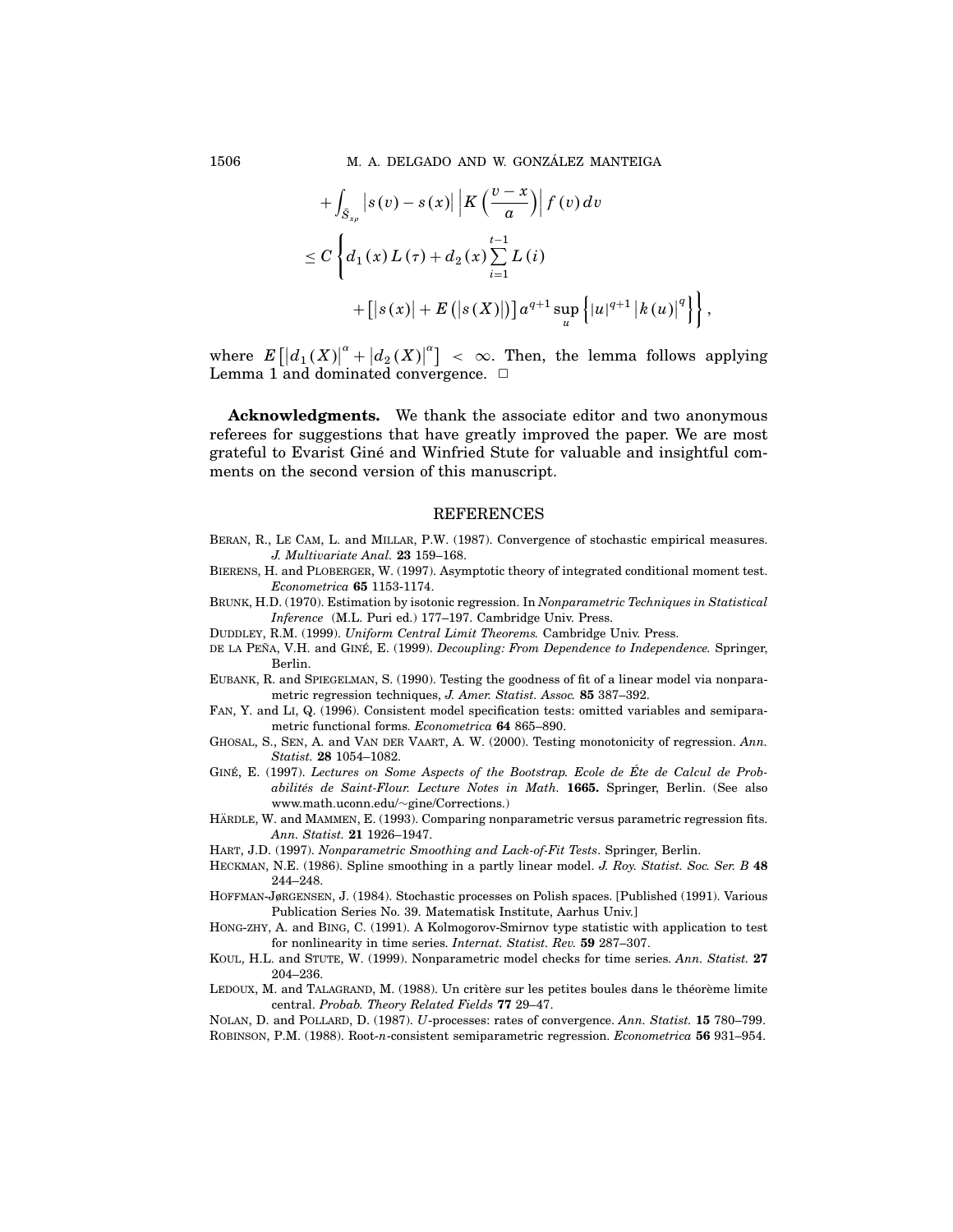$$
+\int_{\bar{S}_{x\rho}} \left|s(v)-s(x)\right| \left|K\left(\frac{v-x}{a}\right)\right| f(v)\,dv
$$

$$
\leq C\left\{d_1(x)\,L(\tau)+d_2(x)\sum_{i=1}^{t-1}L(i)\right.
$$

$$
\left.+\left[\left|s(x)\right|+E\left(\left|s(X)\right|\right)\right]a^{q+1}\sup_u\left\{\left|u\right|^{q+1}\left|k(u)\right|^q\right\}\right\},
$$

where $E\left[\left|d_1(X)\right|^{\alpha}+\left|d_2(X)\right|^{\alpha}\right]<\infty$. Then, the lemma follows applying Lemma 1 and dominated convergence. $\square$

**Acknowledgments.** We thank the associate editor and two anonymous referees for suggestions that have greatly improved the paper. We are most grateful to Evarist Giné and Winfried Stute for valuable and insightful comments on the second version of this manuscript.

## REFERENCES

BERAN, R., LE CAM, L. and MILLAR, P.W. (1987). Convergence of stochastic empirical measures. *J. Multivariate Anal.* **23** 159–168.

BIERENS, H. and PLOBERGER, W. (1997). Asymptotic theory of integrated conditional moment test. *Econometrica* **65** 1153-1174.

BRUNK, H.D. (1970). Estimation by isotonic regression. In *Nonparametric Techniques in Statistical Inference* (M.L. Puri ed.) 177–197. Cambridge Univ. Press.

DUDDLEY, R.M. (1999). *Uniform Central Limit Theorems.* Cambridge Univ. Press.

DE LA PEÑA, V.H. and GINÉ, E. (1999). *Decoupling: From Dependence to Independence.* Springer, Berlin.

EUBANK, R. and SPIEGELMAN, S. (1990). Testing the goodness of fit of a linear model via nonparametric regression techniques, *J. Amer. Statist. Assoc.* **85** 387–392.

FAN, Y. and LI, Q. (1996). Consistent model specification tests: omitted variables and semiparametric functional forms. *Econometrica* **64** 865–890.

GHOSAL, S., SEN, A. and VAN DER VAART, A. W. (2000). Testing monotonicity of regression. *Ann. Statist.* **28** 1054–1082.

GINÉ, E. (1997). *Lectures on Some Aspects of the Bootstrap. Ecole de Éte de Calcul de Probabilités de Saint-Flour. Lecture Notes in Math.* **1665.** Springer, Berlin. (See also www.math.uconn.edu/~gine/Corrections.)

HÄRDLE, W. and MAMMEN, E. (1993). Comparing nonparametric versus parametric regression fits. *Ann. Statist.* **21** 1926–1947.

HART, J.D. (1997). *Nonparametric Smoothing and Lack-of-Fit Tests*. Springer, Berlin.

HECKMAN, N.E. (1986). Spline smoothing in a partly linear model. *J. Roy. Statist. Soc. Ser. B* **48** 244–248.

HOFFMAN-JøRGENSEN, J. (1984). Stochastic processes on Polish spaces. [Published (1991). Various Publication Series No. 39. Matematisk Institute, Aarhus Univ.]

HONG-ZHY, A. and BING, C. (1991). A Kolmogorov-Smirnov type statistic with application to test for nonlinearity in time series. *Internat. Statist. Rev.* **59** 287–307.

KOUL, H.L. and STUTE, W. (1999). Nonparametric model checks for time series. *Ann. Statist.* **27** 204–236.

LEDOUX, M. and TALAGRAND, M. (1988). Un critère sur les petites boules dans le théorème limite central. *Probab. Theory Related Fields* **77** 29–47.

NOLAN, D. and POLLARD, D. (1987). *U*-processes: rates of convergence. *Ann. Statist.* **15** 780–799.

ROBINSON, P.M. (1988). Root-*n*-consistent semiparametric regression. *Econometrica* **56** 931–954.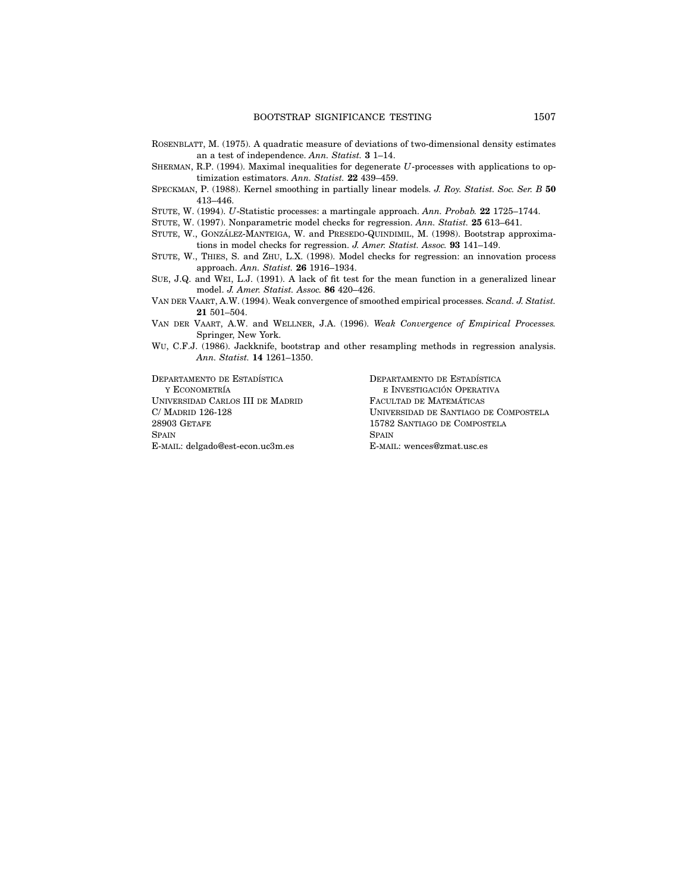ROSENBLATT, M. (1975). A quadratic measure of deviations of two-dimensional density estimates an a test of independence. *Ann. Statist.* **3** 1–14.

SHERMAN, R.P. (1994). Maximal inequalities for degenerate $U$-processes with applications to optimization estimators. *Ann. Statist.* **22** 439–459.

SPECKMAN, P. (1988). Kernel smoothing in partially linear models. *J. Roy. Statist. Soc. Ser. B* **50** 413–446.

STUTE, W. (1994). $U$-Statistic processes: a martingale approach. *Ann. Probab.* **22** 1725–1744.

STUTE, W. (1997). Nonparametric model checks for regression. *Ann. Statist.* **25** 613–641.

STUTE, W., GONZÁLEZ-MANTEIGA, W. and PRESEDO-QUINDIMIL, M. (1998). Bootstrap approximations in model checks for regression. *J. Amer. Statist. Assoc.* **93** 141–149.

STUTE, W., THIES, S. and ZHU, L.X. (1998). Model checks for regression: an innovation process approach. *Ann. Statist.* **26** 1916–1934.

SUE, J.Q. and WEI, L.J. (1991). A lack of fit test for the mean function in a generalized linear model. *J. Amer. Statist. Assoc.* **86** 420–426.

VAN DER VAART, A.W. (1994). Weak convergence of smoothed empirical processes. *Scand. J. Statist.* **21** 501–504.

VAN DER VAART, A.W. and WELLNER, J.A. (1996). *Weak Convergence of Empirical Processes.* Springer, New York.

WU, C.F.J. (1986). Jackknife, bootstrap and other resampling methods in regression analysis. *Ann. Statist.* **14** 1261–1350.

DEPARTAMENTO DE ESTADÍSTICA
Y ECONOMETRÍA
UNIVERSIDAD CARLOS III DE MADRID
C/ MADRID 126-128
28903 GETAFE
SPAIN
E-MAIL: delgado@est-econ.uc3m.es

DEPARTAMENTO DE ESTADÍSTICA
E INVESTIGACIÓN OPERATIVA
FACULTAD DE MATEMÁTICAS
UNIVERSIDAD DE SANTIAGO DE COMPOSTELA
15782 SANTIAGO DE COMPOSTELA
SPAIN
E-MAIL: wences@zmat.usc.es